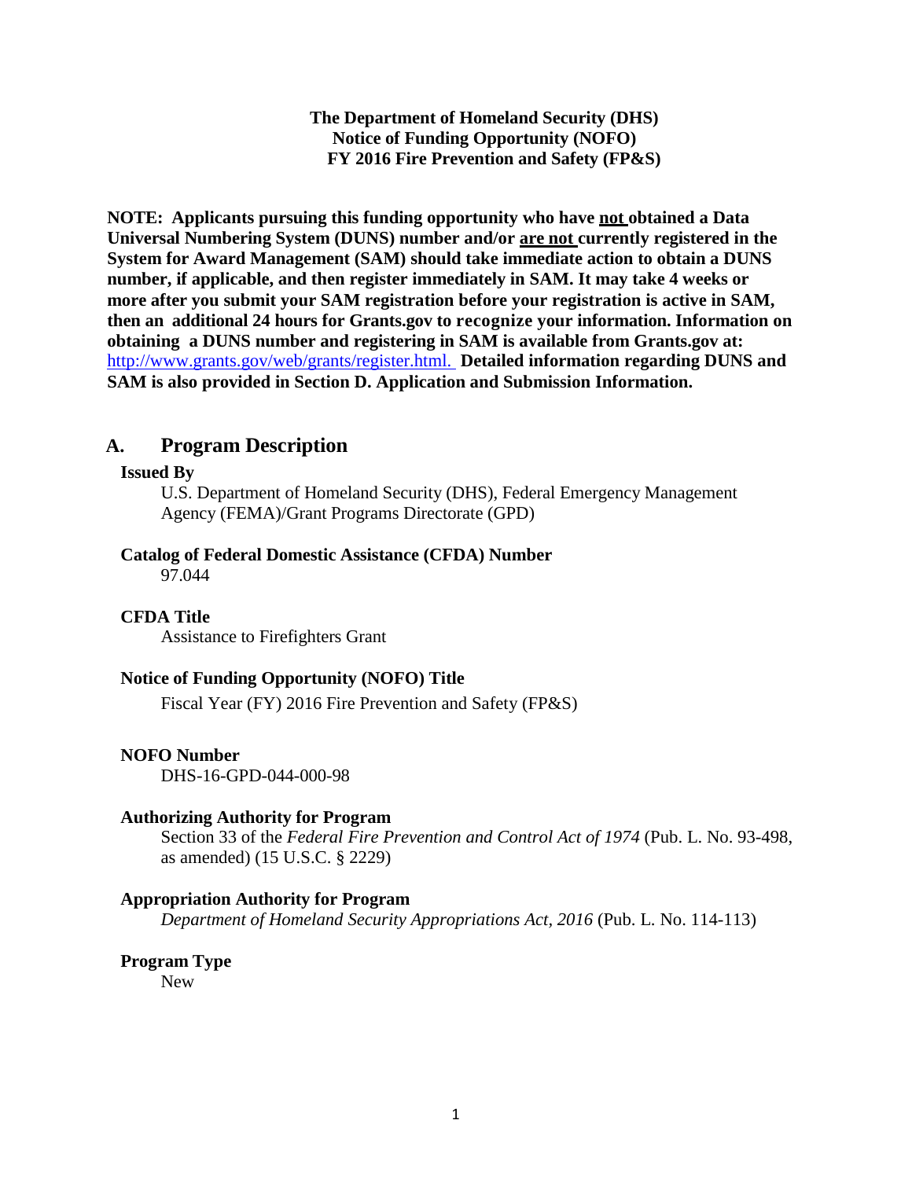**The Department of Homeland Security (DHS)**
**Notice of Funding Opportunity (NOFO)**
**FY 2016 Fire Prevention and Safety (FP&S)**

**NOTE: Applicants pursuing this funding opportunity who have <u>not</u> obtained a Data Universal Numbering System (DUNS) number and/or <u>are not</u> currently registered in the System for Award Management (SAM) should take immediate action to obtain a DUNS number, if applicable, and then register immediately in SAM. It may take 4 weeks or more after you submit your SAM registration before your registration is active in SAM, then an additional 24 hours for Grants.gov to recognize your information. Information on obtaining a DUNS number and registering in SAM is available from Grants.gov at:** [http://www.grants.gov/web/grants/register.html.](http://www.grants.gov/web/grants/register.html) **Detailed information regarding DUNS and SAM is also provided in Section D. Application and Submission Information.**

## A. Program Description

### Issued By

U.S. Department of Homeland Security (DHS), Federal Emergency Management Agency (FEMA)/Grant Programs Directorate (GPD)

### Catalog of Federal Domestic Assistance (CFDA) Number

97.044

### CFDA Title

Assistance to Firefighters Grant

### Notice of Funding Opportunity (NOFO) Title

Fiscal Year (FY) 2016 Fire Prevention and Safety (FP&S)

### NOFO Number

DHS-16-GPD-044-000-98

### Authorizing Authority for Program

Section 33 of the *Federal Fire Prevention and Control Act of 1974* (Pub. L. No. 93-498, as amended) (15 U.S.C. § 2229)

### Appropriation Authority for Program

*Department of Homeland Security Appropriations Act, 2016* (Pub. L. No. 114-113)

### Program Type

New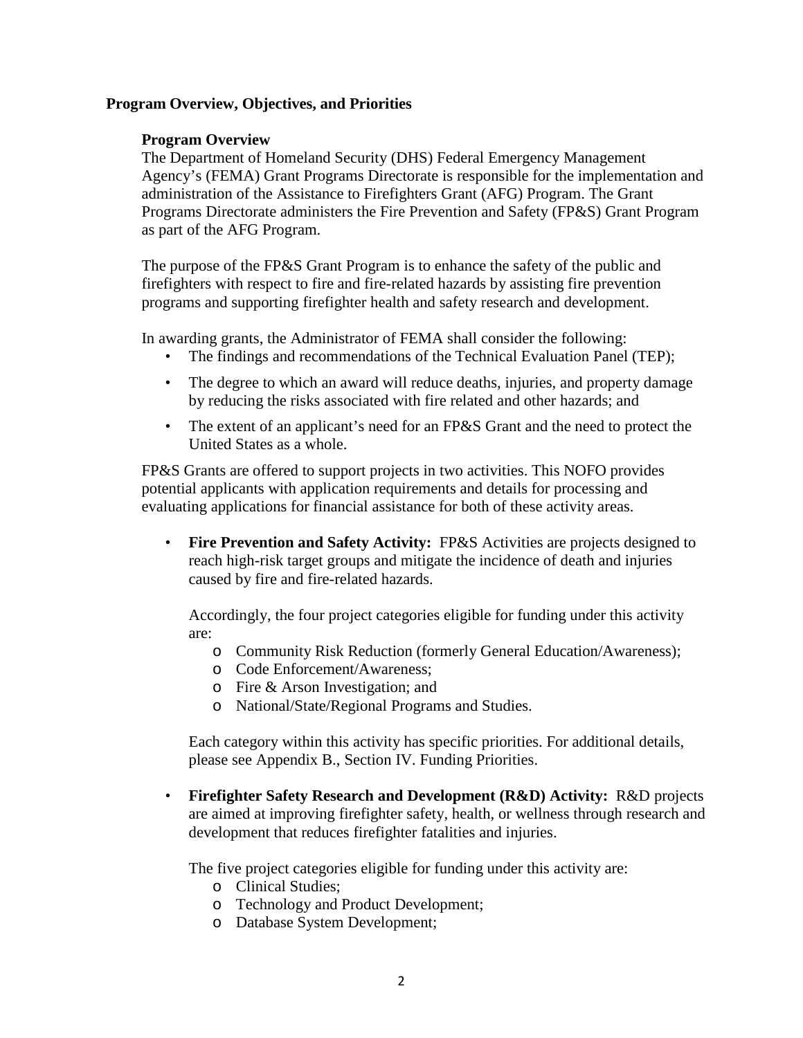## Program Overview, Objectives, and Priorities

### Program Overview

The Department of Homeland Security (DHS) Federal Emergency Management Agency's (FEMA) Grant Programs Directorate is responsible for the implementation and administration of the Assistance to Firefighters Grant (AFG) Program. The Grant Programs Directorate administers the Fire Prevention and Safety (FP&S) Grant Program as part of the AFG Program.

The purpose of the FP&S Grant Program is to enhance the safety of the public and firefighters with respect to fire and fire-related hazards by assisting fire prevention programs and supporting firefighter health and safety research and development.

In awarding grants, the Administrator of FEMA shall consider the following:

- The findings and recommendations of the Technical Evaluation Panel (TEP);
- The degree to which an award will reduce deaths, injuries, and property damage by reducing the risks associated with fire related and other hazards; and
- The extent of an applicant's need for an FP&S Grant and the need to protect the United States as a whole.

FP&S Grants are offered to support projects in two activities. This NOFO provides potential applicants with application requirements and details for processing and evaluating applications for financial assistance for both of these activity areas.

- **Fire Prevention and Safety Activity:** FP&S Activities are projects designed to reach high-risk target groups and mitigate the incidence of death and injuries caused by fire and fire-related hazards.

  Accordingly, the four project categories eligible for funding under this activity are:
  - Community Risk Reduction (formerly General Education/Awareness);
  - Code Enforcement/Awareness;
  - Fire & Arson Investigation; and
  - National/State/Regional Programs and Studies.

  Each category within this activity has specific priorities. For additional details, please see Appendix B., Section IV. Funding Priorities.

- **Firefighter Safety Research and Development (R&D) Activity:** R&D projects are aimed at improving firefighter safety, health, or wellness through research and development that reduces firefighter fatalities and injuries.

  The five project categories eligible for funding under this activity are:
  - Clinical Studies;
  - Technology and Product Development;
  - Database System Development;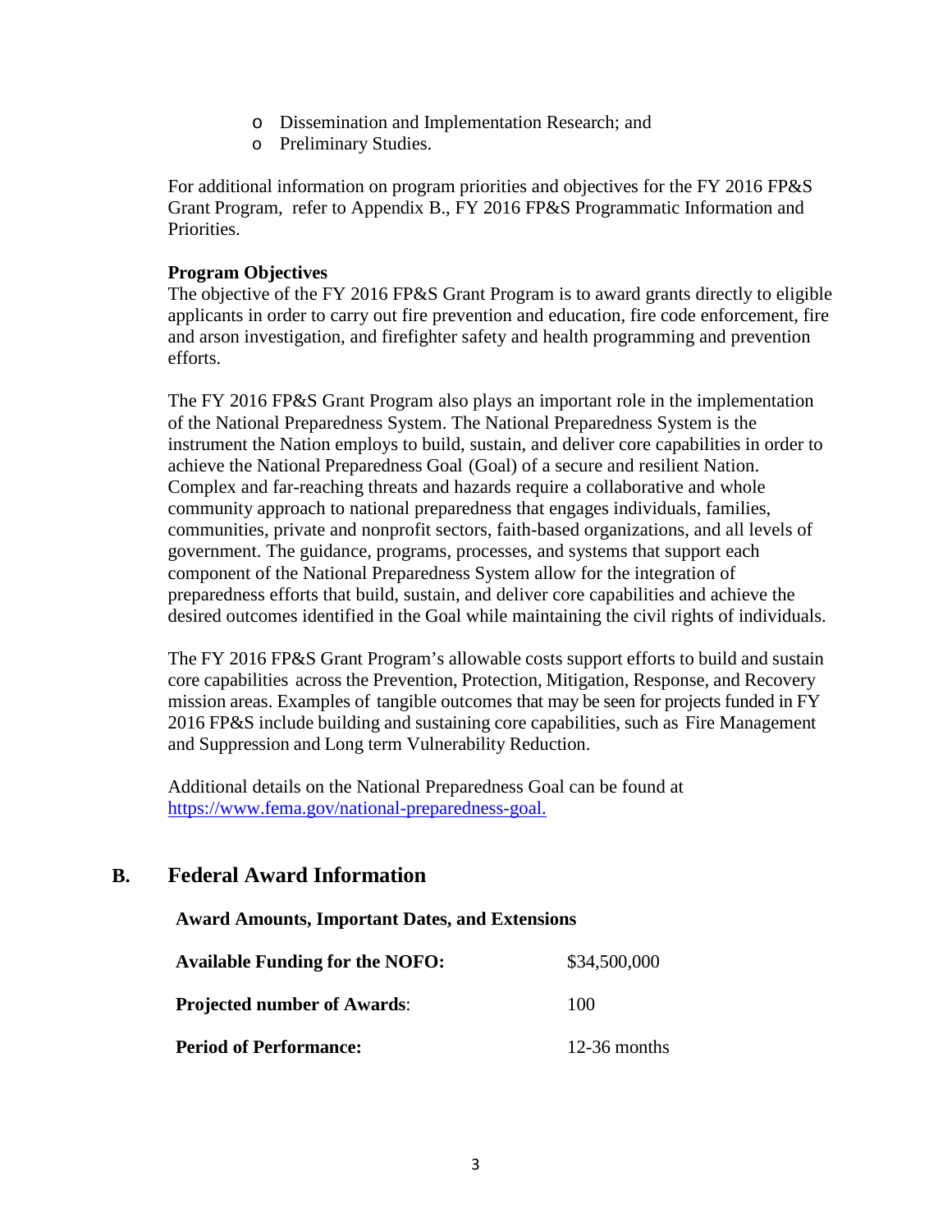- Dissemination and Implementation Research; and
- Preliminary Studies.

For additional information on program priorities and objectives for the FY 2016 FP&S Grant Program, refer to Appendix B., FY 2016 FP&S Programmatic Information and Priorities.

**Program Objectives**

The objective of the FY 2016 FP&S Grant Program is to award grants directly to eligible applicants in order to carry out fire prevention and education, fire code enforcement, fire and arson investigation, and firefighter safety and health programming and prevention efforts.

The FY 2016 FP&S Grant Program also plays an important role in the implementation of the National Preparedness System. The National Preparedness System is the instrument the Nation employs to build, sustain, and deliver core capabilities in order to achieve the National Preparedness Goal (Goal) of a secure and resilient Nation. Complex and far-reaching threats and hazards require a collaborative and whole community approach to national preparedness that engages individuals, families, communities, private and nonprofit sectors, faith-based organizations, and all levels of government. The guidance, programs, processes, and systems that support each component of the National Preparedness System allow for the integration of preparedness efforts that build, sustain, and deliver core capabilities and achieve the desired outcomes identified in the Goal while maintaining the civil rights of individuals.

The FY 2016 FP&S Grant Program's allowable costs support efforts to build and sustain core capabilities across the Prevention, Protection, Mitigation, Response, and Recovery mission areas. Examples of tangible outcomes that may be seen for projects funded in FY 2016 FP&S include building and sustaining core capabilities, such as Fire Management and Suppression and Long term Vulnerability Reduction.

Additional details on the National Preparedness Goal can be found at [https://www.fema.gov/national-preparedness-goal.](https://www.fema.gov/national-preparedness-goal)

## B. Federal Award Information

**Award Amounts, Important Dates, and Extensions**

| | |
|---|---|
| **Available Funding for the NOFO:** | $34,500,000 |
| **Projected number of Awards:** | 100 |
| **Period of Performance:** | 12-36 months |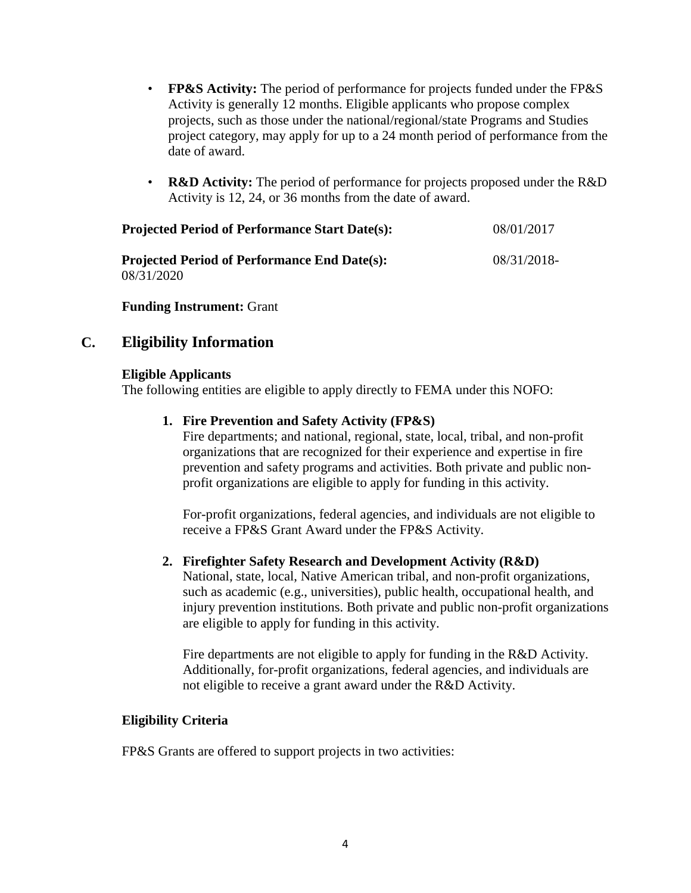- **FP&S Activity:** The period of performance for projects funded under the FP&S Activity is generally 12 months. Eligible applicants who propose complex projects, such as those under the national/regional/state Programs and Studies project category, may apply for up to a 24 month period of performance from the date of award.

- **R&D Activity:** The period of performance for projects proposed under the R&D Activity is 12, 24, or 36 months from the date of award.

**Projected Period of Performance Start Date(s):** 08/01/2017

**Projected Period of Performance End Date(s):** 08/31/2018-08/31/2020

**Funding Instrument:** Grant

## C. Eligibility Information

**Eligible Applicants**

The following entities are eligible to apply directly to FEMA under this NOFO:

1. **Fire Prevention and Safety Activity (FP&S)**

   Fire departments; and national, regional, state, local, tribal, and non-profit organizations that are recognized for their experience and expertise in fire prevention and safety programs and activities. Both private and public non-profit organizations are eligible to apply for funding in this activity.

   For-profit organizations, federal agencies, and individuals are not eligible to receive a FP&S Grant Award under the FP&S Activity.

2. **Firefighter Safety Research and Development Activity (R&D)**

   National, state, local, Native American tribal, and non-profit organizations, such as academic (e.g., universities), public health, occupational health, and injury prevention institutions. Both private and public non-profit organizations are eligible to apply for funding in this activity.

   Fire departments are not eligible to apply for funding in the R&D Activity. Additionally, for-profit organizations, federal agencies, and individuals are not eligible to receive a grant award under the R&D Activity.

**Eligibility Criteria**

FP&S Grants are offered to support projects in two activities: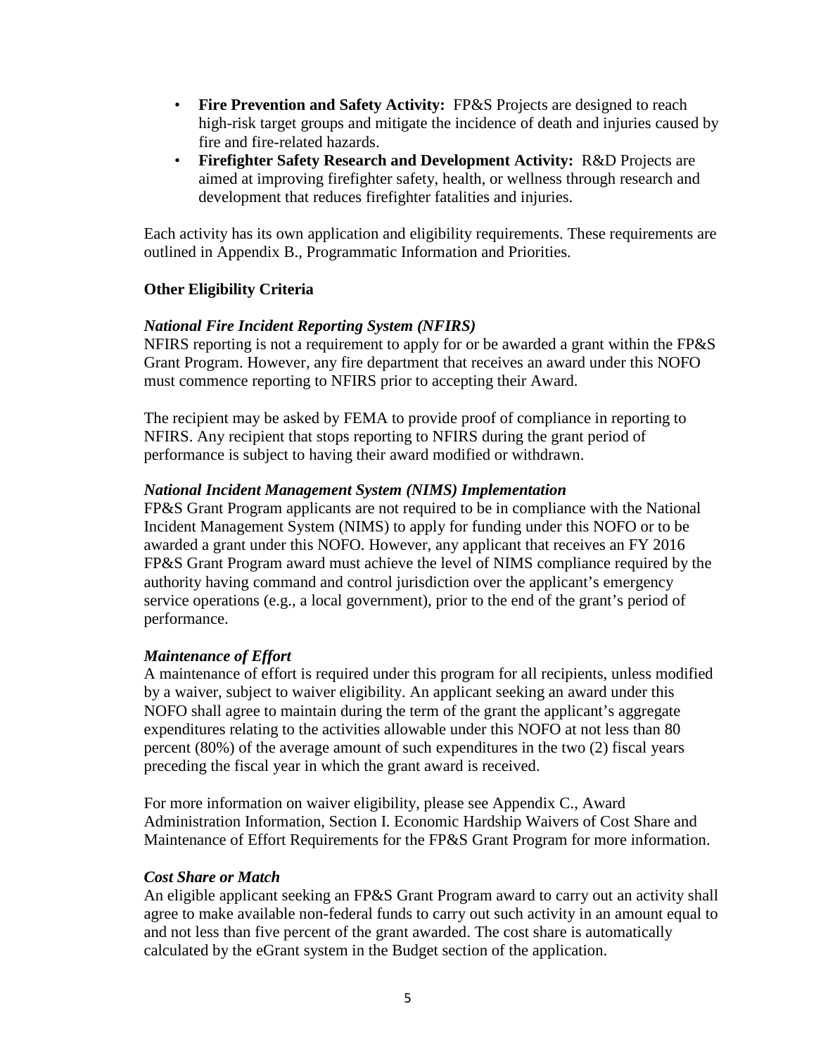- **Fire Prevention and Safety Activity:** FP&S Projects are designed to reach high-risk target groups and mitigate the incidence of death and injuries caused by fire and fire-related hazards.
- **Firefighter Safety Research and Development Activity:** R&D Projects are aimed at improving firefighter safety, health, or wellness through research and development that reduces firefighter fatalities and injuries.

Each activity has its own application and eligibility requirements. These requirements are outlined in Appendix B., Programmatic Information and Priorities.

**Other Eligibility Criteria**

***National Fire Incident Reporting System (NFIRS)***

NFIRS reporting is not a requirement to apply for or be awarded a grant within the FP&S Grant Program. However, any fire department that receives an award under this NOFO must commence reporting to NFIRS prior to accepting their Award.

The recipient may be asked by FEMA to provide proof of compliance in reporting to NFIRS. Any recipient that stops reporting to NFIRS during the grant period of performance is subject to having their award modified or withdrawn.

***National Incident Management System (NIMS) Implementation***

FP&S Grant Program applicants are not required to be in compliance with the National Incident Management System (NIMS) to apply for funding under this NOFO or to be awarded a grant under this NOFO. However, any applicant that receives an FY 2016 FP&S Grant Program award must achieve the level of NIMS compliance required by the authority having command and control jurisdiction over the applicant's emergency service operations (e.g., a local government), prior to the end of the grant's period of performance.

***Maintenance of Effort***

A maintenance of effort is required under this program for all recipients, unless modified by a waiver, subject to waiver eligibility. An applicant seeking an award under this NOFO shall agree to maintain during the term of the grant the applicant's aggregate expenditures relating to the activities allowable under this NOFO at not less than 80 percent (80%) of the average amount of such expenditures in the two (2) fiscal years preceding the fiscal year in which the grant award is received.

For more information on waiver eligibility, please see Appendix C., Award Administration Information, Section I. Economic Hardship Waivers of Cost Share and Maintenance of Effort Requirements for the FP&S Grant Program for more information.

***Cost Share or Match***

An eligible applicant seeking an FP&S Grant Program award to carry out an activity shall agree to make available non-federal funds to carry out such activity in an amount equal to and not less than five percent of the grant awarded. The cost share is automatically calculated by the eGrant system in the Budget section of the application.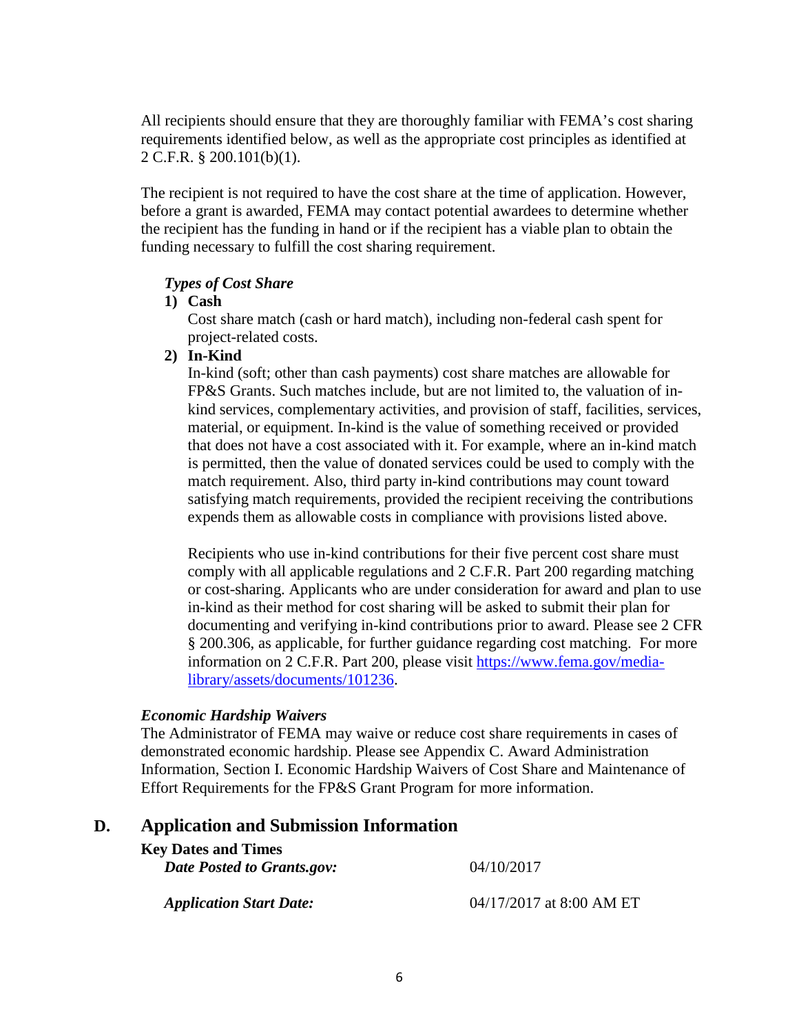All recipients should ensure that they are thoroughly familiar with FEMA's cost sharing requirements identified below, as well as the appropriate cost principles as identified at 2 C.F.R. § 200.101(b)(1).

The recipient is not required to have the cost share at the time of application. However, before a grant is awarded, FEMA may contact potential awardees to determine whether the recipient has the funding in hand or if the recipient has a viable plan to obtain the funding necessary to fulfill the cost sharing requirement.

***Types of Cost Share***

1) **Cash**

   Cost share match (cash or hard match), including non-federal cash spent for project-related costs.

2) **In-Kind**

   In-kind (soft; other than cash payments) cost share matches are allowable for FP&S Grants. Such matches include, but are not limited to, the valuation of in-kind services, complementary activities, and provision of staff, facilities, services, material, or equipment. In-kind is the value of something received or provided that does not have a cost associated with it. For example, where an in-kind match is permitted, then the value of donated services could be used to comply with the match requirement. Also, third party in-kind contributions may count toward satisfying match requirements, provided the recipient receiving the contributions expends them as allowable costs in compliance with provisions listed above.

   Recipients who use in-kind contributions for their five percent cost share must comply with all applicable regulations and 2 C.F.R. Part 200 regarding matching or cost-sharing. Applicants who are under consideration for award and plan to use in-kind as their method for cost sharing will be asked to submit their plan for documenting and verifying in-kind contributions prior to award. Please see 2 CFR § 200.306, as applicable, for further guidance regarding cost matching. For more information on 2 C.F.R. Part 200, please visit [https://www.fema.gov/media-library/assets/documents/101236](https://www.fema.gov/media-library/assets/documents/101236).

***Economic Hardship Waivers***

The Administrator of FEMA may waive or reduce cost share requirements in cases of demonstrated economic hardship. Please see Appendix C. Award Administration Information, Section I. Economic Hardship Waivers of Cost Share and Maintenance of Effort Requirements for the FP&S Grant Program for more information.

## D. Application and Submission Information

**Key Dates and Times**

***Date Posted to Grants.gov:*** 04/10/2017

***Application Start Date:*** 04/17/2017 at 8:00 AM ET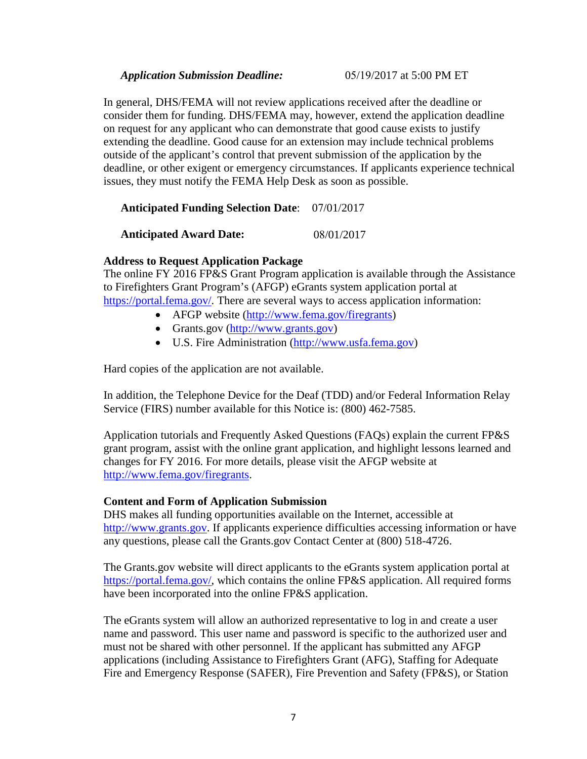***Application Submission Deadline:*** 05/19/2017 at 5:00 PM ET

In general, DHS/FEMA will not review applications received after the deadline or consider them for funding. DHS/FEMA may, however, extend the application deadline on request for any applicant who can demonstrate that good cause exists to justify extending the deadline. Good cause for an extension may include technical problems outside of the applicant's control that prevent submission of the application by the deadline, or other exigent or emergency circumstances. If applicants experience technical issues, they must notify the FEMA Help Desk as soon as possible.

**Anticipated Funding Selection Date**: 07/01/2017

**Anticipated Award Date:** 08/01/2017

**Address to Request Application Package**

The online FY 2016 FP&S Grant Program application is available through the Assistance to Firefighters Grant Program's (AFGP) eGrants system application portal at https://portal.fema.gov/. There are several ways to access application information:

- AFGP website (http://www.fema.gov/firegrants)
- Grants.gov (http://www.grants.gov)
- U.S. Fire Administration (http://www.usfa.fema.gov)

Hard copies of the application are not available.

In addition, the Telephone Device for the Deaf (TDD) and/or Federal Information Relay Service (FIRS) number available for this Notice is: (800) 462-7585.

Application tutorials and Frequently Asked Questions (FAQs) explain the current FP&S grant program, assist with the online grant application, and highlight lessons learned and changes for FY 2016. For more details, please visit the AFGP website at http://www.fema.gov/firegrants.

**Content and Form of Application Submission**

DHS makes all funding opportunities available on the Internet, accessible at http://www.grants.gov. If applicants experience difficulties accessing information or have any questions, please call the Grants.gov Contact Center at (800) 518-4726.

The Grants.gov website will direct applicants to the eGrants system application portal at https://portal.fema.gov/, which contains the online FP&S application. All required forms have been incorporated into the online FP&S application.

The eGrants system will allow an authorized representative to log in and create a user name and password. This user name and password is specific to the authorized user and must not be shared with other personnel. If the applicant has submitted any AFGP applications (including Assistance to Firefighters Grant (AFG), Staffing for Adequate Fire and Emergency Response (SAFER), Fire Prevention and Safety (FP&S), or Station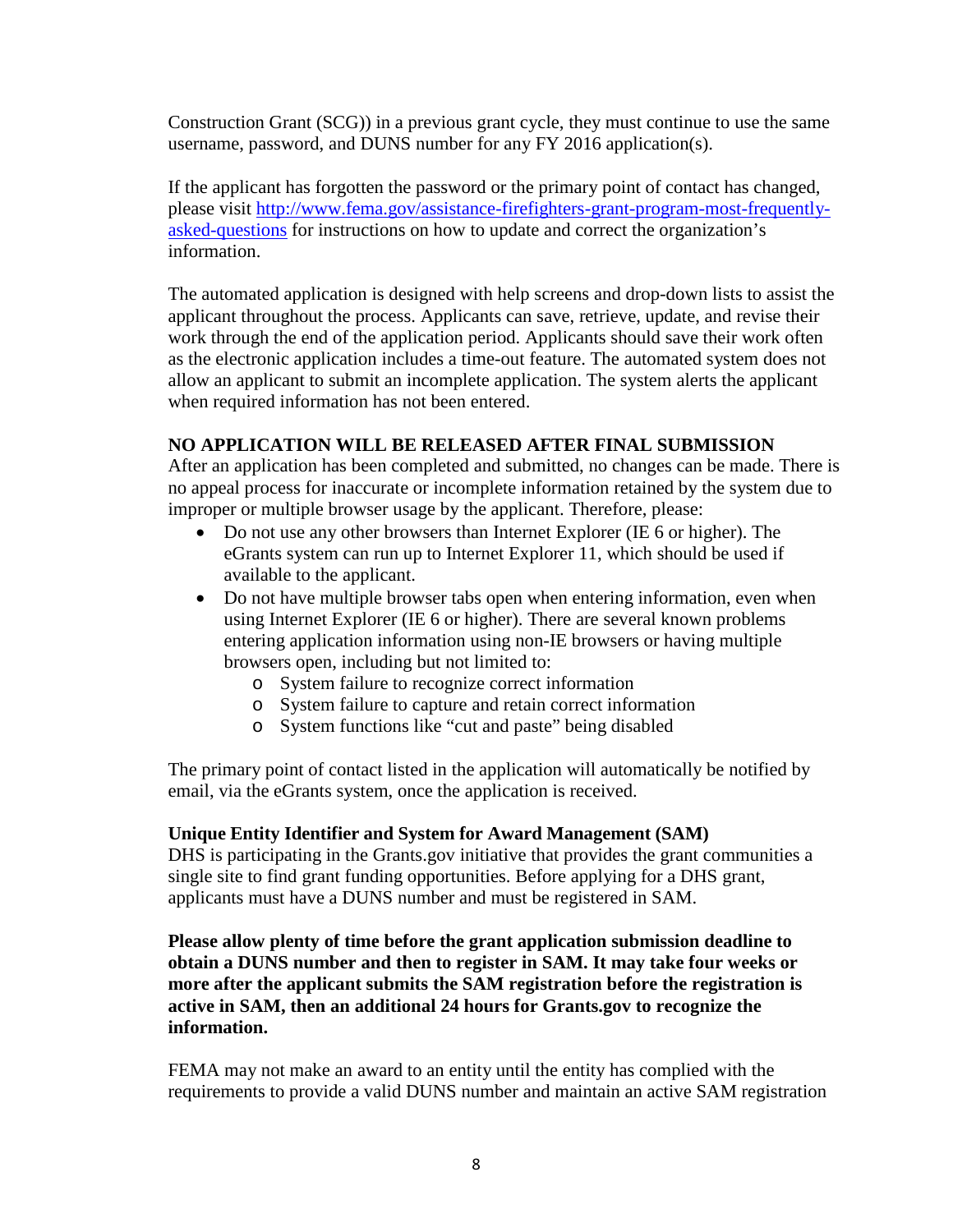Construction Grant (SCG)) in a previous grant cycle, they must continue to use the same username, password, and DUNS number for any FY 2016 application(s).

If the applicant has forgotten the password or the primary point of contact has changed, please visit [http://www.fema.gov/assistance-firefighters-grant-program-most-frequently-asked-questions](http://www.fema.gov/assistance-firefighters-grant-program-most-frequently-asked-questions) for instructions on how to update and correct the organization's information.

The automated application is designed with help screens and drop-down lists to assist the applicant throughout the process. Applicants can save, retrieve, update, and revise their work through the end of the application period. Applicants should save their work often as the electronic application includes a time-out feature. The automated system does not allow an applicant to submit an incomplete application. The system alerts the applicant when required information has not been entered.

**NO APPLICATION WILL BE RELEASED AFTER FINAL SUBMISSION**

After an application has been completed and submitted, no changes can be made. There is no appeal process for inaccurate or incomplete information retained by the system due to improper or multiple browser usage by the applicant. Therefore, please:

- Do not use any other browsers than Internet Explorer (IE 6 or higher). The eGrants system can run up to Internet Explorer 11, which should be used if available to the applicant.
- Do not have multiple browser tabs open when entering information, even when using Internet Explorer (IE 6 or higher). There are several known problems entering application information using non-IE browsers or having multiple browsers open, including but not limited to:
  - System failure to recognize correct information
  - System failure to capture and retain correct information
  - System functions like "cut and paste" being disabled

The primary point of contact listed in the application will automatically be notified by email, via the eGrants system, once the application is received.

**Unique Entity Identifier and System for Award Management (SAM)**

DHS is participating in the Grants.gov initiative that provides the grant communities a single site to find grant funding opportunities. Before applying for a DHS grant, applicants must have a DUNS number and must be registered in SAM.

**Please allow plenty of time before the grant application submission deadline to obtain a DUNS number and then to register in SAM. It may take four weeks or more after the applicant submits the SAM registration before the registration is active in SAM, then an additional 24 hours for Grants.gov to recognize the information.**

FEMA may not make an award to an entity until the entity has complied with the requirements to provide a valid DUNS number and maintain an active SAM registration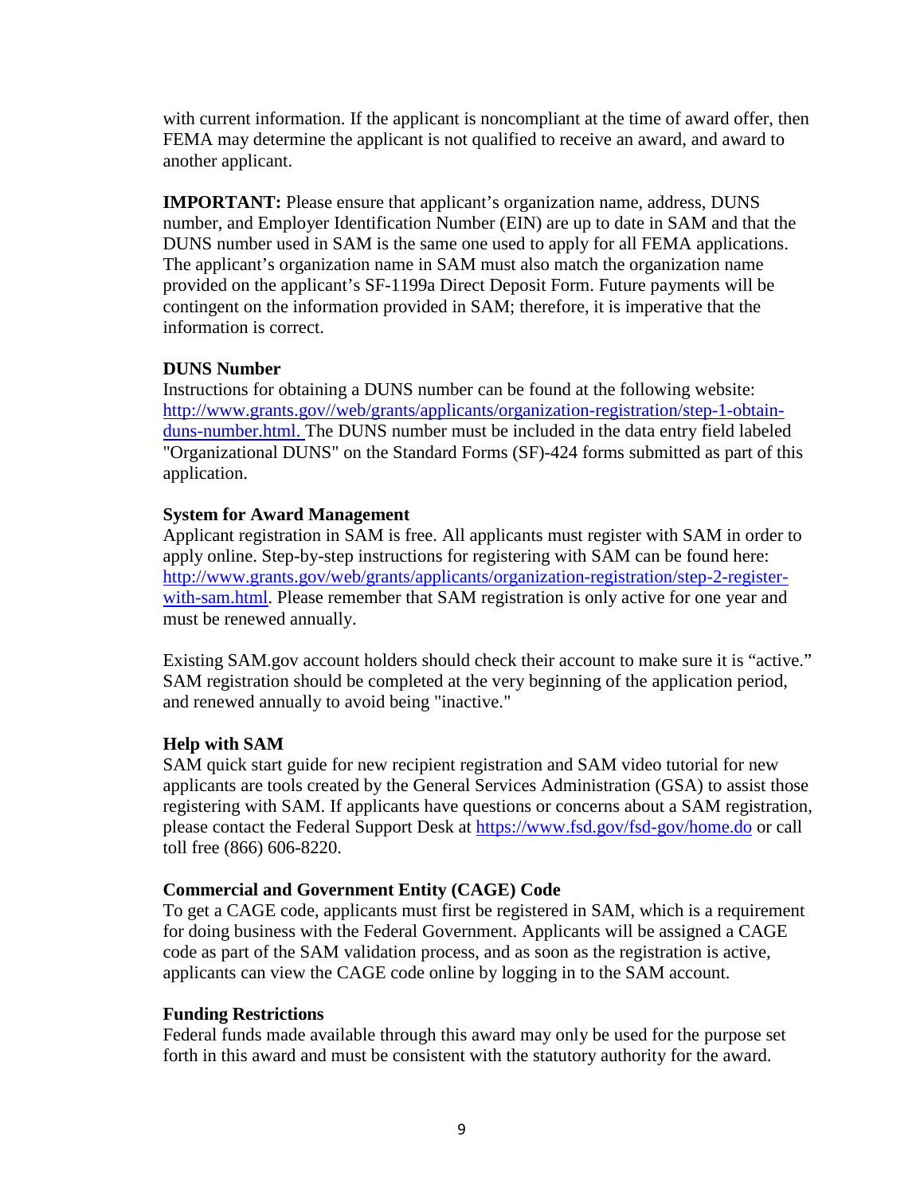with current information. If the applicant is noncompliant at the time of award offer, then FEMA may determine the applicant is not qualified to receive an award, and award to another applicant.

**IMPORTANT:** Please ensure that applicant's organization name, address, DUNS number, and Employer Identification Number (EIN) are up to date in SAM and that the DUNS number used in SAM is the same one used to apply for all FEMA applications. The applicant's organization name in SAM must also match the organization name provided on the applicant's SF-1199a Direct Deposit Form. Future payments will be contingent on the information provided in SAM; therefore, it is imperative that the information is correct.

**DUNS Number**

Instructions for obtaining a DUNS number can be found at the following website: [http://www.grants.gov//web/grants/applicants/organization-registration/step-1-obtain-duns-number.html.](http://www.grants.gov//web/grants/applicants/organization-registration/step-1-obtain-duns-number.html) The DUNS number must be included in the data entry field labeled "Organizational DUNS" on the Standard Forms (SF)-424 forms submitted as part of this application.

**System for Award Management**

Applicant registration in SAM is free. All applicants must register with SAM in order to apply online. Step-by-step instructions for registering with SAM can be found here: [http://www.grants.gov/web/grants/applicants/organization-registration/step-2-register-with-sam.html](http://www.grants.gov/web/grants/applicants/organization-registration/step-2-register-with-sam.html). Please remember that SAM registration is only active for one year and must be renewed annually.

Existing SAM.gov account holders should check their account to make sure it is "active." SAM registration should be completed at the very beginning of the application period, and renewed annually to avoid being "inactive."

**Help with SAM**

SAM quick start guide for new recipient registration and SAM video tutorial for new applicants are tools created by the General Services Administration (GSA) to assist those registering with SAM. If applicants have questions or concerns about a SAM registration, please contact the Federal Support Desk at [https://www.fsd.gov/fsd-gov/home.do](https://www.fsd.gov/fsd-gov/home.do) or call toll free (866) 606-8220.

**Commercial and Government Entity (CAGE) Code**

To get a CAGE code, applicants must first be registered in SAM, which is a requirement for doing business with the Federal Government. Applicants will be assigned a CAGE code as part of the SAM validation process, and as soon as the registration is active, applicants can view the CAGE code online by logging in to the SAM account.

**Funding Restrictions**

Federal funds made available through this award may only be used for the purpose set forth in this award and must be consistent with the statutory authority for the award.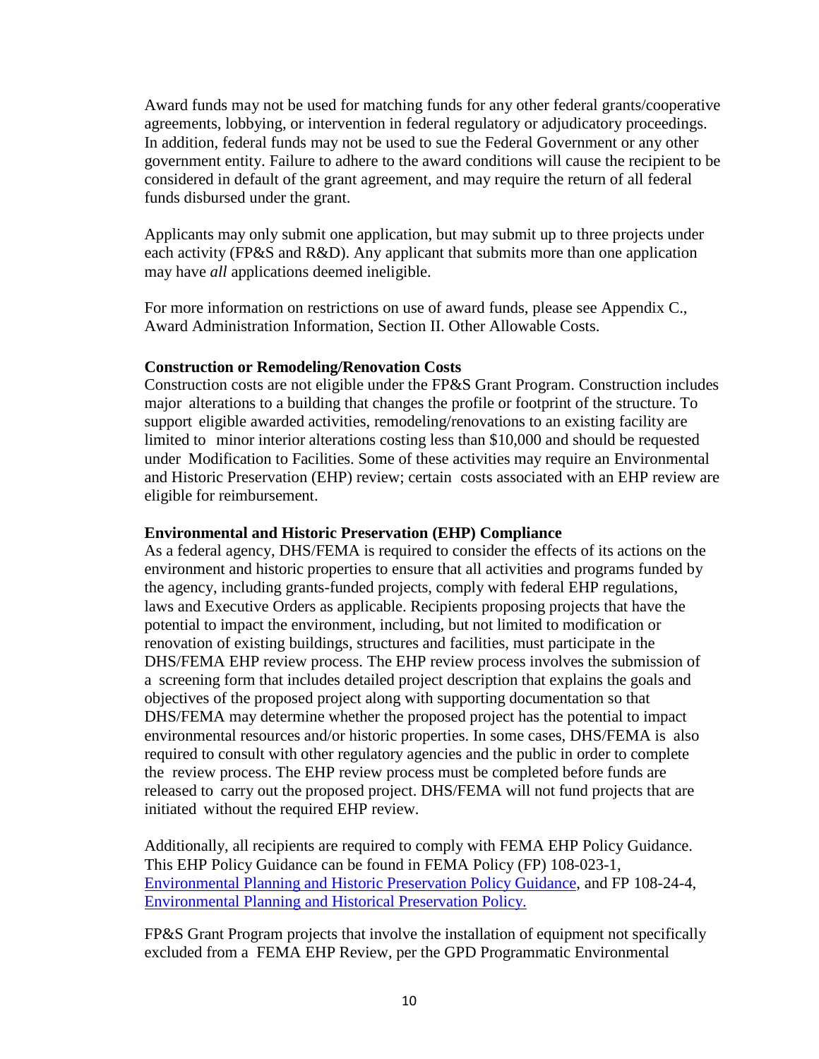Award funds may not be used for matching funds for any other federal grants/cooperative agreements, lobbying, or intervention in federal regulatory or adjudicatory proceedings. In addition, federal funds may not be used to sue the Federal Government or any other government entity. Failure to adhere to the award conditions will cause the recipient to be considered in default of the grant agreement, and may require the return of all federal funds disbursed under the grant.

Applicants may only submit one application, but may submit up to three projects under each activity (FP&S and R&D). Any applicant that submits more than one application may have *all* applications deemed ineligible.

For more information on restrictions on use of award funds, please see Appendix C., Award Administration Information, Section II. Other Allowable Costs.

**Construction or Remodeling/Renovation Costs**

Construction costs are not eligible under the FP&S Grant Program. Construction includes major alterations to a building that changes the profile or footprint of the structure. To support eligible awarded activities, remodeling/renovations to an existing facility are limited to minor interior alterations costing less than $10,000 and should be requested under Modification to Facilities. Some of these activities may require an Environmental and Historic Preservation (EHP) review; certain costs associated with an EHP review are eligible for reimbursement.

**Environmental and Historic Preservation (EHP) Compliance**

As a federal agency, DHS/FEMA is required to consider the effects of its actions on the environment and historic properties to ensure that all activities and programs funded by the agency, including grants-funded projects, comply with federal EHP regulations, laws and Executive Orders as applicable. Recipients proposing projects that have the potential to impact the environment, including, but not limited to modification or renovation of existing buildings, structures and facilities, must participate in the DHS/FEMA EHP review process. The EHP review process involves the submission of a screening form that includes detailed project description that explains the goals and objectives of the proposed project along with supporting documentation so that DHS/FEMA may determine whether the proposed project has the potential to impact environmental resources and/or historic properties. In some cases, DHS/FEMA is also required to consult with other regulatory agencies and the public in order to complete the review process. The EHP review process must be completed before funds are released to carry out the proposed project. DHS/FEMA will not fund projects that are initiated without the required EHP review.

Additionally, all recipients are required to comply with FEMA EHP Policy Guidance. This EHP Policy Guidance can be found in FEMA Policy (FP) 108-023-1, [Environmental Planning and Historic Preservation Policy Guidance](), and FP 108-24-4, [Environmental Planning and Historical Preservation Policy.]()

FP&S Grant Program projects that involve the installation of equipment not specifically excluded from a FEMA EHP Review, per the GPD Programmatic Environmental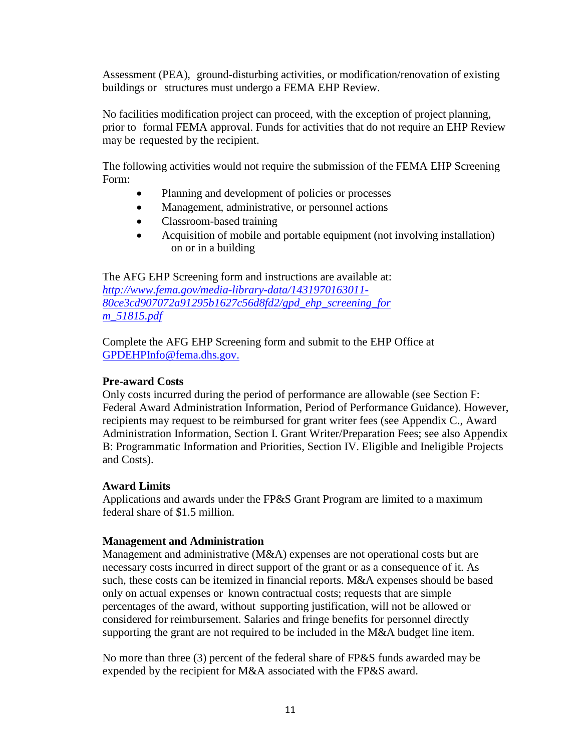Assessment (PEA), ground-disturbing activities, or modification/renovation of existing buildings or structures must undergo a FEMA EHP Review.

No facilities modification project can proceed, with the exception of project planning, prior to formal FEMA approval. Funds for activities that do not require an EHP Review may be requested by the recipient.

The following activities would not require the submission of the FEMA EHP Screening Form:

- Planning and development of policies or processes
- Management, administrative, or personnel actions
- Classroom-based training
- Acquisition of mobile and portable equipment (not involving installation) on or in a building

The AFG EHP Screening form and instructions are available at: *http://www.fema.gov/media-library-data/1431970163011-80ce3cd907072a91295b1627c56d8fd2/gpd_ehp_screening_form_51815.pdf*

Complete the AFG EHP Screening form and submit to the EHP Office at GPDEHPInfo@fema.dhs.gov.

**Pre-award Costs**

Only costs incurred during the period of performance are allowable (see Section F: Federal Award Administration Information, Period of Performance Guidance). However, recipients may request to be reimbursed for grant writer fees (see Appendix C., Award Administration Information, Section I. Grant Writer/Preparation Fees; see also Appendix B: Programmatic Information and Priorities, Section IV. Eligible and Ineligible Projects and Costs).

**Award Limits**

Applications and awards under the FP&S Grant Program are limited to a maximum federal share of $1.5 million.

**Management and Administration**

Management and administrative (M&A) expenses are not operational costs but are necessary costs incurred in direct support of the grant or as a consequence of it. As such, these costs can be itemized in financial reports. M&A expenses should be based only on actual expenses or known contractual costs; requests that are simple percentages of the award, without supporting justification, will not be allowed or considered for reimbursement. Salaries and fringe benefits for personnel directly supporting the grant are not required to be included in the M&A budget line item.

No more than three (3) percent of the federal share of FP&S funds awarded may be expended by the recipient for M&A associated with the FP&S award.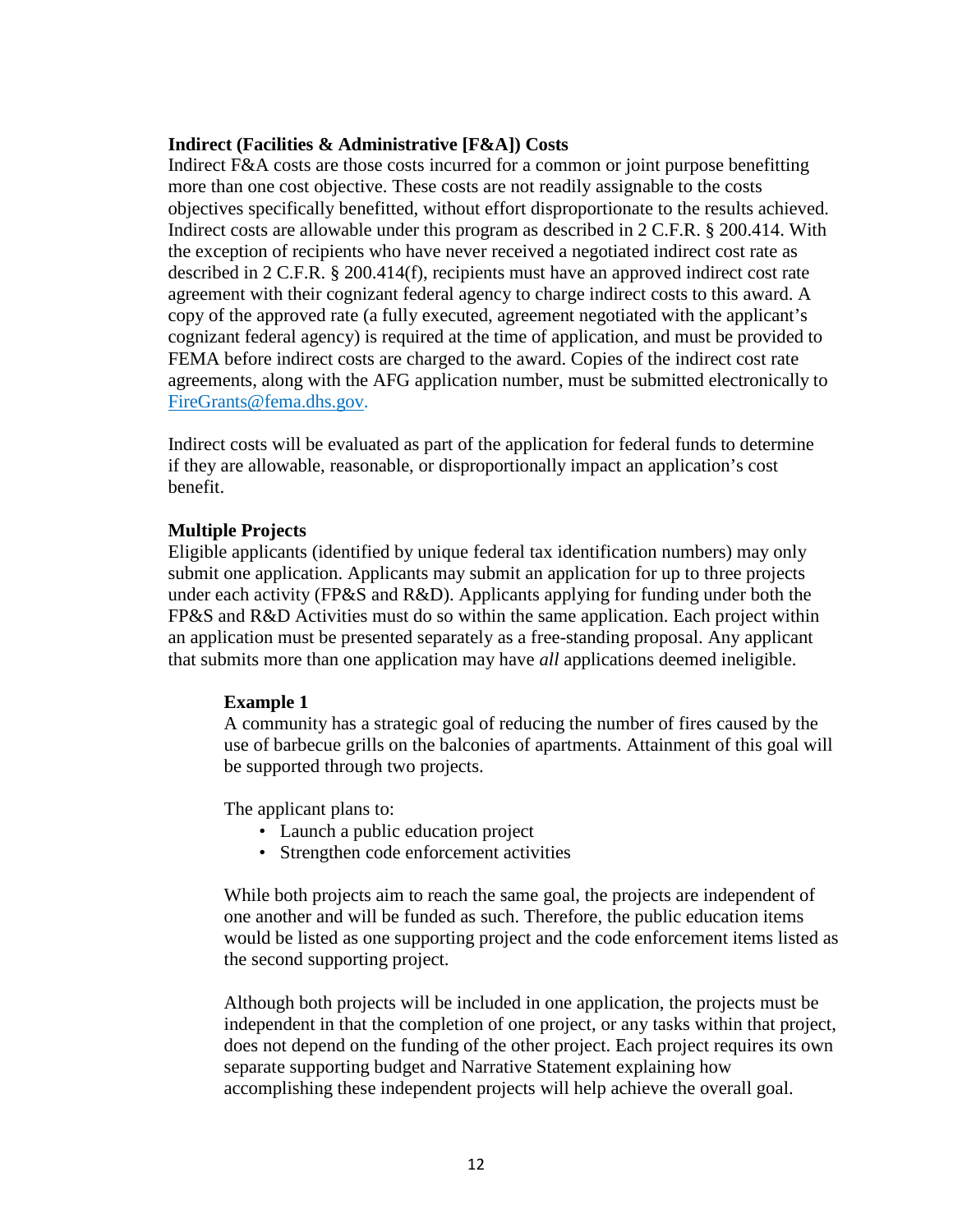**Indirect (Facilities & Administrative [F&A]) Costs**

Indirect F&A costs are those costs incurred for a common or joint purpose benefitting more than one cost objective. These costs are not readily assignable to the costs objectives specifically benefitted, without effort disproportionate to the results achieved. Indirect costs are allowable under this program as described in 2 C.F.R. § 200.414. With the exception of recipients who have never received a negotiated indirect cost rate as described in 2 C.F.R. § 200.414(f), recipients must have an approved indirect cost rate agreement with their cognizant federal agency to charge indirect costs to this award. A copy of the approved rate (a fully executed, agreement negotiated with the applicant's cognizant federal agency) is required at the time of application, and must be provided to FEMA before indirect costs are charged to the award. Copies of the indirect cost rate agreements, along with the AFG application number, must be submitted electronically to FireGrants@fema.dhs.gov.

Indirect costs will be evaluated as part of the application for federal funds to determine if they are allowable, reasonable, or disproportionally impact an application's cost benefit.

**Multiple Projects**

Eligible applicants (identified by unique federal tax identification numbers) may only submit one application. Applicants may submit an application for up to three projects under each activity (FP&S and R&D). Applicants applying for funding under both the FP&S and R&D Activities must do so within the same application. Each project within an application must be presented separately as a free-standing proposal. Any applicant that submits more than one application may have *all* applications deemed ineligible.

**Example 1**

A community has a strategic goal of reducing the number of fires caused by the use of barbecue grills on the balconies of apartments. Attainment of this goal will be supported through two projects.

The applicant plans to:

- Launch a public education project
- Strengthen code enforcement activities

While both projects aim to reach the same goal, the projects are independent of one another and will be funded as such. Therefore, the public education items would be listed as one supporting project and the code enforcement items listed as the second supporting project.

Although both projects will be included in one application, the projects must be independent in that the completion of one project, or any tasks within that project, does not depend on the funding of the other project. Each project requires its own separate supporting budget and Narrative Statement explaining how accomplishing these independent projects will help achieve the overall goal.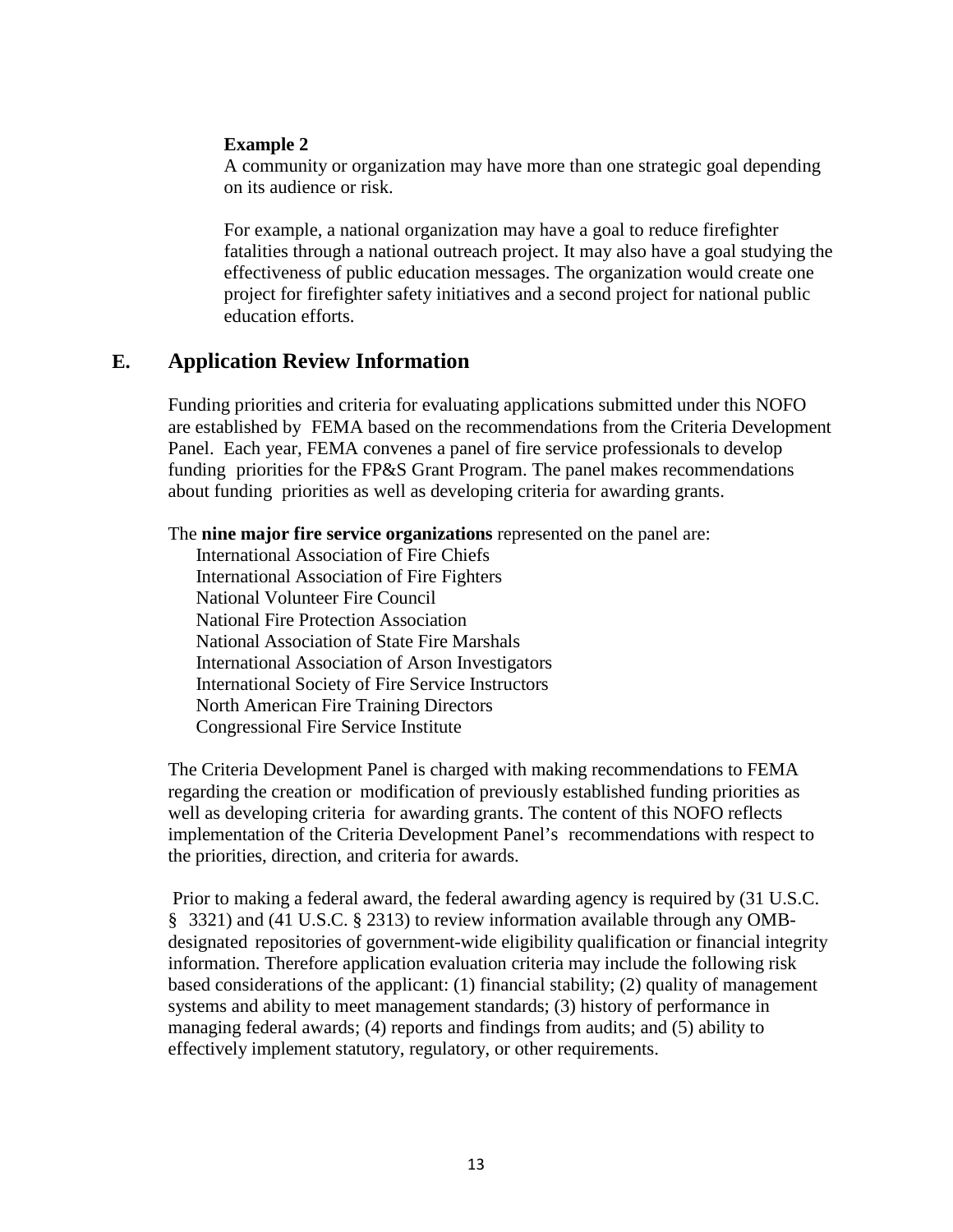**Example 2**

A community or organization may have more than one strategic goal depending on its audience or risk.

For example, a national organization may have a goal to reduce firefighter fatalities through a national outreach project. It may also have a goal studying the effectiveness of public education messages. The organization would create one project for firefighter safety initiatives and a second project for national public education efforts.

## E. Application Review Information

Funding priorities and criteria for evaluating applications submitted under this NOFO are established by FEMA based on the recommendations from the Criteria Development Panel. Each year, FEMA convenes a panel of fire service professionals to develop funding priorities for the FP&S Grant Program. The panel makes recommendations about funding priorities as well as developing criteria for awarding grants.

The **nine major fire service organizations** represented on the panel are:

- International Association of Fire Chiefs
- International Association of Fire Fighters
- National Volunteer Fire Council
- National Fire Protection Association
- National Association of State Fire Marshals
- International Association of Arson Investigators
- International Society of Fire Service Instructors
- North American Fire Training Directors
- Congressional Fire Service Institute

The Criteria Development Panel is charged with making recommendations to FEMA regarding the creation or modification of previously established funding priorities as well as developing criteria for awarding grants. The content of this NOFO reflects implementation of the Criteria Development Panel's recommendations with respect to the priorities, direction, and criteria for awards.

Prior to making a federal award, the federal awarding agency is required by (31 U.S.C. § 3321) and (41 U.S.C. § 2313) to review information available through any OMB-designated repositories of government-wide eligibility qualification or financial integrity information. Therefore application evaluation criteria may include the following risk based considerations of the applicant: (1) financial stability; (2) quality of management systems and ability to meet management standards; (3) history of performance in managing federal awards; (4) reports and findings from audits; and (5) ability to effectively implement statutory, regulatory, or other requirements.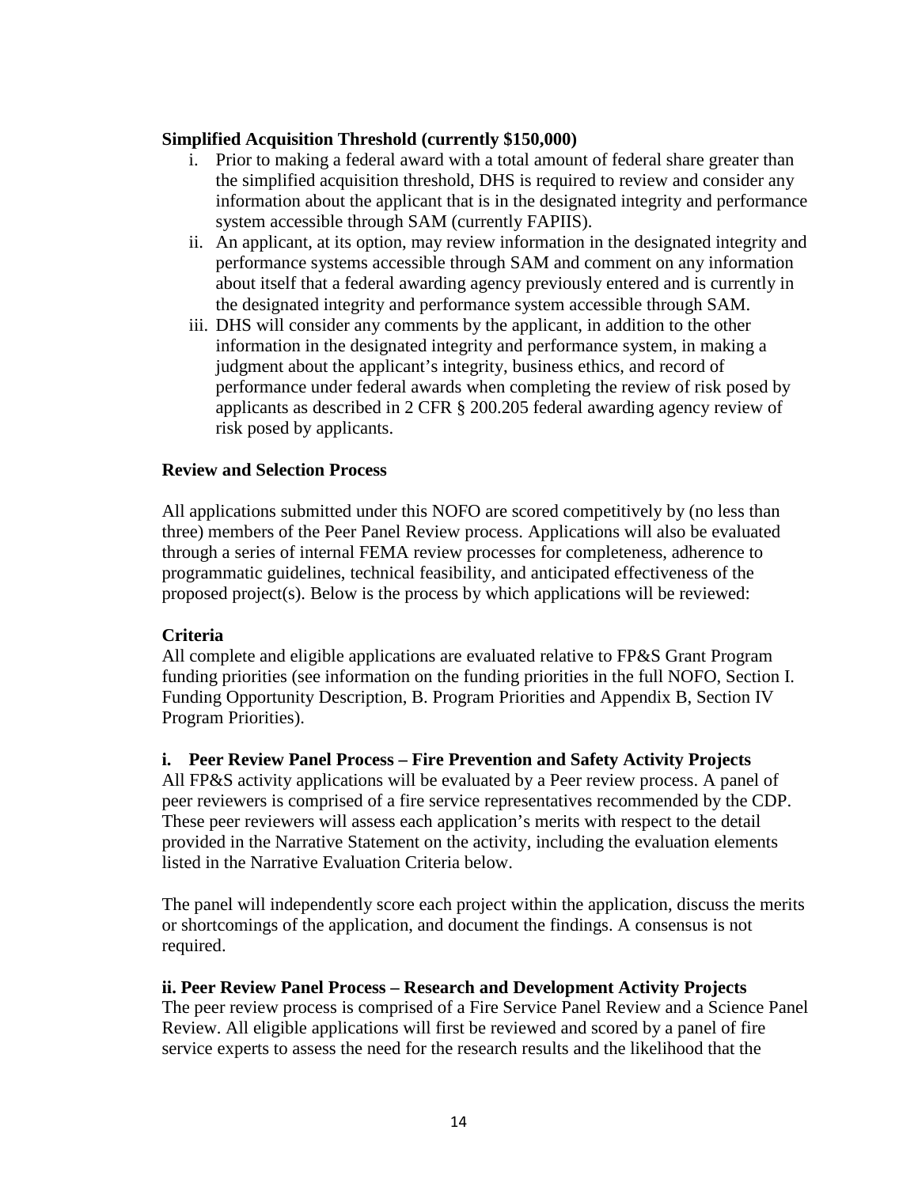**Simplified Acquisition Threshold (currently $150,000)**

i. Prior to making a federal award with a total amount of federal share greater than the simplified acquisition threshold, DHS is required to review and consider any information about the applicant that is in the designated integrity and performance system accessible through SAM (currently FAPIIS).

ii. An applicant, at its option, may review information in the designated integrity and performance systems accessible through SAM and comment on any information about itself that a federal awarding agency previously entered and is currently in the designated integrity and performance system accessible through SAM.

iii. DHS will consider any comments by the applicant, in addition to the other information in the designated integrity and performance system, in making a judgment about the applicant's integrity, business ethics, and record of performance under federal awards when completing the review of risk posed by applicants as described in 2 CFR § 200.205 federal awarding agency review of risk posed by applicants.

**Review and Selection Process**

All applications submitted under this NOFO are scored competitively by (no less than three) members of the Peer Panel Review process. Applications will also be evaluated through a series of internal FEMA review processes for completeness, adherence to programmatic guidelines, technical feasibility, and anticipated effectiveness of the proposed project(s). Below is the process by which applications will be reviewed:

**Criteria**

All complete and eligible applications are evaluated relative to FP&S Grant Program funding priorities (see information on the funding priorities in the full NOFO, Section I. Funding Opportunity Description, B. Program Priorities and Appendix B, Section IV Program Priorities).

**i. Peer Review Panel Process – Fire Prevention and Safety Activity Projects**

All FP&S activity applications will be evaluated by a Peer review process. A panel of peer reviewers is comprised of a fire service representatives recommended by the CDP. These peer reviewers will assess each application's merits with respect to the detail provided in the Narrative Statement on the activity, including the evaluation elements listed in the Narrative Evaluation Criteria below.

The panel will independently score each project within the application, discuss the merits or shortcomings of the application, and document the findings. A consensus is not required.

**ii. Peer Review Panel Process – Research and Development Activity Projects**

The peer review process is comprised of a Fire Service Panel Review and a Science Panel Review. All eligible applications will first be reviewed and scored by a panel of fire service experts to assess the need for the research results and the likelihood that the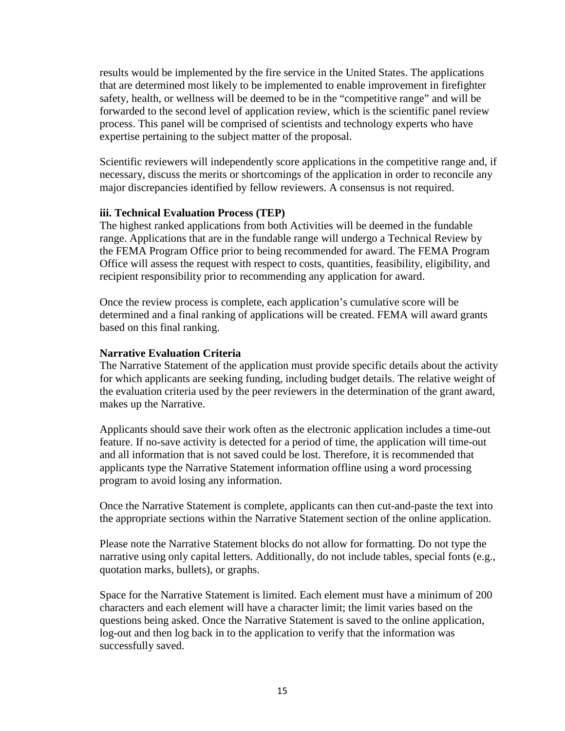results would be implemented by the fire service in the United States. The applications that are determined most likely to be implemented to enable improvement in firefighter safety, health, or wellness will be deemed to be in the "competitive range" and will be forwarded to the second level of application review, which is the scientific panel review process. This panel will be comprised of scientists and technology experts who have expertise pertaining to the subject matter of the proposal.

Scientific reviewers will independently score applications in the competitive range and, if necessary, discuss the merits or shortcomings of the application in order to reconcile any major discrepancies identified by fellow reviewers. A consensus is not required.

**iii. Technical Evaluation Process (TEP)**

The highest ranked applications from both Activities will be deemed in the fundable range. Applications that are in the fundable range will undergo a Technical Review by the FEMA Program Office prior to being recommended for award. The FEMA Program Office will assess the request with respect to costs, quantities, feasibility, eligibility, and recipient responsibility prior to recommending any application for award.

Once the review process is complete, each application's cumulative score will be determined and a final ranking of applications will be created. FEMA will award grants based on this final ranking.

**Narrative Evaluation Criteria**

The Narrative Statement of the application must provide specific details about the activity for which applicants are seeking funding, including budget details. The relative weight of the evaluation criteria used by the peer reviewers in the determination of the grant award, makes up the Narrative.

Applicants should save their work often as the electronic application includes a time-out feature. If no-save activity is detected for a period of time, the application will time-out and all information that is not saved could be lost. Therefore, it is recommended that applicants type the Narrative Statement information offline using a word processing program to avoid losing any information.

Once the Narrative Statement is complete, applicants can then cut-and-paste the text into the appropriate sections within the Narrative Statement section of the online application.

Please note the Narrative Statement blocks do not allow for formatting. Do not type the narrative using only capital letters. Additionally, do not include tables, special fonts (e.g., quotation marks, bullets), or graphs.

Space for the Narrative Statement is limited. Each element must have a minimum of 200 characters and each element will have a character limit; the limit varies based on the questions being asked. Once the Narrative Statement is saved to the online application, log-out and then log back in to the application to verify that the information was successfully saved.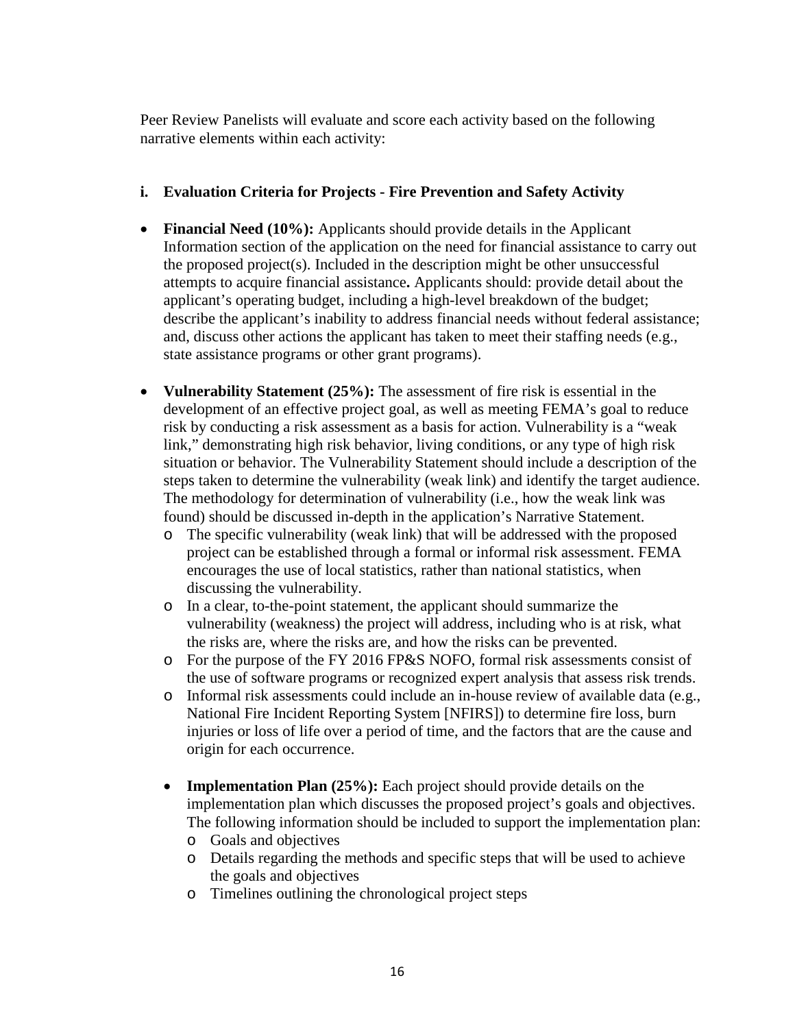Peer Review Panelists will evaluate and score each activity based on the following narrative elements within each activity:

### i. Evaluation Criteria for Projects - Fire Prevention and Safety Activity

- **Financial Need (10%):** Applicants should provide details in the Applicant Information section of the application on the need for financial assistance to carry out the proposed project(s). Included in the description might be other unsuccessful attempts to acquire financial assistance**.** Applicants should: provide detail about the applicant's operating budget, including a high-level breakdown of the budget; describe the applicant's inability to address financial needs without federal assistance; and, discuss other actions the applicant has taken to meet their staffing needs (e.g., state assistance programs or other grant programs).

- **Vulnerability Statement (25%):** The assessment of fire risk is essential in the development of an effective project goal, as well as meeting FEMA's goal to reduce risk by conducting a risk assessment as a basis for action. Vulnerability is a "weak link," demonstrating high risk behavior, living conditions, or any type of high risk situation or behavior. The Vulnerability Statement should include a description of the steps taken to determine the vulnerability (weak link) and identify the target audience. The methodology for determination of vulnerability (i.e., how the weak link was found) should be discussed in-depth in the application's Narrative Statement.
  - The specific vulnerability (weak link) that will be addressed with the proposed project can be established through a formal or informal risk assessment. FEMA encourages the use of local statistics, rather than national statistics, when discussing the vulnerability.
  - In a clear, to-the-point statement, the applicant should summarize the vulnerability (weakness) the project will address, including who is at risk, what the risks are, where the risks are, and how the risks can be prevented.
  - For the purpose of the FY 2016 FP&S NOFO, formal risk assessments consist of the use of software programs or recognized expert analysis that assess risk trends.
  - Informal risk assessments could include an in-house review of available data (e.g., National Fire Incident Reporting System [NFIRS]) to determine fire loss, burn injuries or loss of life over a period of time, and the factors that are the cause and origin for each occurrence.

  - **Implementation Plan (25%):** Each project should provide details on the implementation plan which discusses the proposed project's goals and objectives. The following information should be included to support the implementation plan:
    - Goals and objectives
    - Details regarding the methods and specific steps that will be used to achieve the goals and objectives
    - Timelines outlining the chronological project steps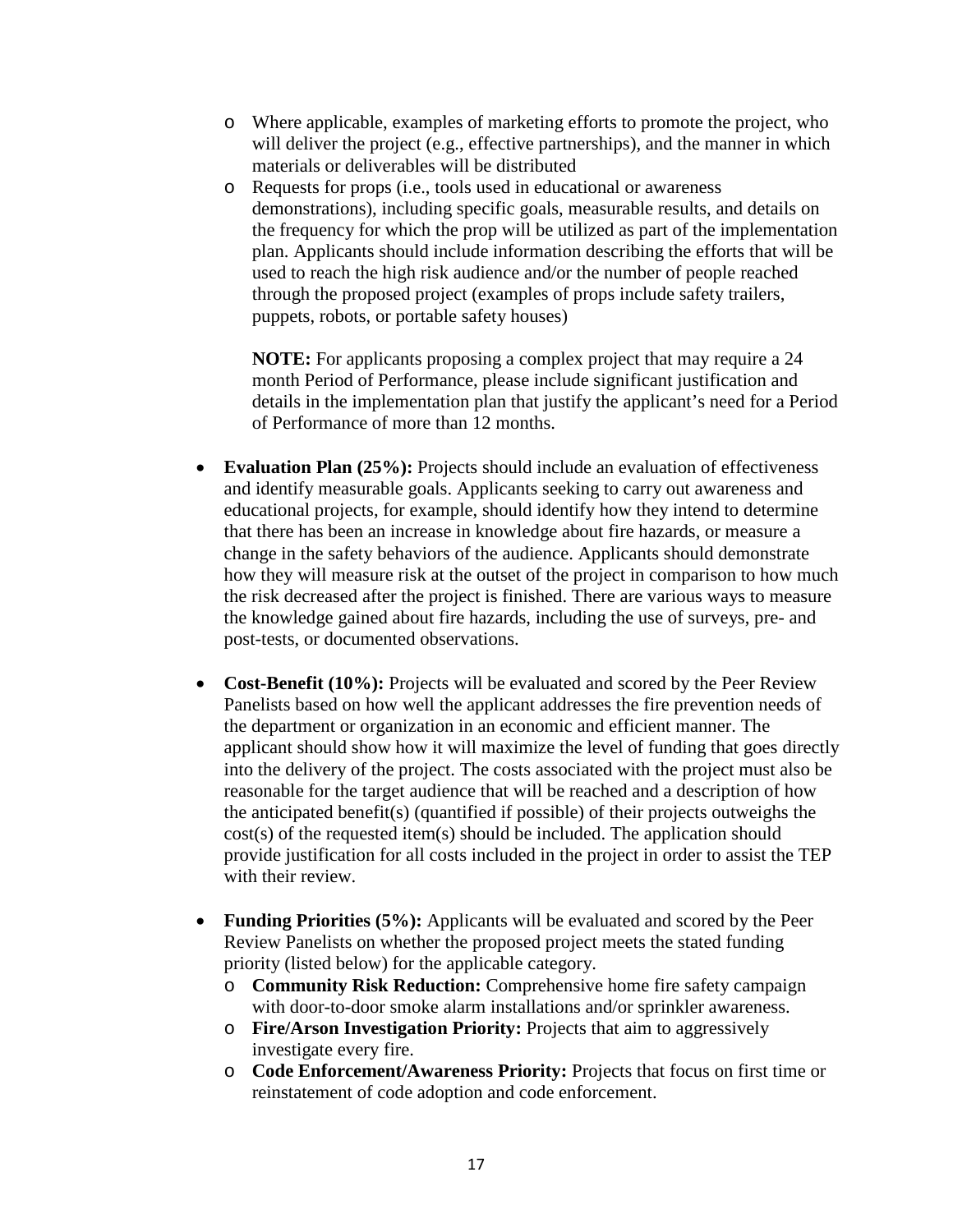- Where applicable, examples of marketing efforts to promote the project, who will deliver the project (e.g., effective partnerships), and the manner in which materials or deliverables will be distributed
  - Requests for props (i.e., tools used in educational or awareness demonstrations), including specific goals, measurable results, and details on the frequency for which the prop will be utilized as part of the implementation plan. Applicants should include information describing the efforts that will be used to reach the high risk audience and/or the number of people reached through the proposed project (examples of props include safety trailers, puppets, robots, or portable safety houses)

    **NOTE:** For applicants proposing a complex project that may require a 24 month Period of Performance, please include significant justification and details in the implementation plan that justify the applicant's need for a Period of Performance of more than 12 months.

- **Evaluation Plan (25%):** Projects should include an evaluation of effectiveness and identify measurable goals. Applicants seeking to carry out awareness and educational projects, for example, should identify how they intend to determine that there has been an increase in knowledge about fire hazards, or measure a change in the safety behaviors of the audience. Applicants should demonstrate how they will measure risk at the outset of the project in comparison to how much the risk decreased after the project is finished. There are various ways to measure the knowledge gained about fire hazards, including the use of surveys, pre- and post-tests, or documented observations.

- **Cost-Benefit (10%):** Projects will be evaluated and scored by the Peer Review Panelists based on how well the applicant addresses the fire prevention needs of the department or organization in an economic and efficient manner. The applicant should show how it will maximize the level of funding that goes directly into the delivery of the project. The costs associated with the project must also be reasonable for the target audience that will be reached and a description of how the anticipated benefit(s) (quantified if possible) of their projects outweighs the cost(s) of the requested item(s) should be included. The application should provide justification for all costs included in the project in order to assist the TEP with their review.

- **Funding Priorities (5%):** Applicants will be evaluated and scored by the Peer Review Panelists on whether the proposed project meets the stated funding priority (listed below) for the applicable category.
  - **Community Risk Reduction:** Comprehensive home fire safety campaign with door-to-door smoke alarm installations and/or sprinkler awareness.
  - **Fire/Arson Investigation Priority:** Projects that aim to aggressively investigate every fire.
  - **Code Enforcement/Awareness Priority:** Projects that focus on first time or reinstatement of code adoption and code enforcement.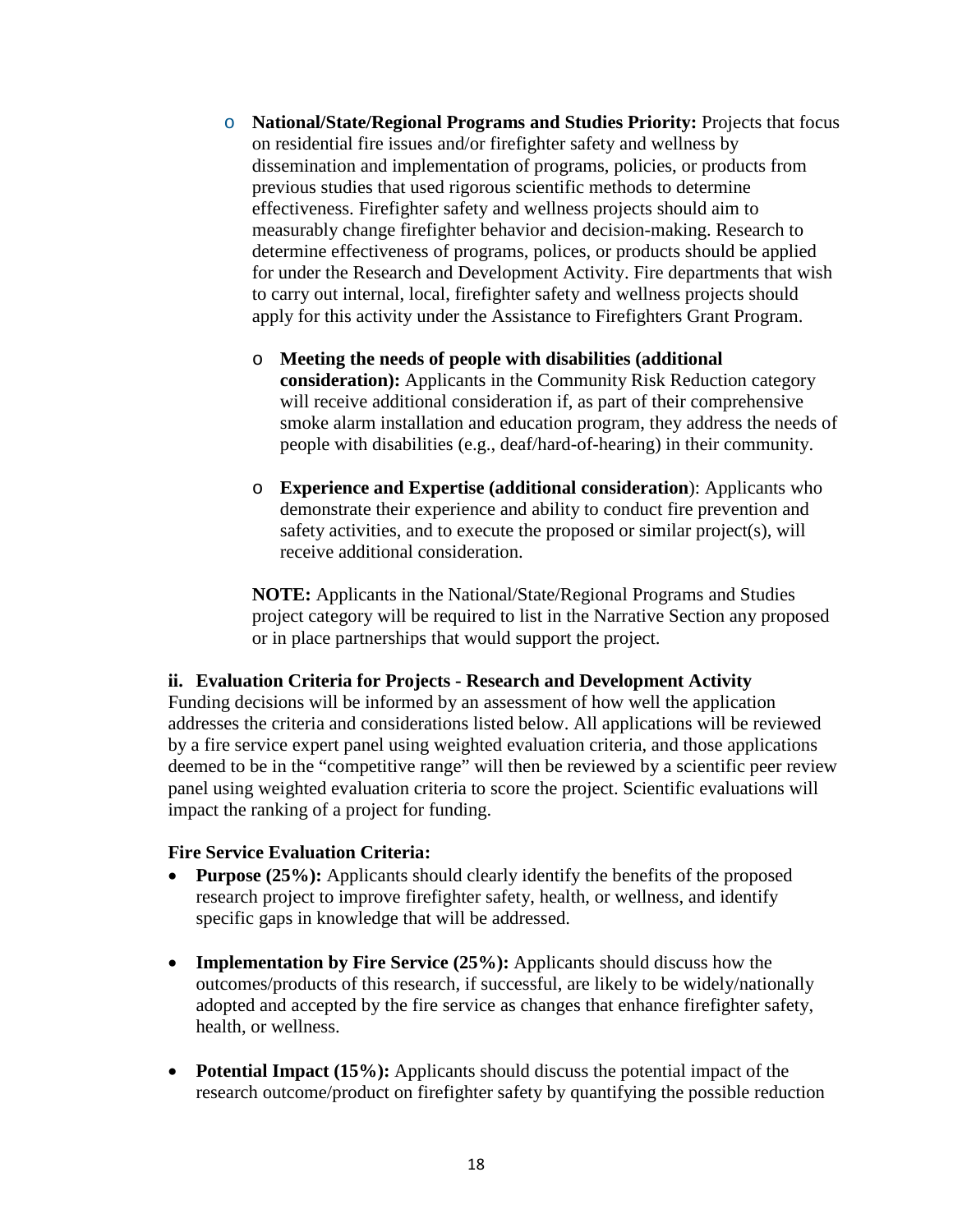- **National/State/Regional Programs and Studies Priority:** Projects that focus on residential fire issues and/or firefighter safety and wellness by dissemination and implementation of programs, policies, or products from previous studies that used rigorous scientific methods to determine effectiveness. Firefighter safety and wellness projects should aim to measurably change firefighter behavior and decision-making. Research to determine effectiveness of programs, polices, or products should be applied for under the Research and Development Activity. Fire departments that wish to carry out internal, local, firefighter safety and wellness projects should apply for this activity under the Assistance to Firefighters Grant Program.

  - **Meeting the needs of people with disabilities (additional consideration):** Applicants in the Community Risk Reduction category will receive additional consideration if, as part of their comprehensive smoke alarm installation and education program, they address the needs of people with disabilities (e.g., deaf/hard-of-hearing) in their community.

  - **Experience and Expertise (additional consideration**): Applicants who demonstrate their experience and ability to conduct fire prevention and safety activities, and to execute the proposed or similar project(s), will receive additional consideration.

  **NOTE:** Applicants in the National/State/Regional Programs and Studies project category will be required to list in the Narrative Section any proposed or in place partnerships that would support the project.

**ii. Evaluation Criteria for Projects - Research and Development Activity**

Funding decisions will be informed by an assessment of how well the application addresses the criteria and considerations listed below. All applications will be reviewed by a fire service expert panel using weighted evaluation criteria, and those applications deemed to be in the "competitive range" will then be reviewed by a scientific peer review panel using weighted evaluation criteria to score the project. Scientific evaluations will impact the ranking of a project for funding.

**Fire Service Evaluation Criteria:**

- **Purpose (25%):** Applicants should clearly identify the benefits of the proposed research project to improve firefighter safety, health, or wellness, and identify specific gaps in knowledge that will be addressed.

- **Implementation by Fire Service (25%):** Applicants should discuss how the outcomes/products of this research, if successful, are likely to be widely/nationally adopted and accepted by the fire service as changes that enhance firefighter safety, health, or wellness.

- **Potential Impact (15%):** Applicants should discuss the potential impact of the research outcome/product on firefighter safety by quantifying the possible reduction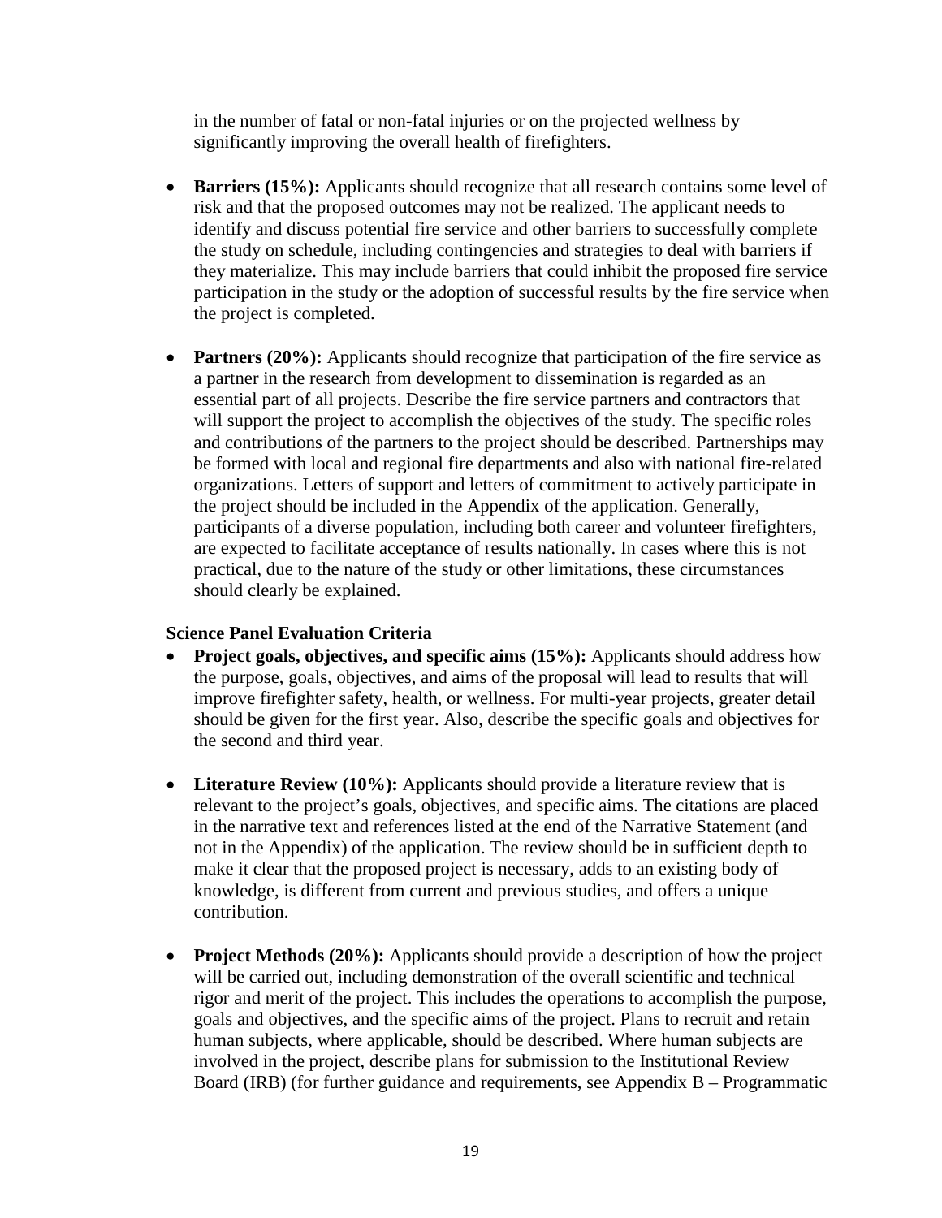in the number of fatal or non-fatal injuries or on the projected wellness by significantly improving the overall health of firefighters.

- **Barriers (15%):** Applicants should recognize that all research contains some level of risk and that the proposed outcomes may not be realized. The applicant needs to identify and discuss potential fire service and other barriers to successfully complete the study on schedule, including contingencies and strategies to deal with barriers if they materialize. This may include barriers that could inhibit the proposed fire service participation in the study or the adoption of successful results by the fire service when the project is completed.

- **Partners (20%):** Applicants should recognize that participation of the fire service as a partner in the research from development to dissemination is regarded as an essential part of all projects. Describe the fire service partners and contractors that will support the project to accomplish the objectives of the study. The specific roles and contributions of the partners to the project should be described. Partnerships may be formed with local and regional fire departments and also with national fire-related organizations. Letters of support and letters of commitment to actively participate in the project should be included in the Appendix of the application. Generally, participants of a diverse population, including both career and volunteer firefighters, are expected to facilitate acceptance of results nationally. In cases where this is not practical, due to the nature of the study or other limitations, these circumstances should clearly be explained.

**Science Panel Evaluation Criteria**

- **Project goals, objectives, and specific aims (15%):** Applicants should address how the purpose, goals, objectives, and aims of the proposal will lead to results that will improve firefighter safety, health, or wellness. For multi-year projects, greater detail should be given for the first year. Also, describe the specific goals and objectives for the second and third year.

- **Literature Review (10%):** Applicants should provide a literature review that is relevant to the project's goals, objectives, and specific aims. The citations are placed in the narrative text and references listed at the end of the Narrative Statement (and not in the Appendix) of the application. The review should be in sufficient depth to make it clear that the proposed project is necessary, adds to an existing body of knowledge, is different from current and previous studies, and offers a unique contribution.

- **Project Methods (20%):** Applicants should provide a description of how the project will be carried out, including demonstration of the overall scientific and technical rigor and merit of the project. This includes the operations to accomplish the purpose, goals and objectives, and the specific aims of the project. Plans to recruit and retain human subjects, where applicable, should be described. Where human subjects are involved in the project, describe plans for submission to the Institutional Review Board (IRB) (for further guidance and requirements, see Appendix B – Programmatic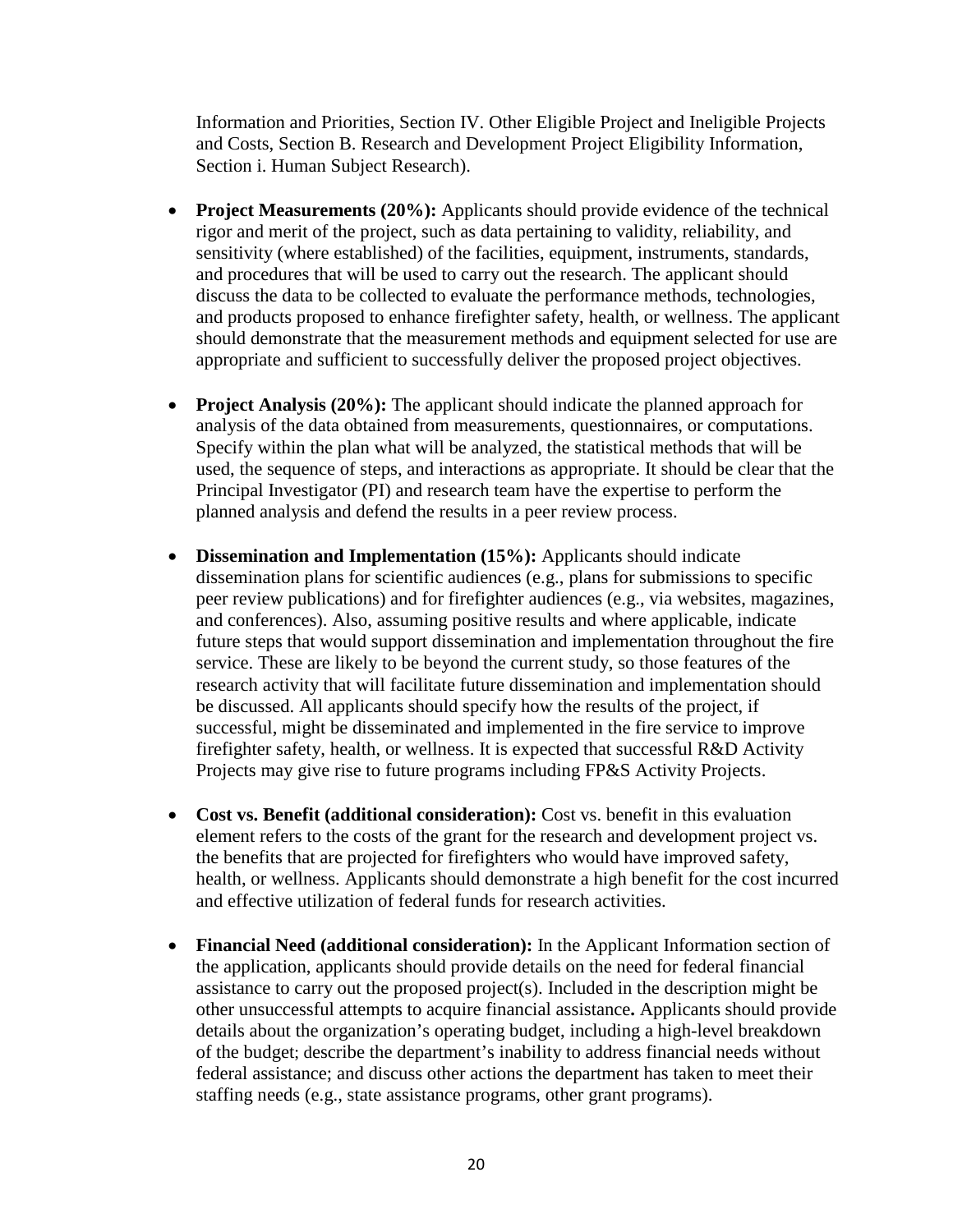Information and Priorities, Section IV. Other Eligible Project and Ineligible Projects and Costs, Section B. Research and Development Project Eligibility Information, Section i. Human Subject Research).

- **Project Measurements (20%):** Applicants should provide evidence of the technical rigor and merit of the project, such as data pertaining to validity, reliability, and sensitivity (where established) of the facilities, equipment, instruments, standards, and procedures that will be used to carry out the research. The applicant should discuss the data to be collected to evaluate the performance methods, technologies, and products proposed to enhance firefighter safety, health, or wellness. The applicant should demonstrate that the measurement methods and equipment selected for use are appropriate and sufficient to successfully deliver the proposed project objectives.

- **Project Analysis (20%):** The applicant should indicate the planned approach for analysis of the data obtained from measurements, questionnaires, or computations. Specify within the plan what will be analyzed, the statistical methods that will be used, the sequence of steps, and interactions as appropriate. It should be clear that the Principal Investigator (PI) and research team have the expertise to perform the planned analysis and defend the results in a peer review process.

- **Dissemination and Implementation (15%):** Applicants should indicate dissemination plans for scientific audiences (e.g., plans for submissions to specific peer review publications) and for firefighter audiences (e.g., via websites, magazines, and conferences). Also, assuming positive results and where applicable, indicate future steps that would support dissemination and implementation throughout the fire service. These are likely to be beyond the current study, so those features of the research activity that will facilitate future dissemination and implementation should be discussed. All applicants should specify how the results of the project, if successful, might be disseminated and implemented in the fire service to improve firefighter safety, health, or wellness. It is expected that successful R&D Activity Projects may give rise to future programs including FP&S Activity Projects.

- **Cost vs. Benefit (additional consideration):** Cost vs. benefit in this evaluation element refers to the costs of the grant for the research and development project vs. the benefits that are projected for firefighters who would have improved safety, health, or wellness. Applicants should demonstrate a high benefit for the cost incurred and effective utilization of federal funds for research activities.

- **Financial Need (additional consideration):** In the Applicant Information section of the application, applicants should provide details on the need for federal financial assistance to carry out the proposed project(s). Included in the description might be other unsuccessful attempts to acquire financial assistance**.** Applicants should provide details about the organization's operating budget, including a high-level breakdown of the budget; describe the department's inability to address financial needs without federal assistance; and discuss other actions the department has taken to meet their staffing needs (e.g., state assistance programs, other grant programs).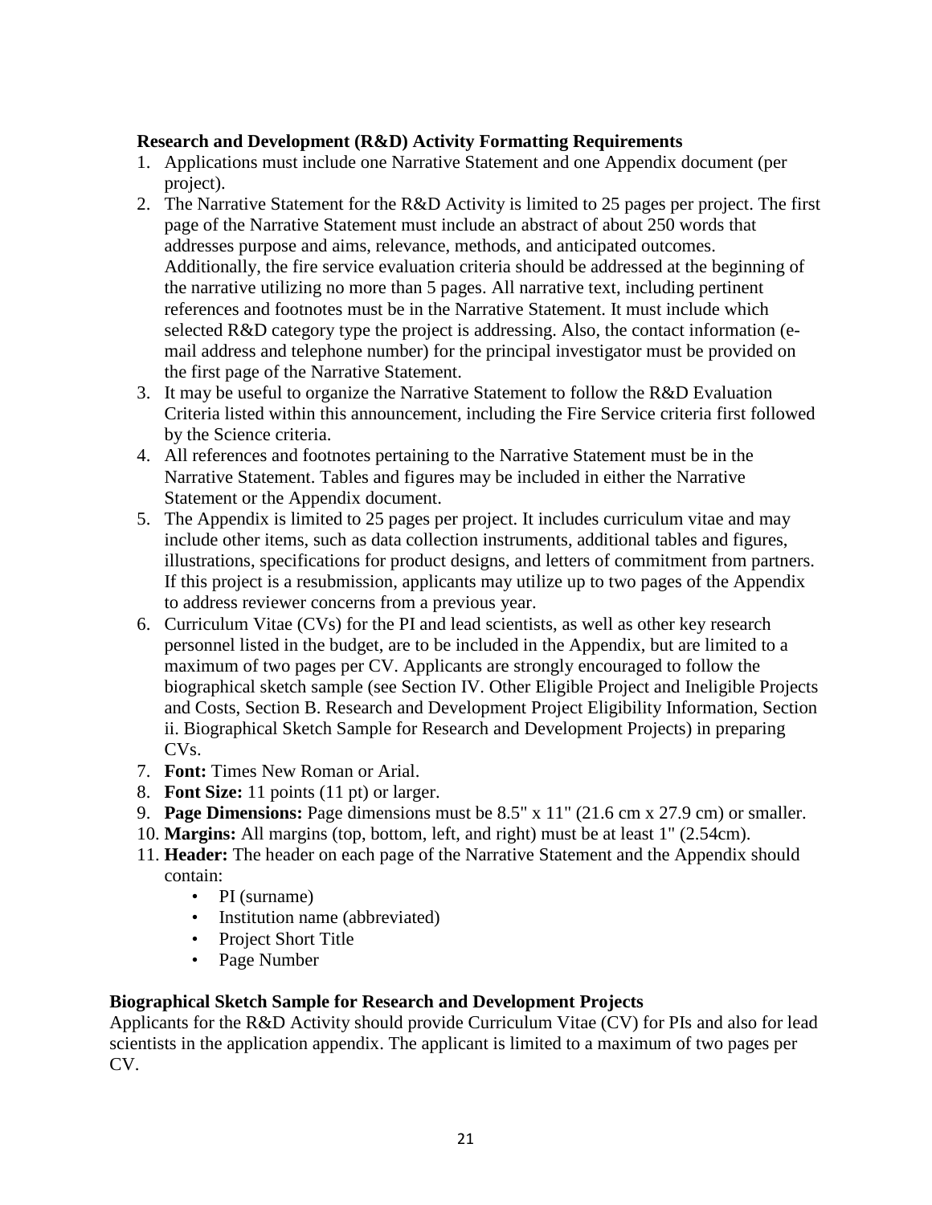**Research and Development (R&D) Activity Formatting Requirements**

1. Applications must include one Narrative Statement and one Appendix document (per project).
2. The Narrative Statement for the R&D Activity is limited to 25 pages per project. The first page of the Narrative Statement must include an abstract of about 250 words that addresses purpose and aims, relevance, methods, and anticipated outcomes. Additionally, the fire service evaluation criteria should be addressed at the beginning of the narrative utilizing no more than 5 pages. All narrative text, including pertinent references and footnotes must be in the Narrative Statement. It must include which selected R&D category type the project is addressing. Also, the contact information (e-mail address and telephone number) for the principal investigator must be provided on the first page of the Narrative Statement.
3. It may be useful to organize the Narrative Statement to follow the R&D Evaluation Criteria listed within this announcement, including the Fire Service criteria first followed by the Science criteria.
4. All references and footnotes pertaining to the Narrative Statement must be in the Narrative Statement. Tables and figures may be included in either the Narrative Statement or the Appendix document.
5. The Appendix is limited to 25 pages per project. It includes curriculum vitae and may include other items, such as data collection instruments, additional tables and figures, illustrations, specifications for product designs, and letters of commitment from partners. If this project is a resubmission, applicants may utilize up to two pages of the Appendix to address reviewer concerns from a previous year.
6. Curriculum Vitae (CVs) for the PI and lead scientists, as well as other key research personnel listed in the budget, are to be included in the Appendix, but are limited to a maximum of two pages per CV. Applicants are strongly encouraged to follow the biographical sketch sample (see Section IV. Other Eligible Project and Ineligible Projects and Costs, Section B. Research and Development Project Eligibility Information, Section ii. Biographical Sketch Sample for Research and Development Projects) in preparing CVs.
7. **Font:** Times New Roman or Arial.
8. **Font Size:** 11 points (11 pt) or larger.
9. **Page Dimensions:** Page dimensions must be 8.5" x 11" (21.6 cm x 27.9 cm) or smaller.
10. **Margins:** All margins (top, bottom, left, and right) must be at least 1" (2.54cm).
11. **Header:** The header on each page of the Narrative Statement and the Appendix should contain:
    - PI (surname)
    - Institution name (abbreviated)
    - Project Short Title
    - Page Number

**Biographical Sketch Sample for Research and Development Projects**

Applicants for the R&D Activity should provide Curriculum Vitae (CV) for PIs and also for lead scientists in the application appendix. The applicant is limited to a maximum of two pages per CV.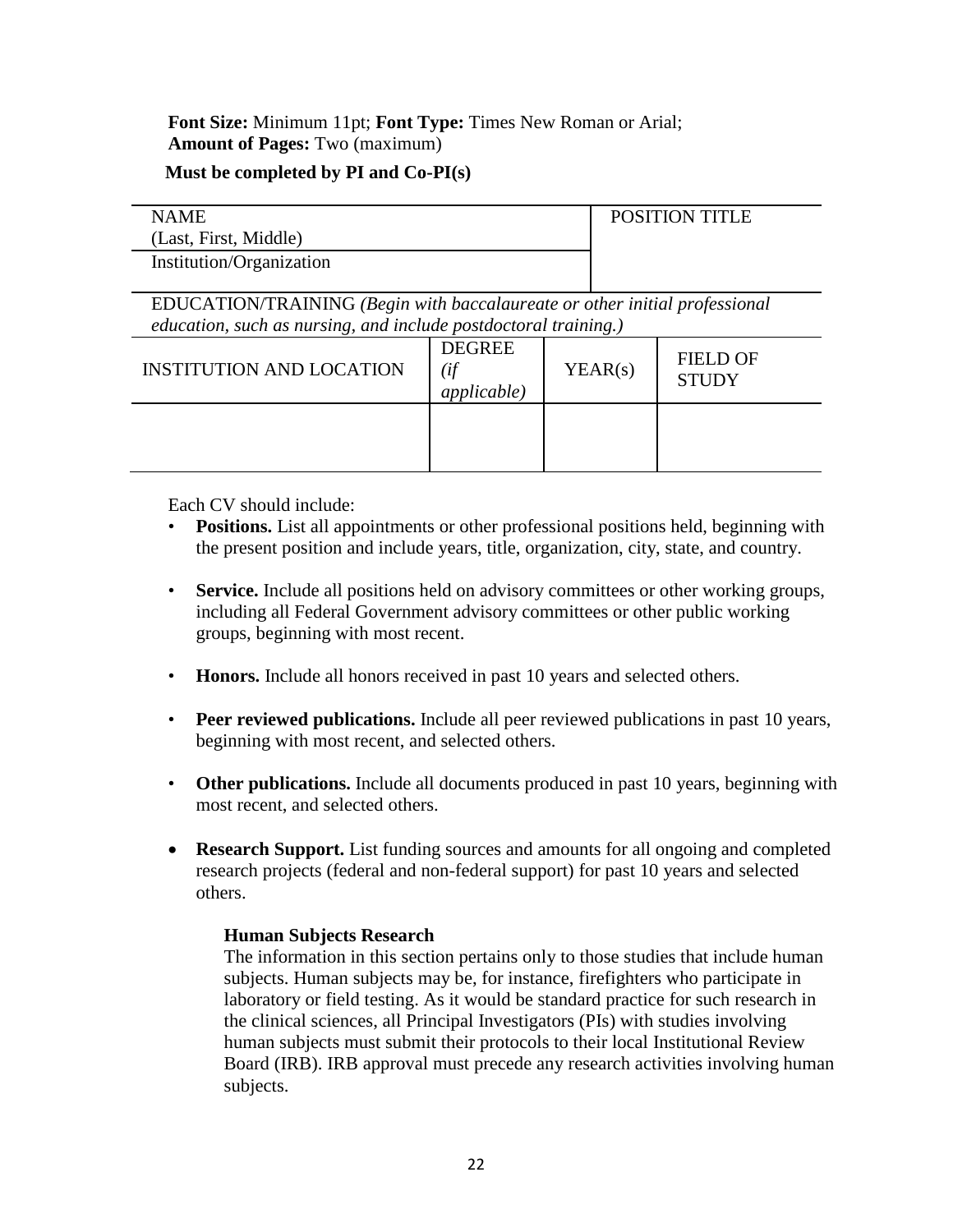**Font Size:** Minimum 11pt; **Font Type:** Times New Roman or Arial;
**Amount of Pages:** Two (maximum)

**Must be completed by PI and Co-PI(s)**

| NAME<br>(Last, First, Middle) | | | POSITION TITLE |
|---|---|---|---|
| Institution/Organization | | | |

EDUCATION/TRAINING *(Begin with baccalaureate or other initial professional education, such as nursing, and include postdoctoral training.)*

| INSTITUTION AND LOCATION | DEGREE *(if applicable)* | YEAR(s) | FIELD OF STUDY |
|---|---|---|---|
| | | | |

Each CV should include:

- **Positions.** List all appointments or other professional positions held, beginning with the present position and include years, title, organization, city, state, and country.
- **Service.** Include all positions held on advisory committees or other working groups, including all Federal Government advisory committees or other public working groups, beginning with most recent.
- **Honors.** Include all honors received in past 10 years and selected others.
- **Peer reviewed publications.** Include all peer reviewed publications in past 10 years, beginning with most recent, and selected others.
- **Other publications.** Include all documents produced in past 10 years, beginning with most recent, and selected others.
- **Research Support.** List funding sources and amounts for all ongoing and completed research projects (federal and non-federal support) for past 10 years and selected others.

**Human Subjects Research**

The information in this section pertains only to those studies that include human subjects. Human subjects may be, for instance, firefighters who participate in laboratory or field testing. As it would be standard practice for such research in the clinical sciences, all Principal Investigators (PIs) with studies involving human subjects must submit their protocols to their local Institutional Review Board (IRB). IRB approval must precede any research activities involving human subjects.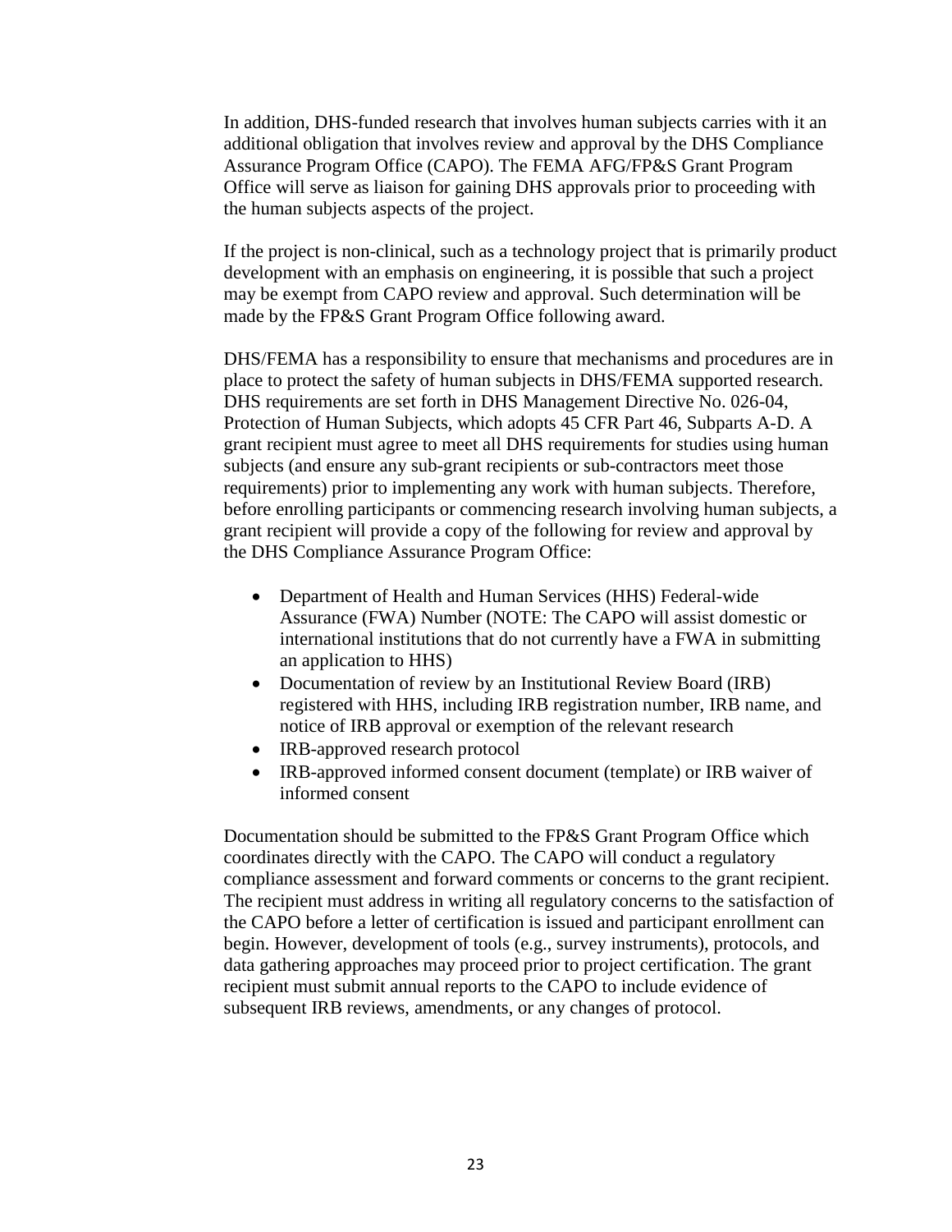In addition, DHS-funded research that involves human subjects carries with it an additional obligation that involves review and approval by the DHS Compliance Assurance Program Office (CAPO). The FEMA AFG/FP&S Grant Program Office will serve as liaison for gaining DHS approvals prior to proceeding with the human subjects aspects of the project.

If the project is non-clinical, such as a technology project that is primarily product development with an emphasis on engineering, it is possible that such a project may be exempt from CAPO review and approval. Such determination will be made by the FP&S Grant Program Office following award.

DHS/FEMA has a responsibility to ensure that mechanisms and procedures are in place to protect the safety of human subjects in DHS/FEMA supported research. DHS requirements are set forth in DHS Management Directive No. 026-04, Protection of Human Subjects, which adopts 45 CFR Part 46, Subparts A-D. A grant recipient must agree to meet all DHS requirements for studies using human subjects (and ensure any sub-grant recipients or sub-contractors meet those requirements) prior to implementing any work with human subjects. Therefore, before enrolling participants or commencing research involving human subjects, a grant recipient will provide a copy of the following for review and approval by the DHS Compliance Assurance Program Office:

- Department of Health and Human Services (HHS) Federal-wide Assurance (FWA) Number (NOTE: The CAPO will assist domestic or international institutions that do not currently have a FWA in submitting an application to HHS)
- Documentation of review by an Institutional Review Board (IRB) registered with HHS, including IRB registration number, IRB name, and notice of IRB approval or exemption of the relevant research
- IRB-approved research protocol
- IRB-approved informed consent document (template) or IRB waiver of informed consent

Documentation should be submitted to the FP&S Grant Program Office which coordinates directly with the CAPO. The CAPO will conduct a regulatory compliance assessment and forward comments or concerns to the grant recipient. The recipient must address in writing all regulatory concerns to the satisfaction of the CAPO before a letter of certification is issued and participant enrollment can begin. However, development of tools (e.g., survey instruments), protocols, and data gathering approaches may proceed prior to project certification. The grant recipient must submit annual reports to the CAPO to include evidence of subsequent IRB reviews, amendments, or any changes of protocol.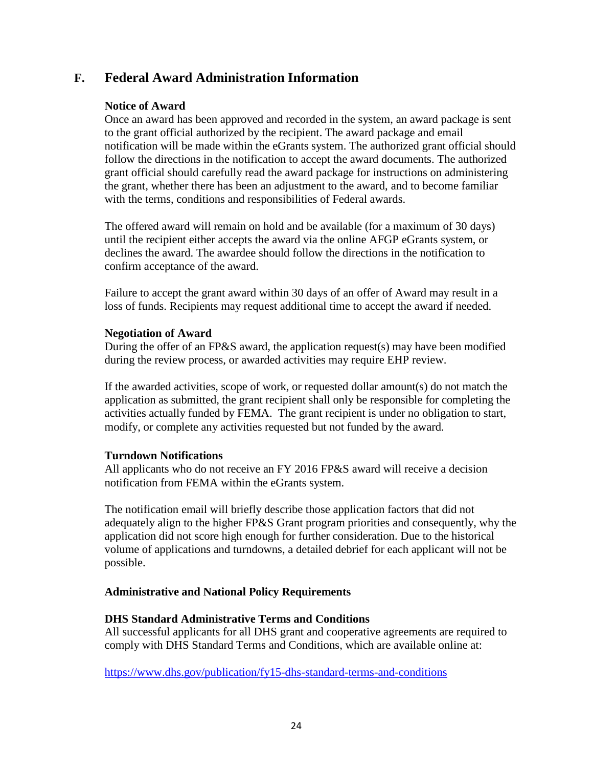## F. Federal Award Administration Information

**Notice of Award**

Once an award has been approved and recorded in the system, an award package is sent to the grant official authorized by the recipient. The award package and email notification will be made within the eGrants system. The authorized grant official should follow the directions in the notification to accept the award documents. The authorized grant official should carefully read the award package for instructions on administering the grant, whether there has been an adjustment to the award, and to become familiar with the terms, conditions and responsibilities of Federal awards.

The offered award will remain on hold and be available (for a maximum of 30 days) until the recipient either accepts the award via the online AFGP eGrants system, or declines the award. The awardee should follow the directions in the notification to confirm acceptance of the award.

Failure to accept the grant award within 30 days of an offer of Award may result in a loss of funds. Recipients may request additional time to accept the award if needed.

**Negotiation of Award**

During the offer of an FP&S award, the application request(s) may have been modified during the review process, or awarded activities may require EHP review.

If the awarded activities, scope of work, or requested dollar amount(s) do not match the application as submitted, the grant recipient shall only be responsible for completing the activities actually funded by FEMA. The grant recipient is under no obligation to start, modify, or complete any activities requested but not funded by the award.

**Turndown Notifications**

All applicants who do not receive an FY 2016 FP&S award will receive a decision notification from FEMA within the eGrants system.

The notification email will briefly describe those application factors that did not adequately align to the higher FP&S Grant program priorities and consequently, why the application did not score high enough for further consideration. Due to the historical volume of applications and turndowns, a detailed debrief for each applicant will not be possible.

**Administrative and National Policy Requirements**

**DHS Standard Administrative Terms and Conditions**

All successful applicants for all DHS grant and cooperative agreements are required to comply with DHS Standard Terms and Conditions, which are available online at:

https://www.dhs.gov/publication/fy15-dhs-standard-terms-and-conditions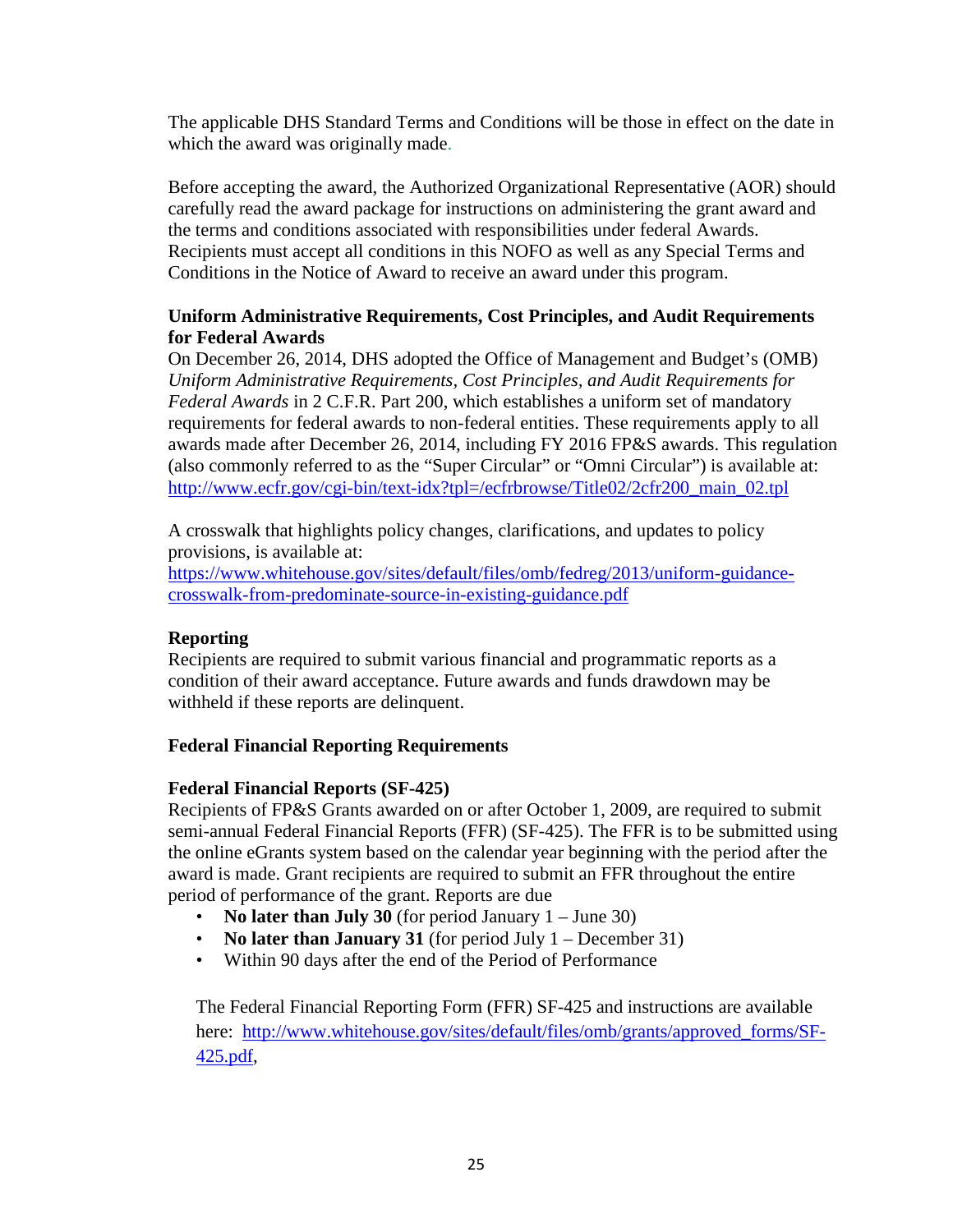The applicable DHS Standard Terms and Conditions will be those in effect on the date in which the award was originally made.

Before accepting the award, the Authorized Organizational Representative (AOR) should carefully read the award package for instructions on administering the grant award and the terms and conditions associated with responsibilities under federal Awards. Recipients must accept all conditions in this NOFO as well as any Special Terms and Conditions in the Notice of Award to receive an award under this program.

**Uniform Administrative Requirements, Cost Principles, and Audit Requirements for Federal Awards**

On December 26, 2014, DHS adopted the Office of Management and Budget's (OMB) *Uniform Administrative Requirements, Cost Principles, and Audit Requirements for Federal Awards* in 2 C.F.R. Part 200, which establishes a uniform set of mandatory requirements for federal awards to non-federal entities. These requirements apply to all awards made after December 26, 2014, including FY 2016 FP&S awards. This regulation (also commonly referred to as the "Super Circular" or "Omni Circular") is available at: http://www.ecfr.gov/cgi-bin/text-idx?tpl=/ecfrbrowse/Title02/2cfr200_main_02.tpl

A crosswalk that highlights policy changes, clarifications, and updates to policy provisions, is available at: https://www.whitehouse.gov/sites/default/files/omb/fedreg/2013/uniform-guidance-crosswalk-from-predominate-source-in-existing-guidance.pdf

**Reporting**

Recipients are required to submit various financial and programmatic reports as a condition of their award acceptance. Future awards and funds drawdown may be withheld if these reports are delinquent.

**Federal Financial Reporting Requirements**

**Federal Financial Reports (SF-425)**

Recipients of FP&S Grants awarded on or after October 1, 2009, are required to submit semi-annual Federal Financial Reports (FFR) (SF-425). The FFR is to be submitted using the online eGrants system based on the calendar year beginning with the period after the award is made. Grant recipients are required to submit an FFR throughout the entire period of performance of the grant. Reports are due

- **No later than July 30** (for period January 1 – June 30)
- **No later than January 31** (for period July 1 – December 31)
- Within 90 days after the end of the Period of Performance

The Federal Financial Reporting Form (FFR) SF-425 and instructions are available here: http://www.whitehouse.gov/sites/default/files/omb/grants/approved_forms/SF-425.pdf,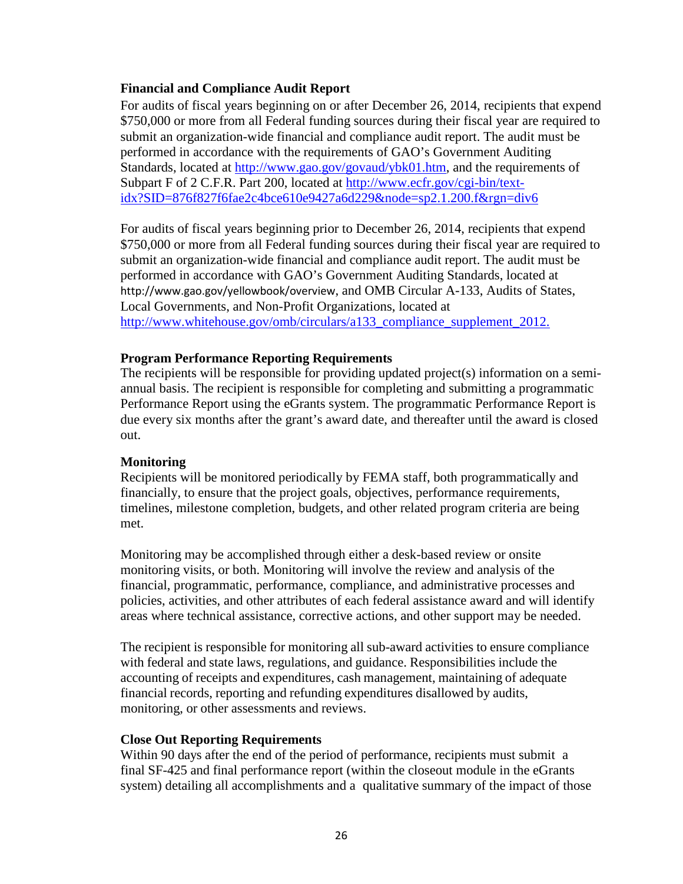**Financial and Compliance Audit Report**

For audits of fiscal years beginning on or after December 26, 2014, recipients that expend $750,000 or more from all Federal funding sources during their fiscal year are required to submit an organization-wide financial and compliance audit report. The audit must be performed in accordance with the requirements of GAO's Government Auditing Standards, located at http://www.gao.gov/govaud/ybk01.htm, and the requirements of Subpart F of 2 C.F.R. Part 200, located at http://www.ecfr.gov/cgi-bin/text-idx?SID=876f827f6fae2c4bce610e9427a6d229&node=sp2.1.200.f&rgn=div6

For audits of fiscal years beginning prior to December 26, 2014, recipients that expend $750,000 or more from all Federal funding sources during their fiscal year are required to submit an organization-wide financial and compliance audit report. The audit must be performed in accordance with GAO's Government Auditing Standards, located at http://www.gao.gov/yellowbook/overview, and OMB Circular A-133, Audits of States, Local Governments, and Non-Profit Organizations, located at http://www.whitehouse.gov/omb/circulars/a133_compliance_supplement_2012.

**Program Performance Reporting Requirements**

The recipients will be responsible for providing updated project(s) information on a semi-annual basis. The recipient is responsible for completing and submitting a programmatic Performance Report using the eGrants system. The programmatic Performance Report is due every six months after the grant's award date, and thereafter until the award is closed out.

**Monitoring**

Recipients will be monitored periodically by FEMA staff, both programmatically and financially, to ensure that the project goals, objectives, performance requirements, timelines, milestone completion, budgets, and other related program criteria are being met.

Monitoring may be accomplished through either a desk-based review or onsite monitoring visits, or both. Monitoring will involve the review and analysis of the financial, programmatic, performance, compliance, and administrative processes and policies, activities, and other attributes of each federal assistance award and will identify areas where technical assistance, corrective actions, and other support may be needed.

The recipient is responsible for monitoring all sub-award activities to ensure compliance with federal and state laws, regulations, and guidance. Responsibilities include the accounting of receipts and expenditures, cash management, maintaining of adequate financial records, reporting and refunding expenditures disallowed by audits, monitoring, or other assessments and reviews.

**Close Out Reporting Requirements**

Within 90 days after the end of the period of performance, recipients must submit a final SF-425 and final performance report (within the closeout module in the eGrants system) detailing all accomplishments and a qualitative summary of the impact of those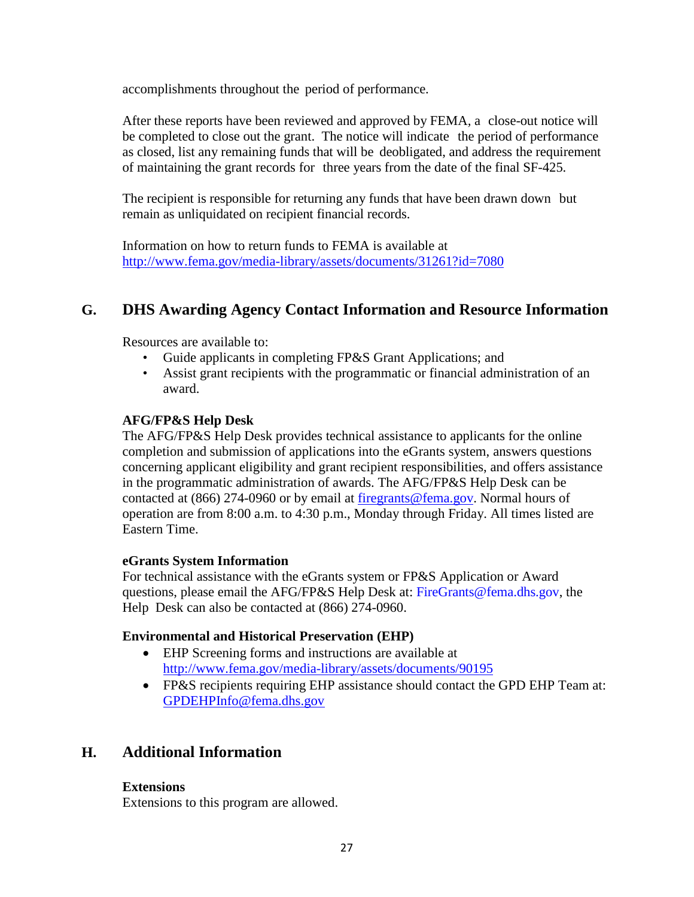accomplishments throughout the period of performance.

After these reports have been reviewed and approved by FEMA, a close-out notice will be completed to close out the grant. The notice will indicate the period of performance as closed, list any remaining funds that will be deobligated, and address the requirement of maintaining the grant records for three years from the date of the final SF-425.

The recipient is responsible for returning any funds that have been drawn down but remain as unliquidated on recipient financial records.

Information on how to return funds to FEMA is available at http://www.fema.gov/media-library/assets/documents/31261?id=7080

## G. DHS Awarding Agency Contact Information and Resource Information

Resources are available to:

- Guide applicants in completing FP&S Grant Applications; and
- Assist grant recipients with the programmatic or financial administration of an award.

**AFG/FP&S Help Desk**

The AFG/FP&S Help Desk provides technical assistance to applicants for the online completion and submission of applications into the eGrants system, answers questions concerning applicant eligibility and grant recipient responsibilities, and offers assistance in the programmatic administration of awards. The AFG/FP&S Help Desk can be contacted at (866) 274-0960 or by email at firegrants@fema.gov. Normal hours of operation are from 8:00 a.m. to 4:30 p.m., Monday through Friday. All times listed are Eastern Time.

**eGrants System Information**

For technical assistance with the eGrants system or FP&S Application or Award questions, please email the AFG/FP&S Help Desk at: FireGrants@fema.dhs.gov, the Help Desk can also be contacted at (866) 274-0960.

**Environmental and Historical Preservation (EHP)**

- EHP Screening forms and instructions are available at http://www.fema.gov/media-library/assets/documents/90195
- FP&S recipients requiring EHP assistance should contact the GPD EHP Team at: GPDEHPInfo@fema.dhs.gov

## H. Additional Information

**Extensions**

Extensions to this program are allowed.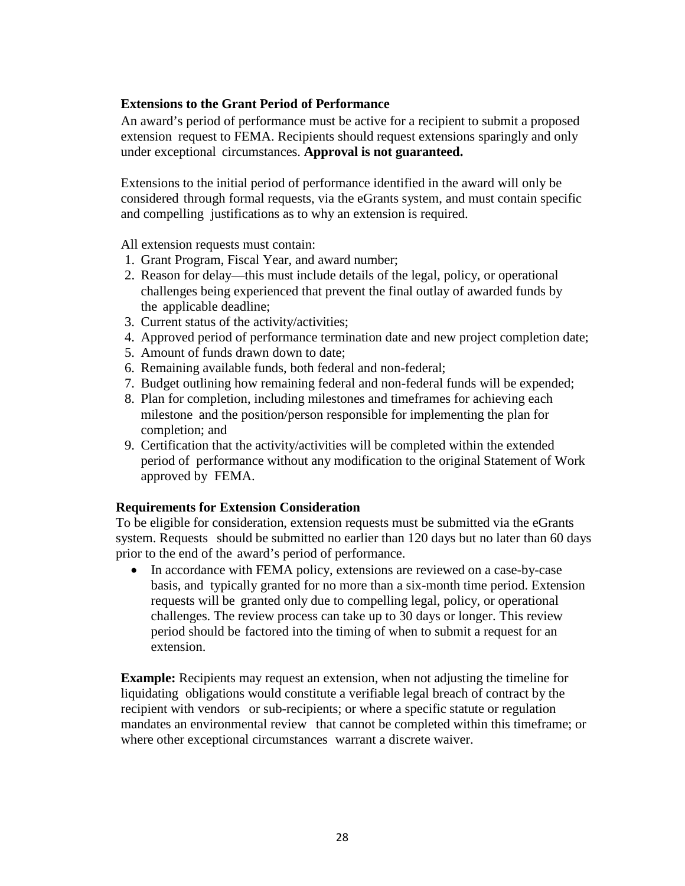**Extensions to the Grant Period of Performance**

An award's period of performance must be active for a recipient to submit a proposed extension request to FEMA. Recipients should request extensions sparingly and only under exceptional circumstances. **Approval is not guaranteed.**

Extensions to the initial period of performance identified in the award will only be considered through formal requests, via the eGrants system, and must contain specific and compelling justifications as to why an extension is required.

All extension requests must contain:

1. Grant Program, Fiscal Year, and award number;
2. Reason for delay—this must include details of the legal, policy, or operational challenges being experienced that prevent the final outlay of awarded funds by the applicable deadline;
3. Current status of the activity/activities;
4. Approved period of performance termination date and new project completion date;
5. Amount of funds drawn down to date;
6. Remaining available funds, both federal and non-federal;
7. Budget outlining how remaining federal and non-federal funds will be expended;
8. Plan for completion, including milestones and timeframes for achieving each milestone and the position/person responsible for implementing the plan for completion; and
9. Certification that the activity/activities will be completed within the extended period of performance without any modification to the original Statement of Work approved by FEMA.

**Requirements for Extension Consideration**

To be eligible for consideration, extension requests must be submitted via the eGrants system. Requests should be submitted no earlier than 120 days but no later than 60 days prior to the end of the award's period of performance.

- In accordance with FEMA policy, extensions are reviewed on a case-by-case basis, and typically granted for no more than a six-month time period. Extension requests will be granted only due to compelling legal, policy, or operational challenges. The review process can take up to 30 days or longer. This review period should be factored into the timing of when to submit a request for an extension.

**Example:** Recipients may request an extension, when not adjusting the timeline for liquidating obligations would constitute a verifiable legal breach of contract by the recipient with vendors or sub-recipients; or where a specific statute or regulation mandates an environmental review that cannot be completed within this timeframe; or where other exceptional circumstances warrant a discrete waiver.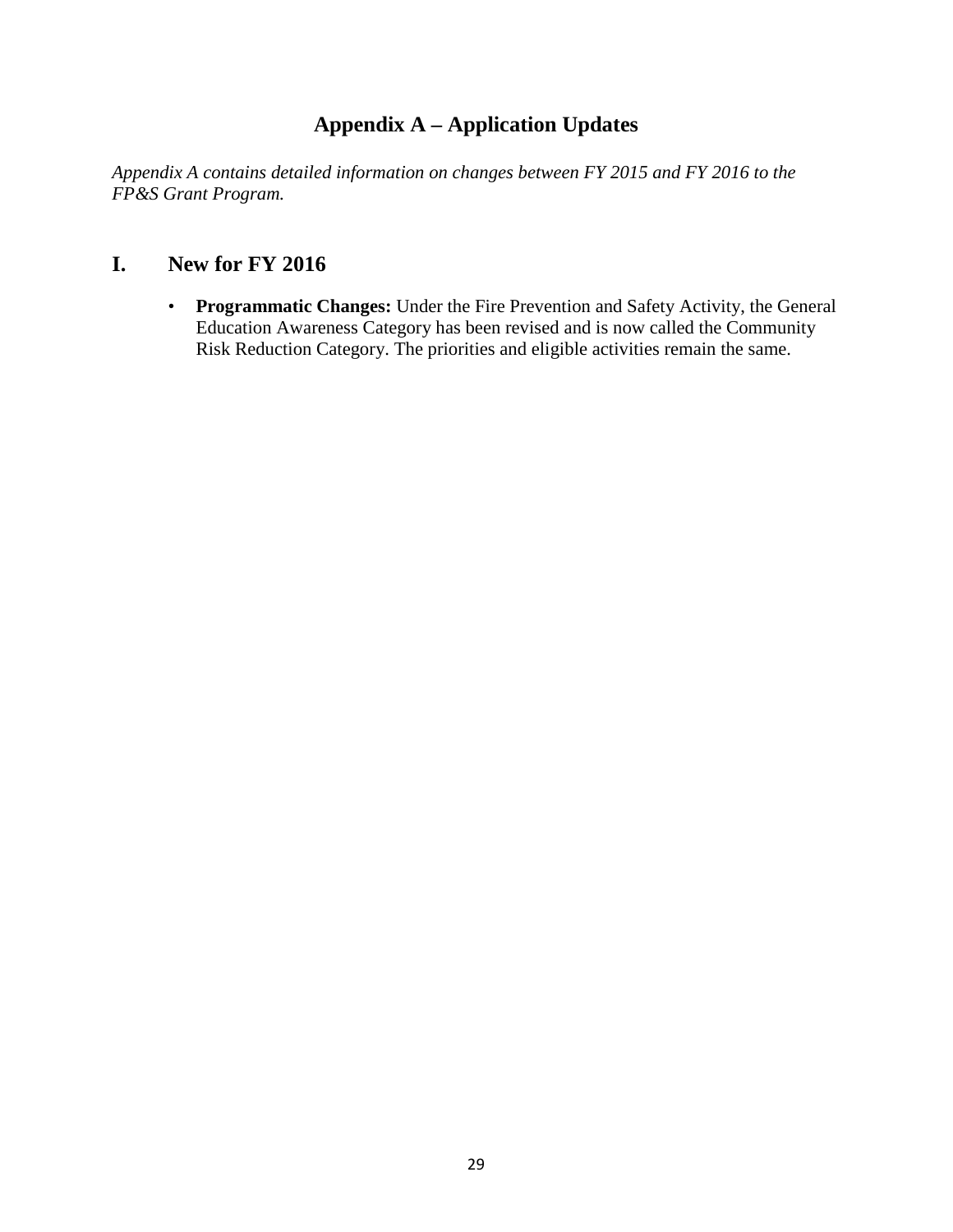# Appendix A – Application Updates

*Appendix A contains detailed information on changes between FY 2015 and FY 2016 to the FP&S Grant Program.*

## I. New for FY 2016

- **Programmatic Changes:** Under the Fire Prevention and Safety Activity, the General Education Awareness Category has been revised and is now called the Community Risk Reduction Category. The priorities and eligible activities remain the same.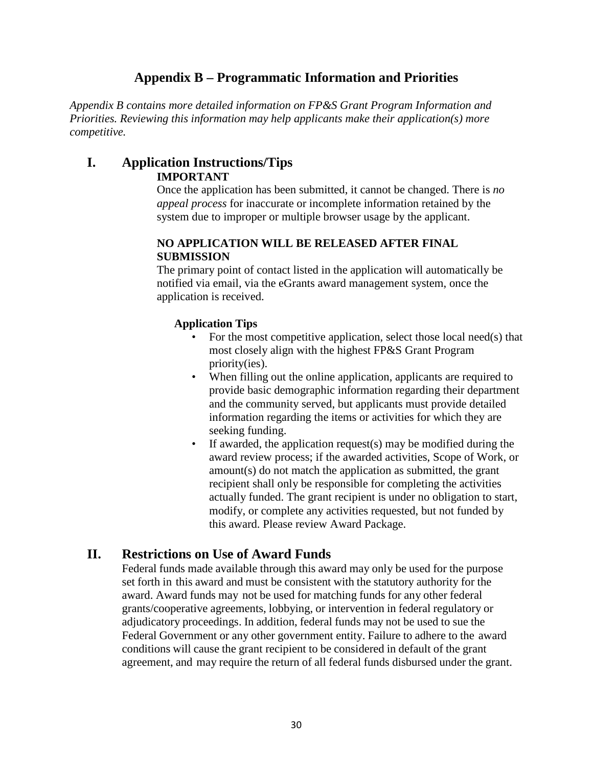# Appendix B – Programmatic Information and Priorities

*Appendix B contains more detailed information on FP&S Grant Program Information and Priorities. Reviewing this information may help applicants make their application(s) more competitive.*

## I. Application Instructions/Tips

**IMPORTANT**

Once the application has been submitted, it cannot be changed. There is *no appeal process* for inaccurate or incomplete information retained by the system due to improper or multiple browser usage by the applicant.

**NO APPLICATION WILL BE RELEASED AFTER FINAL SUBMISSION**

The primary point of contact listed in the application will automatically be notified via email, via the eGrants award management system, once the application is received.

**Application Tips**

- For the most competitive application, select those local need(s) that most closely align with the highest FP&S Grant Program priority(ies).
- When filling out the online application, applicants are required to provide basic demographic information regarding their department and the community served, but applicants must provide detailed information regarding the items or activities for which they are seeking funding.
- If awarded, the application request(s) may be modified during the award review process; if the awarded activities, Scope of Work, or amount(s) do not match the application as submitted, the grant recipient shall only be responsible for completing the activities actually funded. The grant recipient is under no obligation to start, modify, or complete any activities requested, but not funded by this award. Please review Award Package.

## II. Restrictions on Use of Award Funds

Federal funds made available through this award may only be used for the purpose set forth in this award and must be consistent with the statutory authority for the award. Award funds may not be used for matching funds for any other federal grants/cooperative agreements, lobbying, or intervention in federal regulatory or adjudicatory proceedings. In addition, federal funds may not be used to sue the Federal Government or any other government entity. Failure to adhere to the award conditions will cause the grant recipient to be considered in default of the grant agreement, and may require the return of all federal funds disbursed under the grant.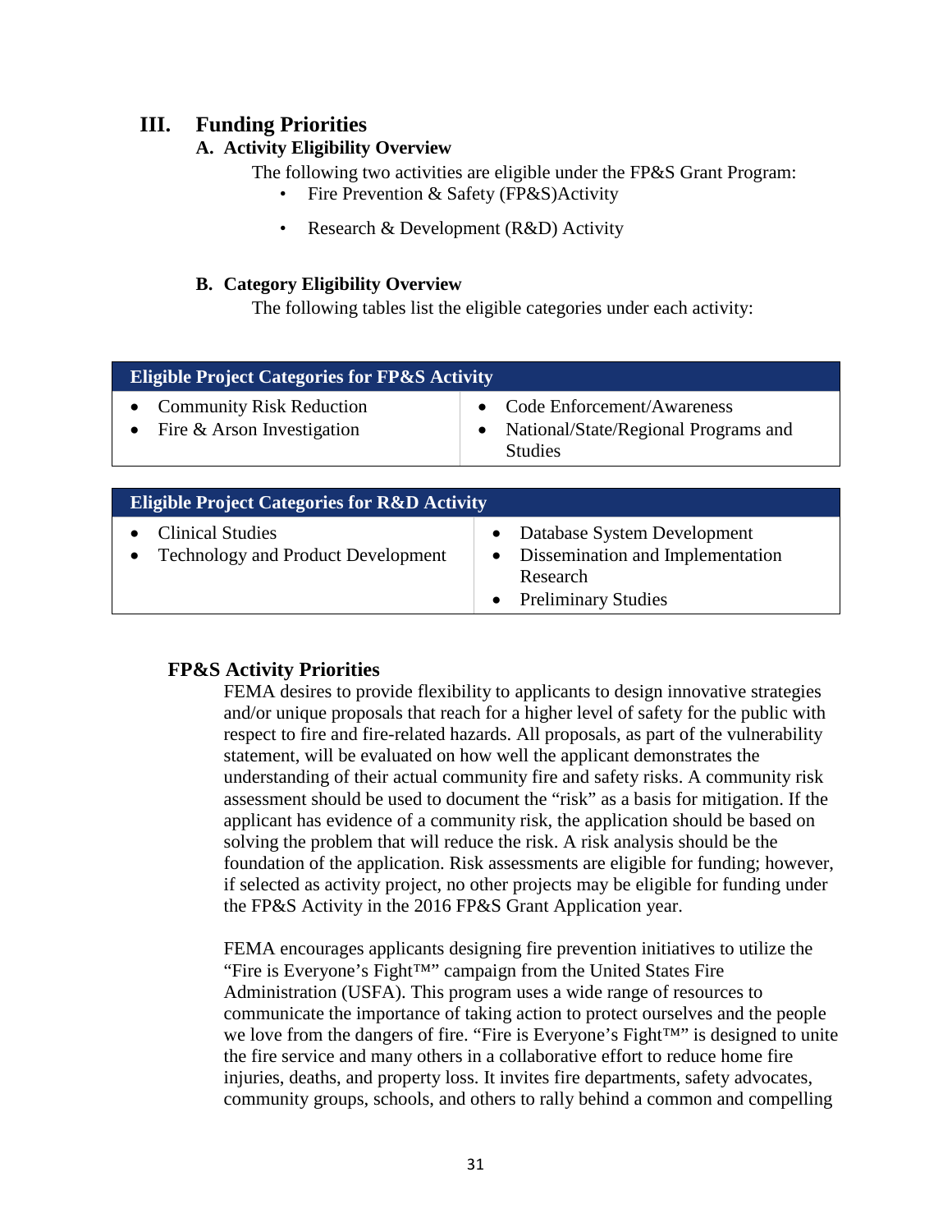# III. Funding Priorities

## A. Activity Eligibility Overview

The following two activities are eligible under the FP&S Grant Program:

- Fire Prevention & Safety (FP&S)Activity
- Research & Development (R&D) Activity

## B. Category Eligibility Overview

The following tables list the eligible categories under each activity:

| Eligible Project Categories for FP&S Activity | |
|---|---|
| • Community Risk Reduction<br>• Fire & Arson Investigation | • Code Enforcement/Awareness<br>• National/State/Regional Programs and Studies |

| Eligible Project Categories for R&D Activity | |
|---|---|
| • Clinical Studies<br>• Technology and Product Development | • Database System Development<br>• Dissemination and Implementation Research<br>• Preliminary Studies |

### FP&S Activity Priorities

FEMA desires to provide flexibility to applicants to design innovative strategies and/or unique proposals that reach for a higher level of safety for the public with respect to fire and fire-related hazards. All proposals, as part of the vulnerability statement, will be evaluated on how well the applicant demonstrates the understanding of their actual community fire and safety risks. A community risk assessment should be used to document the "risk" as a basis for mitigation. If the applicant has evidence of a community risk, the application should be based on solving the problem that will reduce the risk. A risk analysis should be the foundation of the application. Risk assessments are eligible for funding; however, if selected as activity project, no other projects may be eligible for funding under the FP&S Activity in the 2016 FP&S Grant Application year.

FEMA encourages applicants designing fire prevention initiatives to utilize the "Fire is Everyone's Fight™" campaign from the United States Fire Administration (USFA). This program uses a wide range of resources to communicate the importance of taking action to protect ourselves and the people we love from the dangers of fire. "Fire is Everyone's Fight™" is designed to unite the fire service and many others in a collaborative effort to reduce home fire injuries, deaths, and property loss. It invites fire departments, safety advocates, community groups, schools, and others to rally behind a common and compelling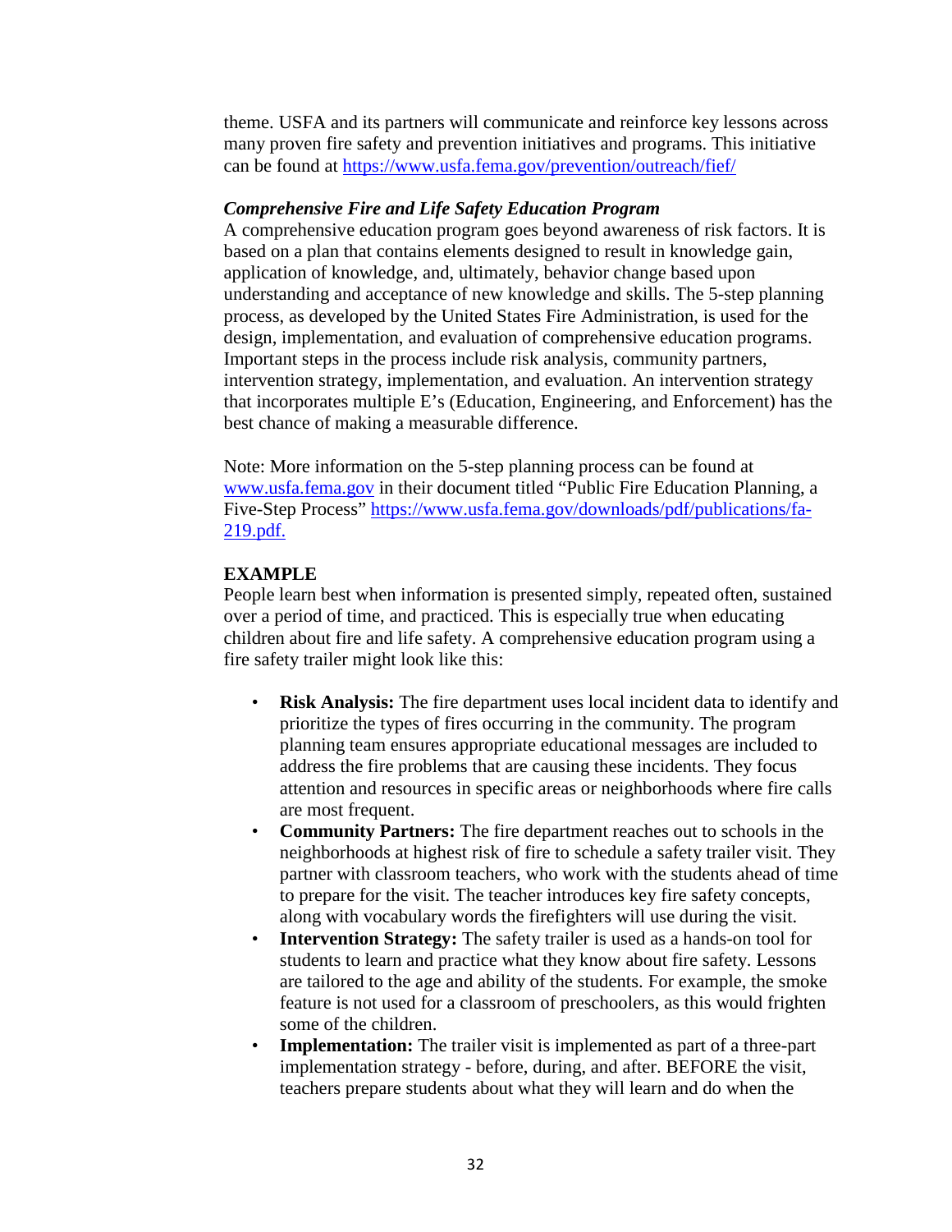theme. USFA and its partners will communicate and reinforce key lessons across many proven fire safety and prevention initiatives and programs. This initiative can be found at https://www.usfa.fema.gov/prevention/outreach/fief/

***Comprehensive Fire and Life Safety Education Program***

A comprehensive education program goes beyond awareness of risk factors. It is based on a plan that contains elements designed to result in knowledge gain, application of knowledge, and, ultimately, behavior change based upon understanding and acceptance of new knowledge and skills. The 5-step planning process, as developed by the United States Fire Administration, is used for the design, implementation, and evaluation of comprehensive education programs. Important steps in the process include risk analysis, community partners, intervention strategy, implementation, and evaluation. An intervention strategy that incorporates multiple E's (Education, Engineering, and Enforcement) has the best chance of making a measurable difference.

Note: More information on the 5-step planning process can be found at www.usfa.fema.gov in their document titled "Public Fire Education Planning, a Five-Step Process" https://www.usfa.fema.gov/downloads/pdf/publications/fa-219.pdf.

**EXAMPLE**

People learn best when information is presented simply, repeated often, sustained over a period of time, and practiced. This is especially true when educating children about fire and life safety. A comprehensive education program using a fire safety trailer might look like this:

- **Risk Analysis:** The fire department uses local incident data to identify and prioritize the types of fires occurring in the community. The program planning team ensures appropriate educational messages are included to address the fire problems that are causing these incidents. They focus attention and resources in specific areas or neighborhoods where fire calls are most frequent.
- **Community Partners:** The fire department reaches out to schools in the neighborhoods at highest risk of fire to schedule a safety trailer visit. They partner with classroom teachers, who work with the students ahead of time to prepare for the visit. The teacher introduces key fire safety concepts, along with vocabulary words the firefighters will use during the visit.
- **Intervention Strategy:** The safety trailer is used as a hands-on tool for students to learn and practice what they know about fire safety. Lessons are tailored to the age and ability of the students. For example, the smoke feature is not used for a classroom of preschoolers, as this would frighten some of the children.
- **Implementation:** The trailer visit is implemented as part of a three-part implementation strategy - before, during, and after. BEFORE the visit, teachers prepare students about what they will learn and do when the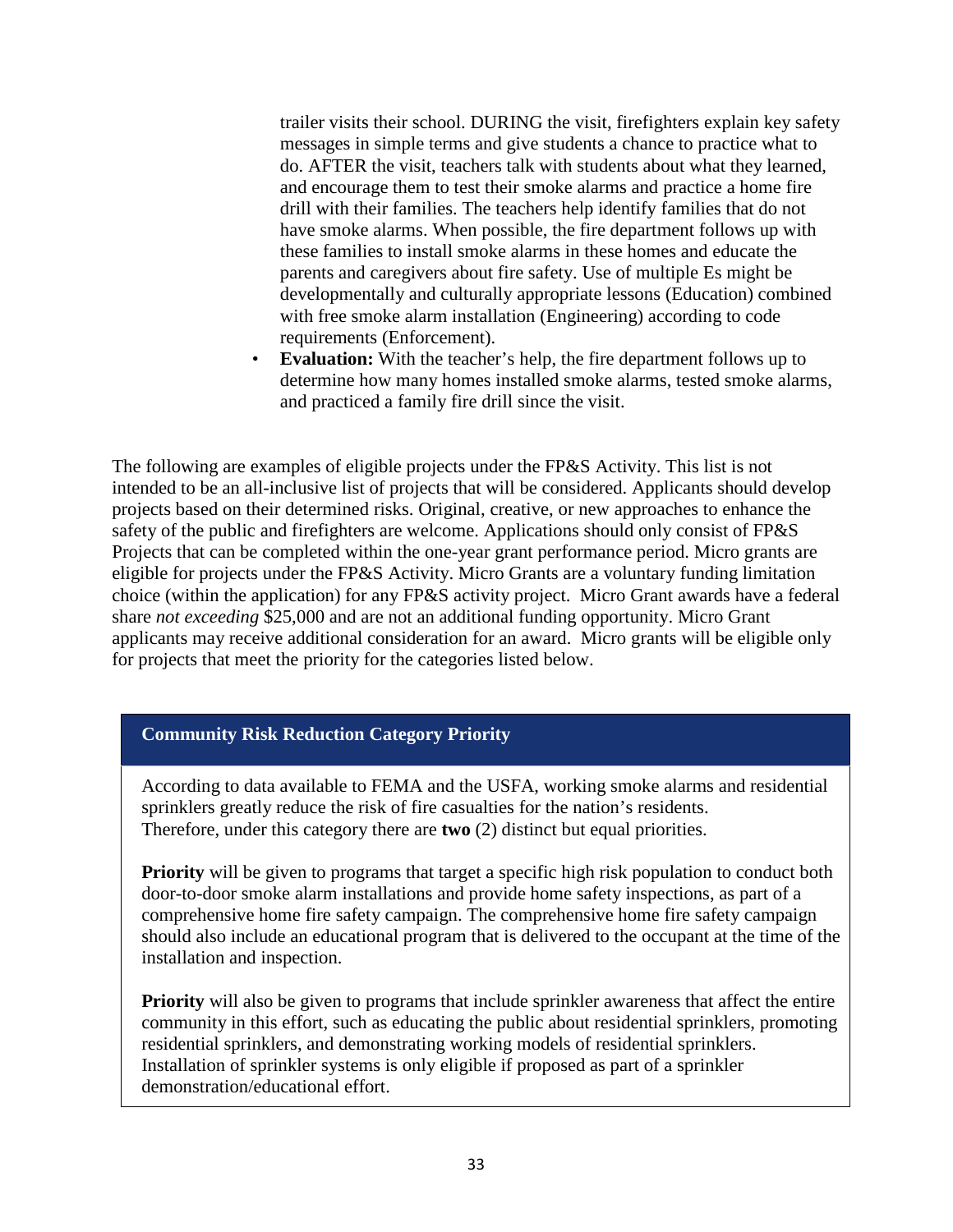trailer visits their school. DURING the visit, firefighters explain key safety messages in simple terms and give students a chance to practice what to do. AFTER the visit, teachers talk with students about what they learned, and encourage them to test their smoke alarms and practice a home fire drill with their families. The teachers help identify families that do not have smoke alarms. When possible, the fire department follows up with these families to install smoke alarms in these homes and educate the parents and caregivers about fire safety. Use of multiple Es might be developmentally and culturally appropriate lessons (Education) combined with free smoke alarm installation (Engineering) according to code requirements (Enforcement).

- **Evaluation:** With the teacher's help, the fire department follows up to determine how many homes installed smoke alarms, tested smoke alarms, and practiced a family fire drill since the visit.

The following are examples of eligible projects under the FP&S Activity. This list is not intended to be an all-inclusive list of projects that will be considered. Applicants should develop projects based on their determined risks. Original, creative, or new approaches to enhance the safety of the public and firefighters are welcome. Applications should only consist of FP&S Projects that can be completed within the one-year grant performance period. Micro grants are eligible for projects under the FP&S Activity. Micro Grants are a voluntary funding limitation choice (within the application) for any FP&S activity project. Micro Grant awards have a federal share *not exceeding* $25,000 and are not an additional funding opportunity. Micro Grant applicants may receive additional consideration for an award. Micro grants will be eligible only for projects that meet the priority for the categories listed below.

### Community Risk Reduction Category Priority

According to data available to FEMA and the USFA, working smoke alarms and residential sprinklers greatly reduce the risk of fire casualties for the nation's residents. Therefore, under this category there are **two** (2) distinct but equal priorities.

**Priority** will be given to programs that target a specific high risk population to conduct both door-to-door smoke alarm installations and provide home safety inspections, as part of a comprehensive home fire safety campaign. The comprehensive home fire safety campaign should also include an educational program that is delivered to the occupant at the time of the installation and inspection.

**Priority** will also be given to programs that include sprinkler awareness that affect the entire community in this effort, such as educating the public about residential sprinklers, promoting residential sprinklers, and demonstrating working models of residential sprinklers. Installation of sprinkler systems is only eligible if proposed as part of a sprinkler demonstration/educational effort.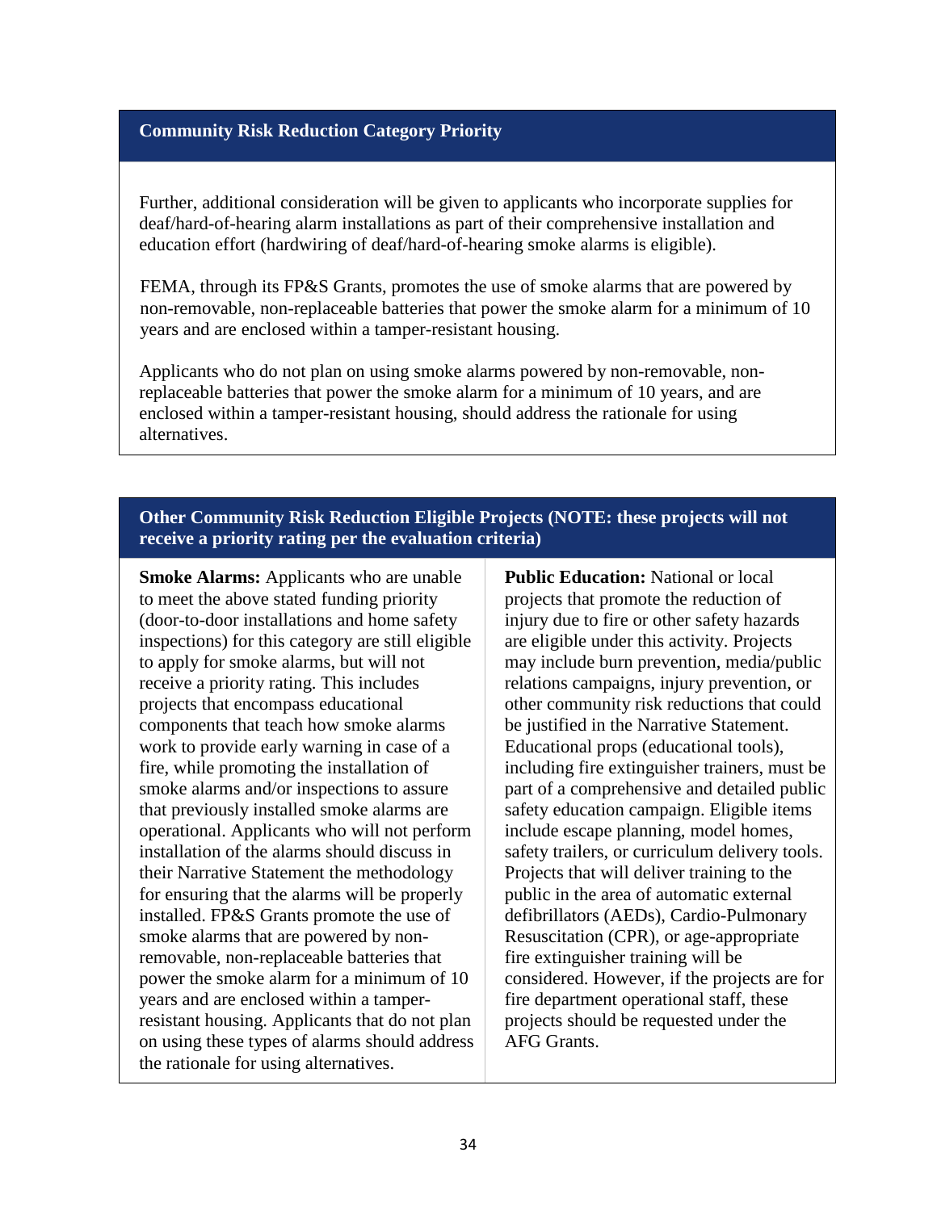### Community Risk Reduction Category Priority

Further, additional consideration will be given to applicants who incorporate supplies for deaf/hard-of-hearing alarm installations as part of their comprehensive installation and education effort (hardwiring of deaf/hard-of-hearing smoke alarms is eligible).

FEMA, through its FP&S Grants, promotes the use of smoke alarms that are powered by non-removable, non-replaceable batteries that power the smoke alarm for a minimum of 10 years and are enclosed within a tamper-resistant housing.

Applicants who do not plan on using smoke alarms powered by non-removable, non-replaceable batteries that power the smoke alarm for a minimum of 10 years, and are enclosed within a tamper-resistant housing, should address the rationale for using alternatives.

### Other Community Risk Reduction Eligible Projects (NOTE: these projects will not receive a priority rating per the evaluation criteria)

**Smoke Alarms:** Applicants who are unable to meet the above stated funding priority (door-to-door installations and home safety inspections) for this category are still eligible to apply for smoke alarms, but will not receive a priority rating. This includes projects that encompass educational components that teach how smoke alarms work to provide early warning in case of a fire, while promoting the installation of smoke alarms and/or inspections to assure that previously installed smoke alarms are operational. Applicants who will not perform installation of the alarms should discuss in their Narrative Statement the methodology for ensuring that the alarms will be properly installed. FP&S Grants promote the use of smoke alarms that are powered by non-removable, non-replaceable batteries that power the smoke alarm for a minimum of 10 years and are enclosed within a tamper-resistant housing. Applicants that do not plan on using these types of alarms should address the rationale for using alternatives.

**Public Education:** National or local projects that promote the reduction of injury due to fire or other safety hazards are eligible under this activity. Projects may include burn prevention, media/public relations campaigns, injury prevention, or other community risk reductions that could be justified in the Narrative Statement. Educational props (educational tools), including fire extinguisher trainers, must be part of a comprehensive and detailed public safety education campaign. Eligible items include escape planning, model homes, safety trailers, or curriculum delivery tools. Projects that will deliver training to the public in the area of automatic external defibrillators (AEDs), Cardio-Pulmonary Resuscitation (CPR), or age-appropriate fire extinguisher training will be considered. However, if the projects are for fire department operational staff, these projects should be requested under the AFG Grants.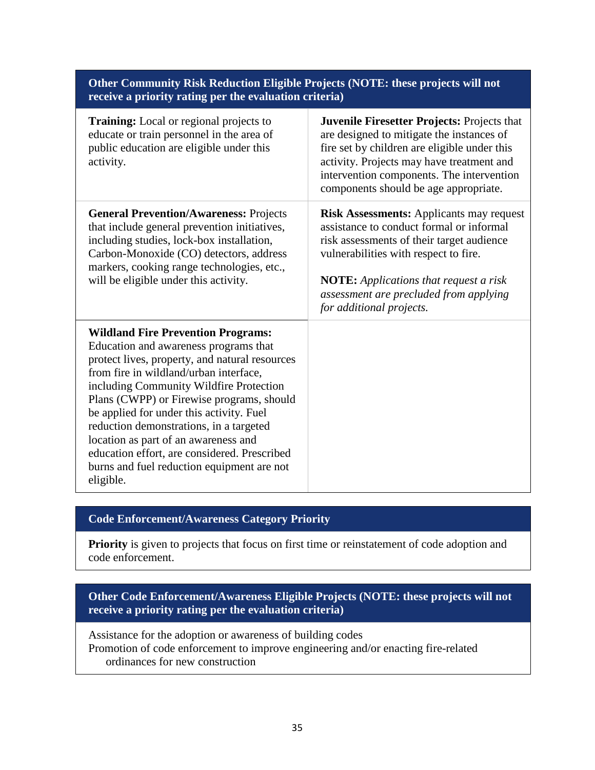| Other Community Risk Reduction Eligible Projects (NOTE: these projects will not receive a priority rating per the evaluation criteria) | |
|---|---|
| **Training:** Local or regional projects to educate or train personnel in the area of public education are eligible under this activity. | **Juvenile Firesetter Projects:** Projects that are designed to mitigate the instances of fire set by children are eligible under this activity. Projects may have treatment and intervention components. The intervention components should be age appropriate. |
| **General Prevention/Awareness:** Projects that include general prevention initiatives, including studies, lock-box installation, Carbon-Monoxide (CO) detectors, address markers, cooking range technologies, etc., will be eligible under this activity. | **Risk Assessments:** Applicants may request assistance to conduct formal or informal risk assessments of their target audience vulnerabilities with respect to fire.<br><br>**NOTE:** *Applications that request a risk assessment are precluded from applying for additional projects.* |
| **Wildland Fire Prevention Programs:** Education and awareness programs that protect lives, property, and natural resources from fire in wildland/urban interface, including Community Wildfire Protection Plans (CWPP) or Firewise programs, should be applied for under this activity. Fuel reduction demonstrations, in a targeted location as part of an awareness and education effort, are considered. Prescribed burns and fuel reduction equipment are not eligible. | |

| Code Enforcement/Awareness Category Priority |
|---|
| **Priority** is given to projects that focus on first time or reinstatement of code adoption and code enforcement. |

| Other Code Enforcement/Awareness Eligible Projects (NOTE: these projects will not receive a priority rating per the evaluation criteria) |
|---|
| Assistance for the adoption or awareness of building codes<br>Promotion of code enforcement to improve engineering and/or enacting fire-related ordinances for new construction |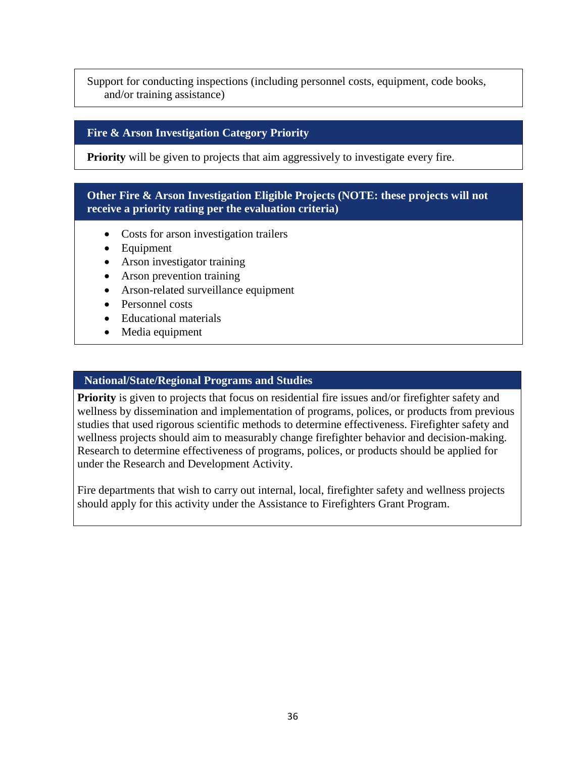Support for conducting inspections (including personnel costs, equipment, code books, and/or training assistance)

### Fire & Arson Investigation Category Priority

**Priority** will be given to projects that aim aggressively to investigate every fire.

### Other Fire & Arson Investigation Eligible Projects (NOTE: these projects will not receive a priority rating per the evaluation criteria)

- Costs for arson investigation trailers
- Equipment
- Arson investigator training
- Arson prevention training
- Arson-related surveillance equipment
- Personnel costs
- Educational materials
- Media equipment

### National/State/Regional Programs and Studies

**Priority** is given to projects that focus on residential fire issues and/or firefighter safety and wellness by dissemination and implementation of programs, polices, or products from previous studies that used rigorous scientific methods to determine effectiveness. Firefighter safety and wellness projects should aim to measurably change firefighter behavior and decision-making. Research to determine effectiveness of programs, polices, or products should be applied for under the Research and Development Activity.

Fire departments that wish to carry out internal, local, firefighter safety and wellness projects should apply for this activity under the Assistance to Firefighters Grant Program.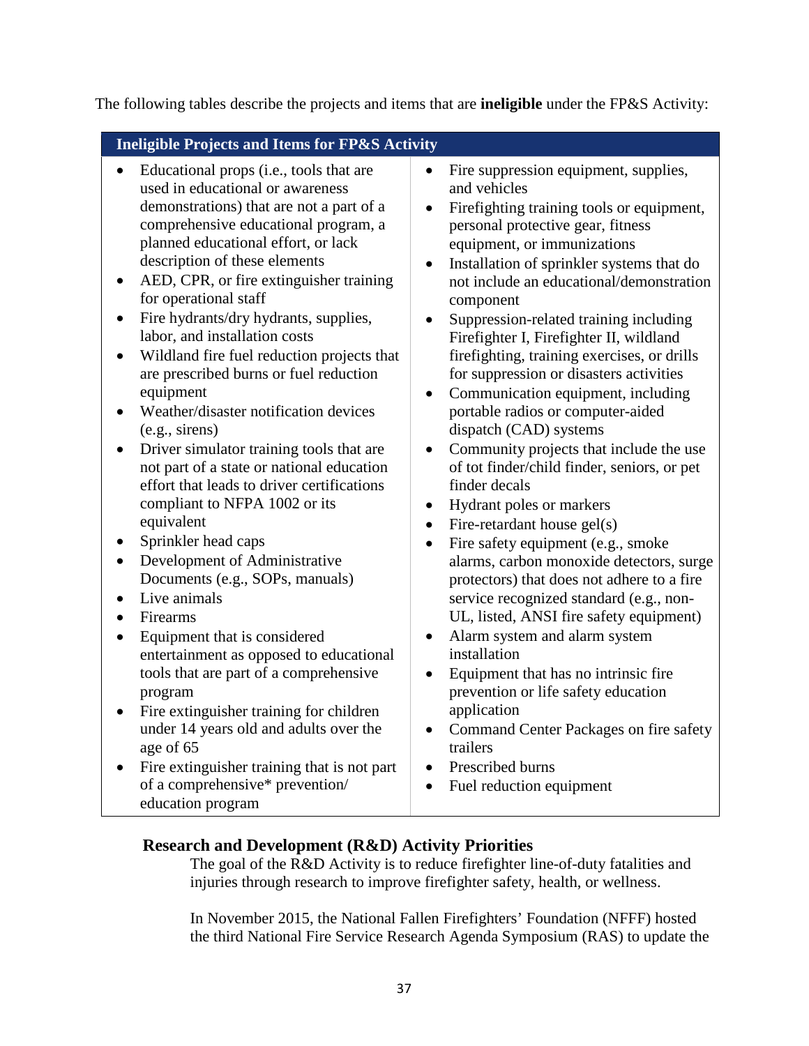The following tables describe the projects and items that are **ineligible** under the FP&S Activity:

| Ineligible Projects and Items for FP&S Activity | |
|---|---|
| • Educational props (i.e., tools that are used in educational or awareness demonstrations) that are not a part of a comprehensive educational program, a planned educational effort, or lack description of these elements<br>• AED, CPR, or fire extinguisher training for operational staff<br>• Fire hydrants/dry hydrants, supplies, labor, and installation costs<br>• Wildland fire fuel reduction projects that are prescribed burns or fuel reduction equipment<br>• Weather/disaster notification devices (e.g., sirens)<br>• Driver simulator training tools that are not part of a state or national education effort that leads to driver certifications compliant to NFPA 1002 or its equivalent<br>• Sprinkler head caps<br>• Development of Administrative Documents (e.g., SOPs, manuals)<br>• Live animals<br>• Firearms<br>• Equipment that is considered entertainment as opposed to educational tools that are part of a comprehensive program<br>• Fire extinguisher training for children under 14 years old and adults over the age of 65<br>• Fire extinguisher training that is not part of a comprehensive* prevention/ education program | • Fire suppression equipment, supplies, and vehicles<br>• Firefighting training tools or equipment, personal protective gear, fitness equipment, or immunizations<br>• Installation of sprinkler systems that do not include an educational/demonstration component<br>• Suppression-related training including Firefighter I, Firefighter II, wildland firefighting, training exercises, or drills for suppression or disasters activities<br>• Communication equipment, including portable radios or computer-aided dispatch (CAD) systems<br>• Community projects that include the use of tot finder/child finder, seniors, or pet finder decals<br>• Hydrant poles or markers<br>• Fire-retardant house gel(s)<br>• Fire safety equipment (e.g., smoke alarms, carbon monoxide detectors, surge protectors) that does not adhere to a fire service recognized standard (e.g., non-UL, listed, ANSI fire safety equipment)<br>• Alarm system and alarm system installation<br>• Equipment that has no intrinsic fire prevention or life safety education application<br>• Command Center Packages on fire safety trailers<br>• Prescribed burns<br>• Fuel reduction equipment |

## Research and Development (R&D) Activity Priorities

The goal of the R&D Activity is to reduce firefighter line-of-duty fatalities and injuries through research to improve firefighter safety, health, or wellness.

In November 2015, the National Fallen Firefighters' Foundation (NFFF) hosted the third National Fire Service Research Agenda Symposium (RAS) to update the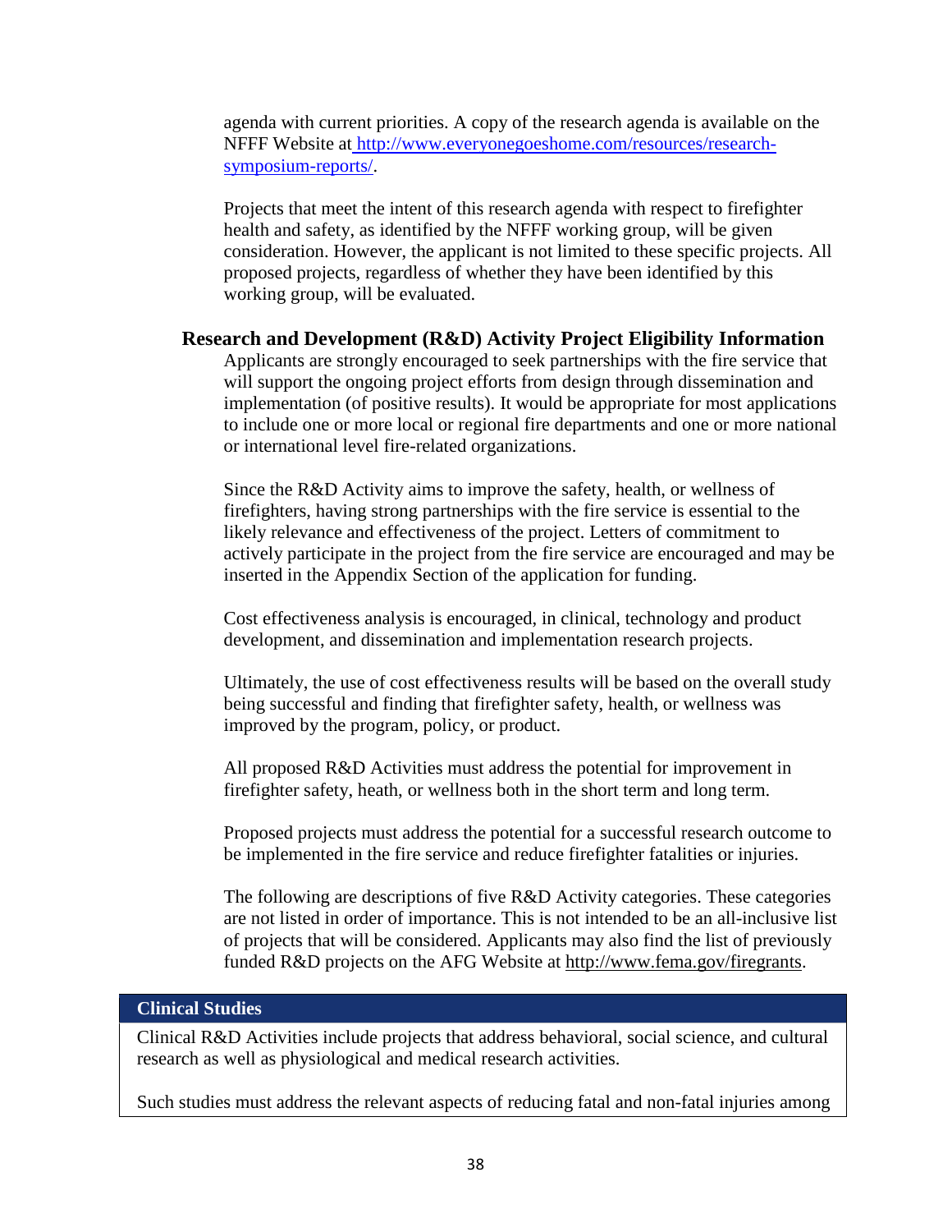agenda with current priorities. A copy of the research agenda is available on the NFFF Website at [http://www.everyonegoeshome.com/resources/research-symposium-reports/](http://www.everyonegoeshome.com/resources/research-symposium-reports/).

Projects that meet the intent of this research agenda with respect to firefighter health and safety, as identified by the NFFF working group, will be given consideration. However, the applicant is not limited to these specific projects. All proposed projects, regardless of whether they have been identified by this working group, will be evaluated.

## Research and Development (R&D) Activity Project Eligibility Information

Applicants are strongly encouraged to seek partnerships with the fire service that will support the ongoing project efforts from design through dissemination and implementation (of positive results). It would be appropriate for most applications to include one or more local or regional fire departments and one or more national or international level fire-related organizations.

Since the R&D Activity aims to improve the safety, health, or wellness of firefighters, having strong partnerships with the fire service is essential to the likely relevance and effectiveness of the project. Letters of commitment to actively participate in the project from the fire service are encouraged and may be inserted in the Appendix Section of the application for funding.

Cost effectiveness analysis is encouraged, in clinical, technology and product development, and dissemination and implementation research projects.

Ultimately, the use of cost effectiveness results will be based on the overall study being successful and finding that firefighter safety, health, or wellness was improved by the program, policy, or product.

All proposed R&D Activities must address the potential for improvement in firefighter safety, heath, or wellness both in the short term and long term.

Proposed projects must address the potential for a successful research outcome to be implemented in the fire service and reduce firefighter fatalities or injuries.

The following are descriptions of five R&D Activity categories. These categories are not listed in order of importance. This is not intended to be an all-inclusive list of projects that will be considered. Applicants may also find the list of previously funded R&D projects on the AFG Website at [http://www.fema.gov/firegrants](http://www.fema.gov/firegrants).

| **Clinical Studies** |
| --- |
| Clinical R&D Activities include projects that address behavioral, social science, and cultural research as well as physiological and medical research activities.<br><br>Such studies must address the relevant aspects of reducing fatal and non-fatal injuries among |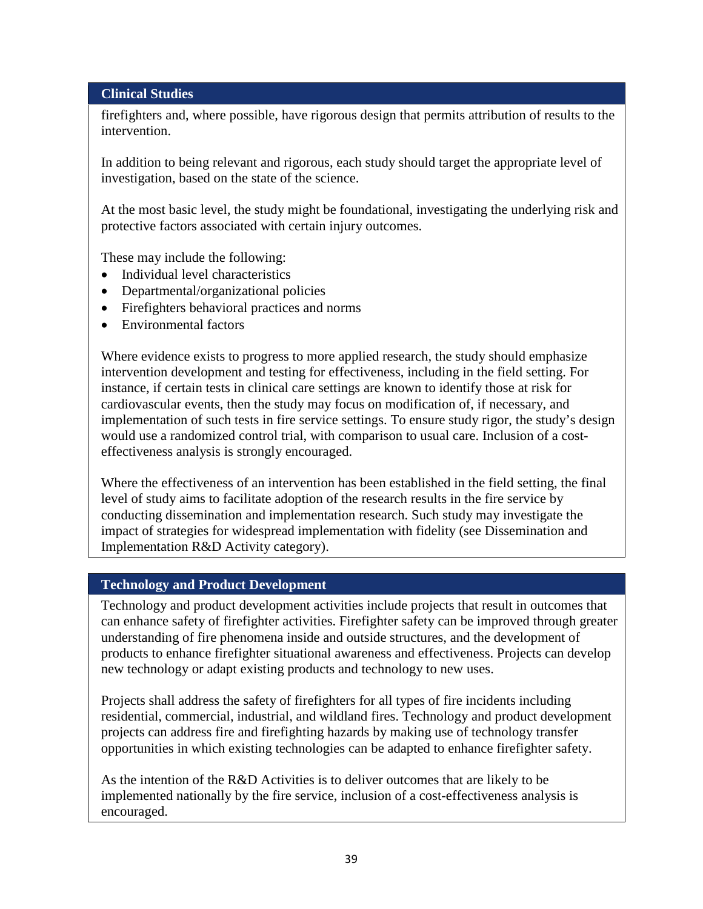### Clinical Studies

firefighters and, where possible, have rigorous design that permits attribution of results to the intervention.

In addition to being relevant and rigorous, each study should target the appropriate level of investigation, based on the state of the science.

At the most basic level, the study might be foundational, investigating the underlying risk and protective factors associated with certain injury outcomes.

These may include the following:

- Individual level characteristics
- Departmental/organizational policies
- Firefighters behavioral practices and norms
- Environmental factors

Where evidence exists to progress to more applied research, the study should emphasize intervention development and testing for effectiveness, including in the field setting. For instance, if certain tests in clinical care settings are known to identify those at risk for cardiovascular events, then the study may focus on modification of, if necessary, and implementation of such tests in fire service settings. To ensure study rigor, the study's design would use a randomized control trial, with comparison to usual care. Inclusion of a cost-effectiveness analysis is strongly encouraged.

Where the effectiveness of an intervention has been established in the field setting, the final level of study aims to facilitate adoption of the research results in the fire service by conducting dissemination and implementation research. Such study may investigate the impact of strategies for widespread implementation with fidelity (see Dissemination and Implementation R&D Activity category).

### Technology and Product Development

Technology and product development activities include projects that result in outcomes that can enhance safety of firefighter activities. Firefighter safety can be improved through greater understanding of fire phenomena inside and outside structures, and the development of products to enhance firefighter situational awareness and effectiveness. Projects can develop new technology or adapt existing products and technology to new uses.

Projects shall address the safety of firefighters for all types of fire incidents including residential, commercial, industrial, and wildland fires. Technology and product development projects can address fire and firefighting hazards by making use of technology transfer opportunities in which existing technologies can be adapted to enhance firefighter safety.

As the intention of the R&D Activities is to deliver outcomes that are likely to be implemented nationally by the fire service, inclusion of a cost-effectiveness analysis is encouraged.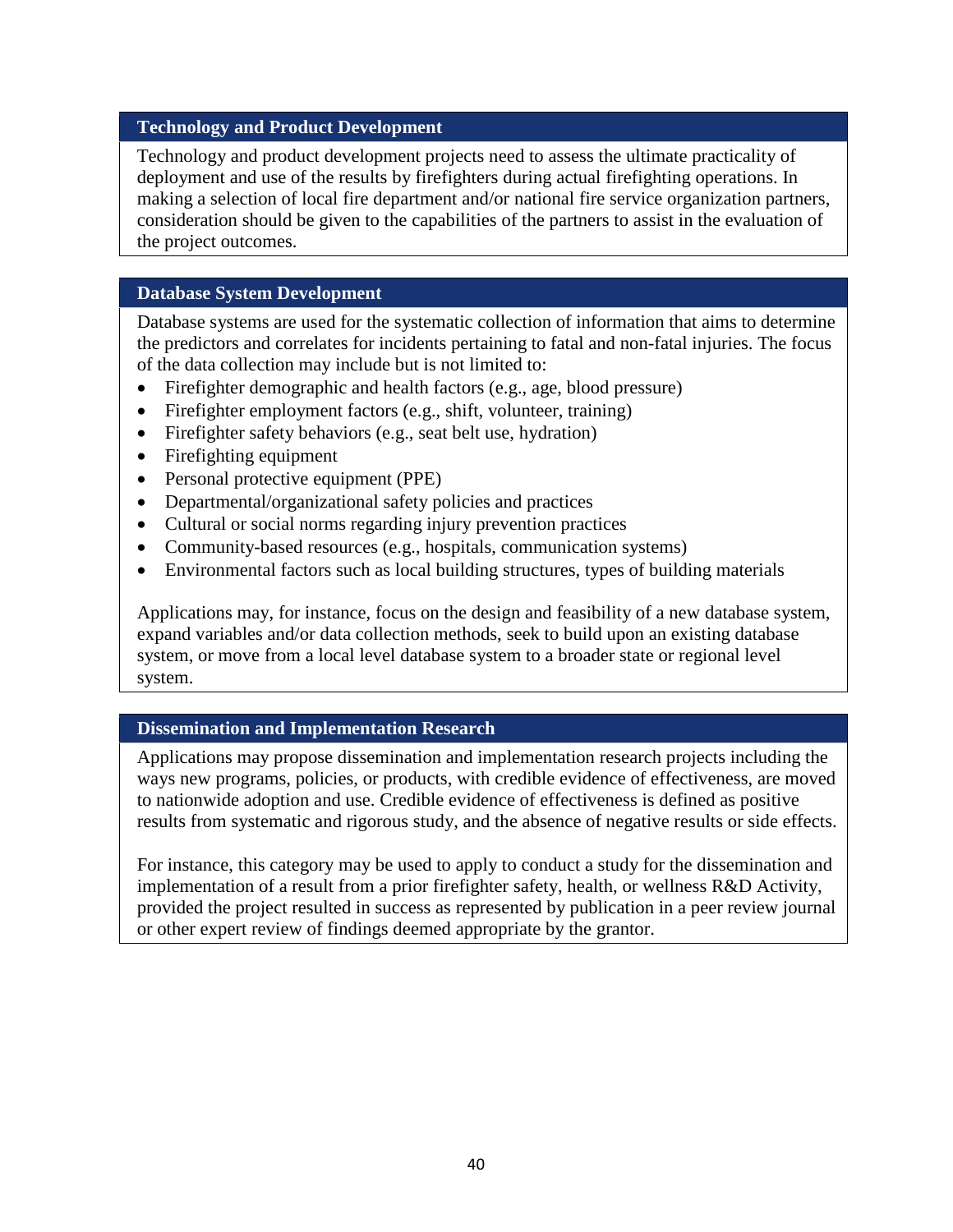### Technology and Product Development

Technology and product development projects need to assess the ultimate practicality of deployment and use of the results by firefighters during actual firefighting operations. In making a selection of local fire department and/or national fire service organization partners, consideration should be given to the capabilities of the partners to assist in the evaluation of the project outcomes.

### Database System Development

Database systems are used for the systematic collection of information that aims to determine the predictors and correlates for incidents pertaining to fatal and non-fatal injuries. The focus of the data collection may include but is not limited to:

- Firefighter demographic and health factors (e.g., age, blood pressure)
- Firefighter employment factors (e.g., shift, volunteer, training)
- Firefighter safety behaviors (e.g., seat belt use, hydration)
- Firefighting equipment
- Personal protective equipment (PPE)
- Departmental/organizational safety policies and practices
- Cultural or social norms regarding injury prevention practices
- Community-based resources (e.g., hospitals, communication systems)
- Environmental factors such as local building structures, types of building materials

Applications may, for instance, focus on the design and feasibility of a new database system, expand variables and/or data collection methods, seek to build upon an existing database system, or move from a local level database system to a broader state or regional level system.

### Dissemination and Implementation Research

Applications may propose dissemination and implementation research projects including the ways new programs, policies, or products, with credible evidence of effectiveness, are moved to nationwide adoption and use. Credible evidence of effectiveness is defined as positive results from systematic and rigorous study, and the absence of negative results or side effects.

For instance, this category may be used to apply to conduct a study for the dissemination and implementation of a result from a prior firefighter safety, health, or wellness R&D Activity, provided the project resulted in success as represented by publication in a peer review journal or other expert review of findings deemed appropriate by the grantor.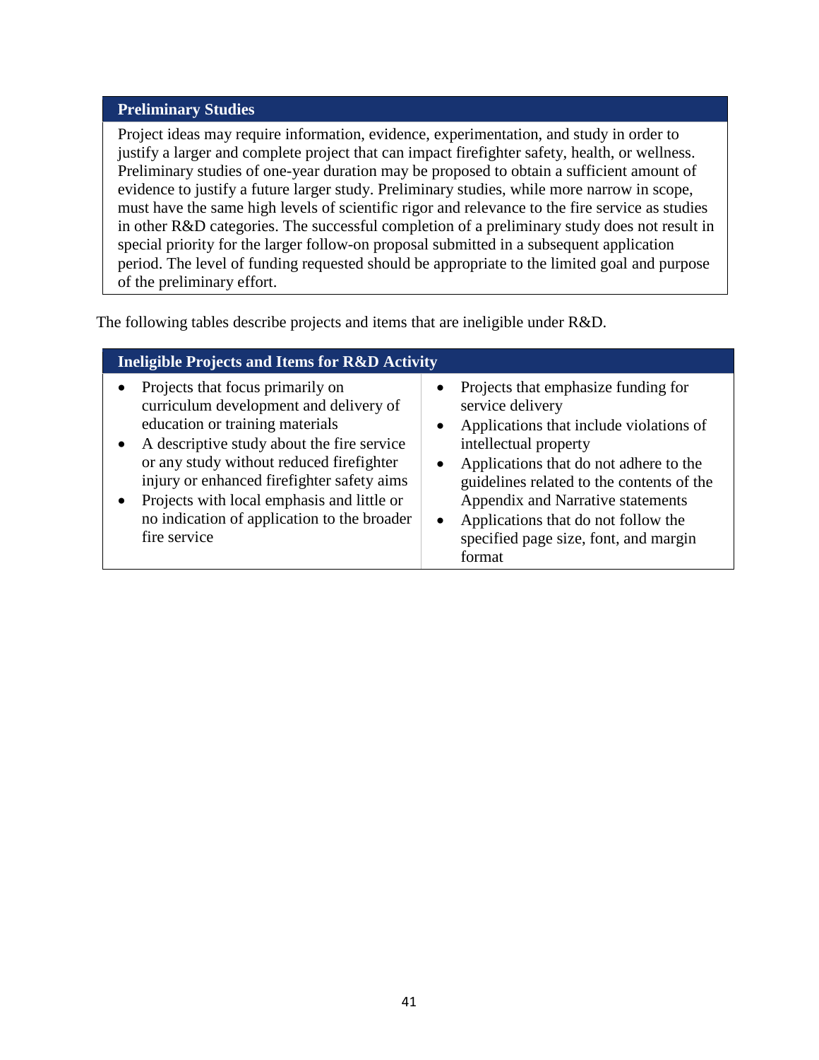### Preliminary Studies

Project ideas may require information, evidence, experimentation, and study in order to justify a larger and complete project that can impact firefighter safety, health, or wellness. Preliminary studies of one-year duration may be proposed to obtain a sufficient amount of evidence to justify a future larger study. Preliminary studies, while more narrow in scope, must have the same high levels of scientific rigor and relevance to the fire service as studies in other R&D categories. The successful completion of a preliminary study does not result in special priority for the larger follow-on proposal submitted in a subsequent application period. The level of funding requested should be appropriate to the limited goal and purpose of the preliminary effort.

The following tables describe projects and items that are ineligible under R&D.

### Ineligible Projects and Items for R&D Activity

- Projects that focus primarily on curriculum development and delivery of education or training materials
- A descriptive study about the fire service or any study without reduced firefighter injury or enhanced firefighter safety aims
- Projects with local emphasis and little or no indication of application to the broader fire service
- Projects that emphasize funding for service delivery
- Applications that include violations of intellectual property
- Applications that do not adhere to the guidelines related to the contents of the Appendix and Narrative statements
- Applications that do not follow the specified page size, font, and margin format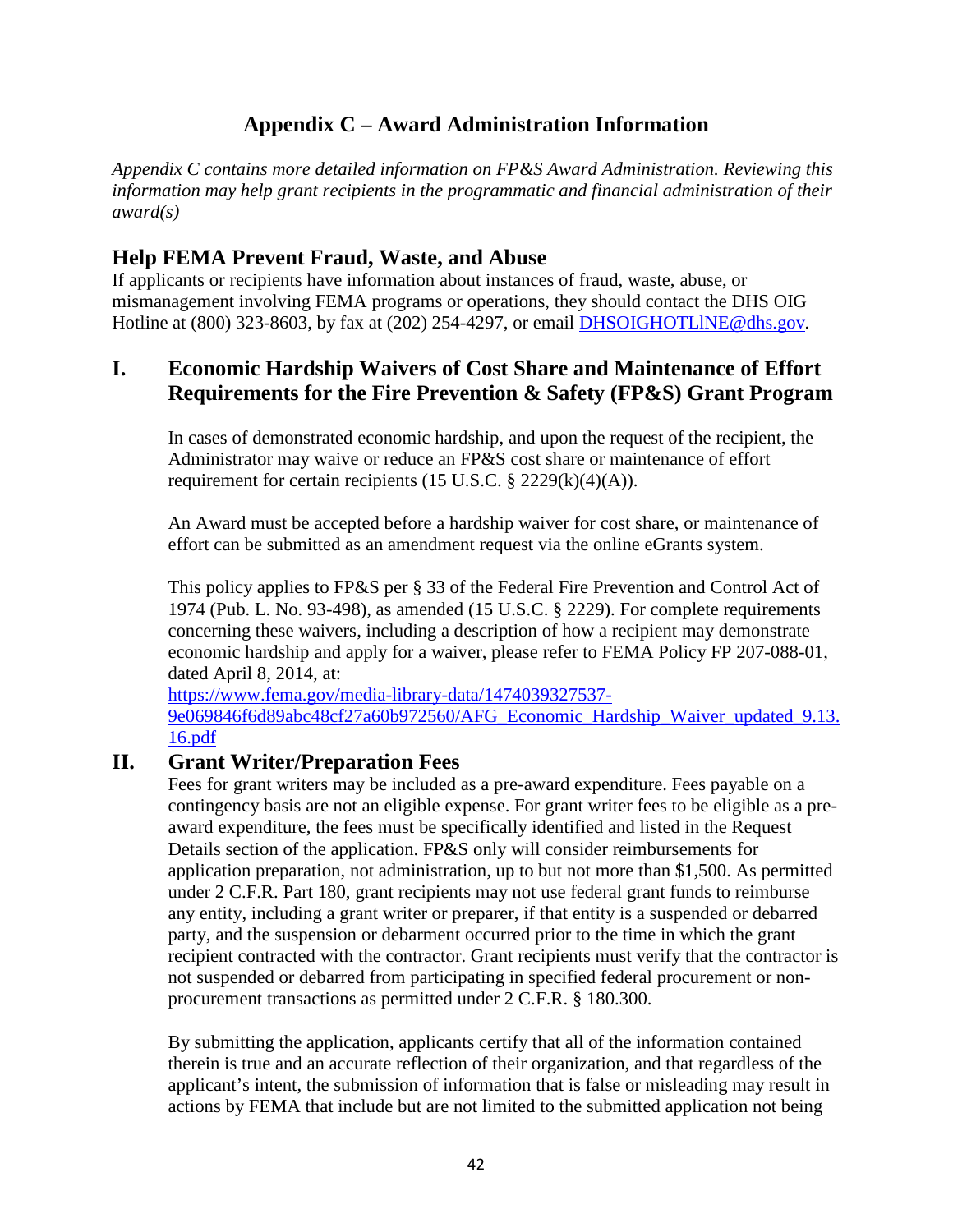# Appendix C – Award Administration Information

*Appendix C contains more detailed information on FP&S Award Administration. Reviewing this information may help grant recipients in the programmatic and financial administration of their award(s)*

## Help FEMA Prevent Fraud, Waste, and Abuse

If applicants or recipients have information about instances of fraud, waste, abuse, or mismanagement involving FEMA programs or operations, they should contact the DHS OIG Hotline at (800) 323-8603, by fax at (202) 254-4297, or email [DHSOIGHOTLlNE@dhs.gov](mailto:DHSOIGHOTLlNE@dhs.gov).

## I. Economic Hardship Waivers of Cost Share and Maintenance of Effort Requirements for the Fire Prevention & Safety (FP&S) Grant Program

In cases of demonstrated economic hardship, and upon the request of the recipient, the Administrator may waive or reduce an FP&S cost share or maintenance of effort requirement for certain recipients (15 U.S.C. § 2229(k)(4)(A)).

An Award must be accepted before a hardship waiver for cost share, or maintenance of effort can be submitted as an amendment request via the online eGrants system.

This policy applies to FP&S per § 33 of the Federal Fire Prevention and Control Act of 1974 (Pub. L. No. 93-498), as amended (15 U.S.C. § 2229). For complete requirements concerning these waivers, including a description of how a recipient may demonstrate economic hardship and apply for a waiver, please refer to FEMA Policy FP 207-088-01, dated April 8, 2014, at: [https://www.fema.gov/media-library-data/1474039327537-9e069846f6d89abc48cf27a60b972560/AFG_Economic_Hardship_Waiver_updated_9.13.16.pdf](https://www.fema.gov/media-library-data/1474039327537-9e069846f6d89abc48cf27a60b972560/AFG_Economic_Hardship_Waiver_updated_9.13.16.pdf)

## II. Grant Writer/Preparation Fees

Fees for grant writers may be included as a pre-award expenditure. Fees payable on a contingency basis are not an eligible expense. For grant writer fees to be eligible as a pre-award expenditure, the fees must be specifically identified and listed in the Request Details section of the application. FP&S only will consider reimbursements for application preparation, not administration, up to but not more than $1,500. As permitted under 2 C.F.R. Part 180, grant recipients may not use federal grant funds to reimburse any entity, including a grant writer or preparer, if that entity is a suspended or debarred party, and the suspension or debarment occurred prior to the time in which the grant recipient contracted with the contractor. Grant recipients must verify that the contractor is not suspended or debarred from participating in specified federal procurement or non-procurement transactions as permitted under 2 C.F.R. § 180.300.

By submitting the application, applicants certify that all of the information contained therein is true and an accurate reflection of their organization, and that regardless of the applicant's intent, the submission of information that is false or misleading may result in actions by FEMA that include but are not limited to the submitted application not being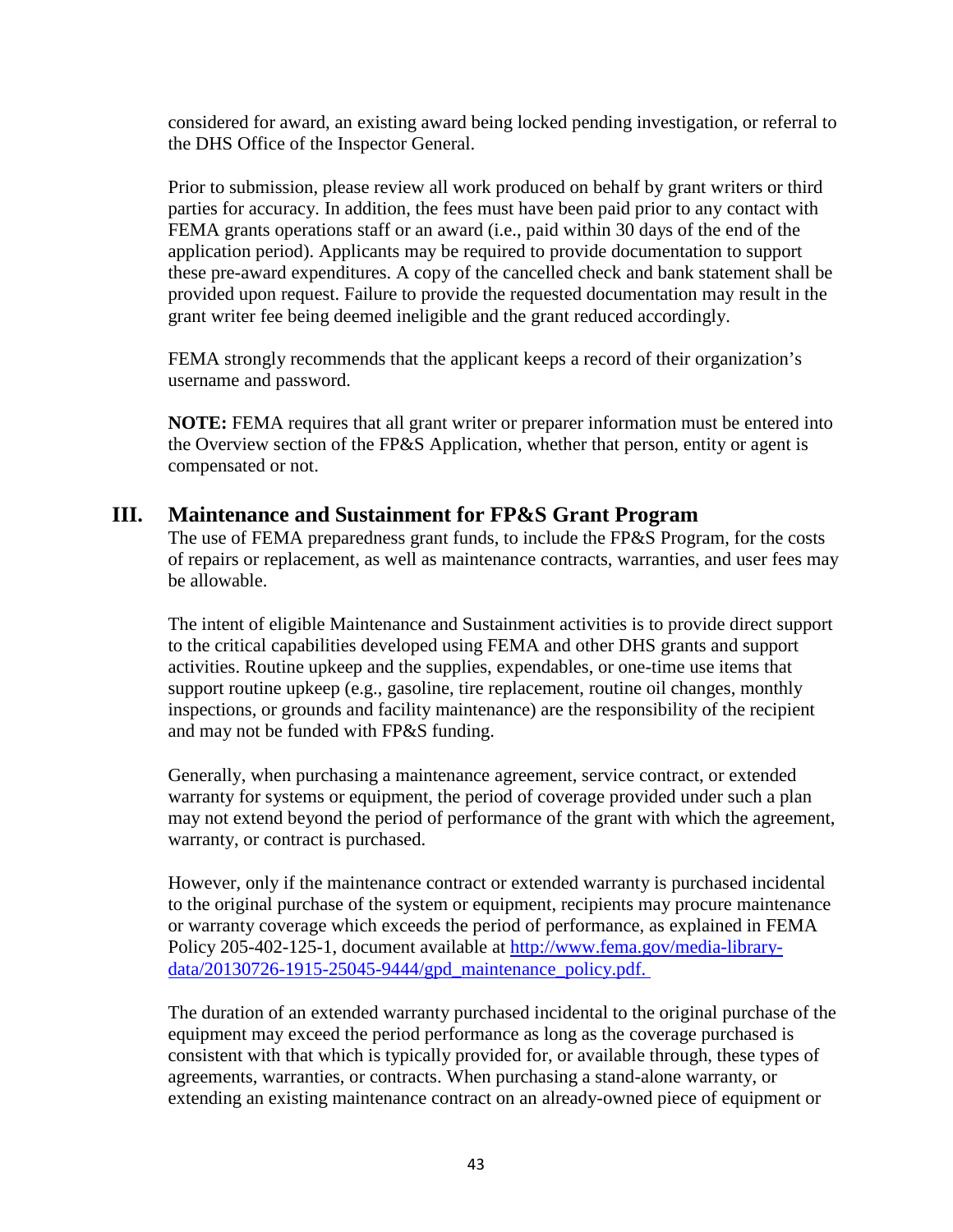considered for award, an existing award being locked pending investigation, or referral to the DHS Office of the Inspector General.

Prior to submission, please review all work produced on behalf by grant writers or third parties for accuracy. In addition, the fees must have been paid prior to any contact with FEMA grants operations staff or an award (i.e., paid within 30 days of the end of the application period). Applicants may be required to provide documentation to support these pre-award expenditures. A copy of the cancelled check and bank statement shall be provided upon request. Failure to provide the requested documentation may result in the grant writer fee being deemed ineligible and the grant reduced accordingly.

FEMA strongly recommends that the applicant keeps a record of their organization's username and password.

**NOTE:** FEMA requires that all grant writer or preparer information must be entered into the Overview section of the FP&S Application, whether that person, entity or agent is compensated or not.

## III. Maintenance and Sustainment for FP&S Grant Program

The use of FEMA preparedness grant funds, to include the FP&S Program, for the costs of repairs or replacement, as well as maintenance contracts, warranties, and user fees may be allowable.

The intent of eligible Maintenance and Sustainment activities is to provide direct support to the critical capabilities developed using FEMA and other DHS grants and support activities. Routine upkeep and the supplies, expendables, or one-time use items that support routine upkeep (e.g., gasoline, tire replacement, routine oil changes, monthly inspections, or grounds and facility maintenance) are the responsibility of the recipient and may not be funded with FP&S funding.

Generally, when purchasing a maintenance agreement, service contract, or extended warranty for systems or equipment, the period of coverage provided under such a plan may not extend beyond the period of performance of the grant with which the agreement, warranty, or contract is purchased.

However, only if the maintenance contract or extended warranty is purchased incidental to the original purchase of the system or equipment, recipients may procure maintenance or warranty coverage which exceeds the period of performance, as explained in FEMA Policy 205-402-125-1, document available at [http://www.fema.gov/media-library-data/20130726-1915-25045-9444/gpd_maintenance_policy.pdf.](http://www.fema.gov/media-library-data/20130726-1915-25045-9444/gpd_maintenance_policy.pdf)

The duration of an extended warranty purchased incidental to the original purchase of the equipment may exceed the period performance as long as the coverage purchased is consistent with that which is typically provided for, or available through, these types of agreements, warranties, or contracts. When purchasing a stand-alone warranty, or extending an existing maintenance contract on an already-owned piece of equipment or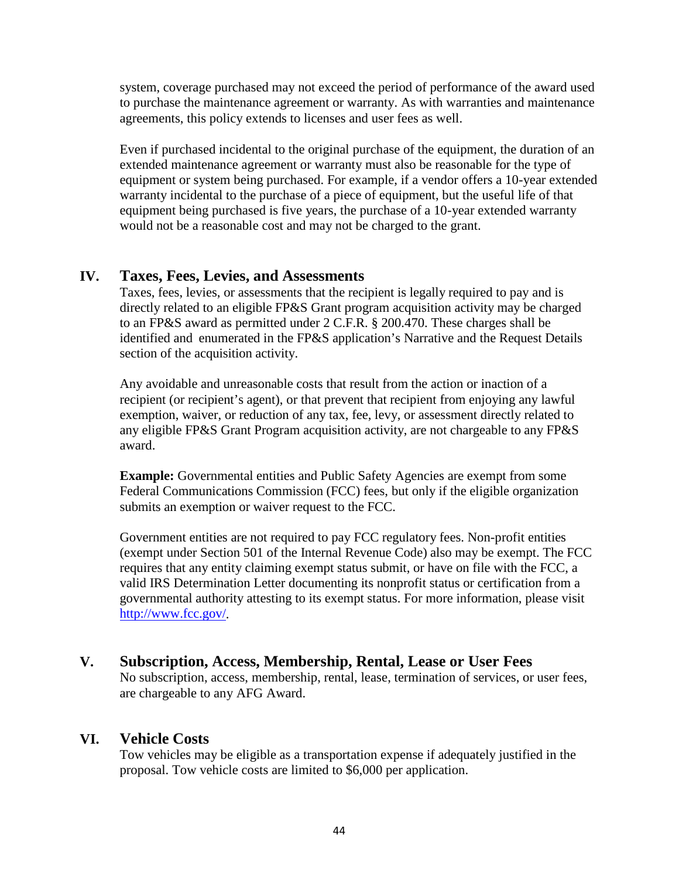system, coverage purchased may not exceed the period of performance of the award used to purchase the maintenance agreement or warranty. As with warranties and maintenance agreements, this policy extends to licenses and user fees as well.

Even if purchased incidental to the original purchase of the equipment, the duration of an extended maintenance agreement or warranty must also be reasonable for the type of equipment or system being purchased. For example, if a vendor offers a 10-year extended warranty incidental to the purchase of a piece of equipment, but the useful life of that equipment being purchased is five years, the purchase of a 10-year extended warranty would not be a reasonable cost and may not be charged to the grant.

## IV. Taxes, Fees, Levies, and Assessments

Taxes, fees, levies, or assessments that the recipient is legally required to pay and is directly related to an eligible FP&S Grant program acquisition activity may be charged to an FP&S award as permitted under 2 C.F.R. § 200.470. These charges shall be identified and enumerated in the FP&S application's Narrative and the Request Details section of the acquisition activity.

Any avoidable and unreasonable costs that result from the action or inaction of a recipient (or recipient's agent), or that prevent that recipient from enjoying any lawful exemption, waiver, or reduction of any tax, fee, levy, or assessment directly related to any eligible FP&S Grant Program acquisition activity, are not chargeable to any FP&S award.

**Example:** Governmental entities and Public Safety Agencies are exempt from some Federal Communications Commission (FCC) fees, but only if the eligible organization submits an exemption or waiver request to the FCC.

Government entities are not required to pay FCC regulatory fees. Non-profit entities (exempt under Section 501 of the Internal Revenue Code) also may be exempt. The FCC requires that any entity claiming exempt status submit, or have on file with the FCC, a valid IRS Determination Letter documenting its nonprofit status or certification from a governmental authority attesting to its exempt status. For more information, please visit [http://www.fcc.gov/](http://www.fcc.gov/).

## V. Subscription, Access, Membership, Rental, Lease or User Fees

No subscription, access, membership, rental, lease, termination of services, or user fees, are chargeable to any AFG Award.

## VI. Vehicle Costs

Tow vehicles may be eligible as a transportation expense if adequately justified in the proposal. Tow vehicle costs are limited to $6,000 per application.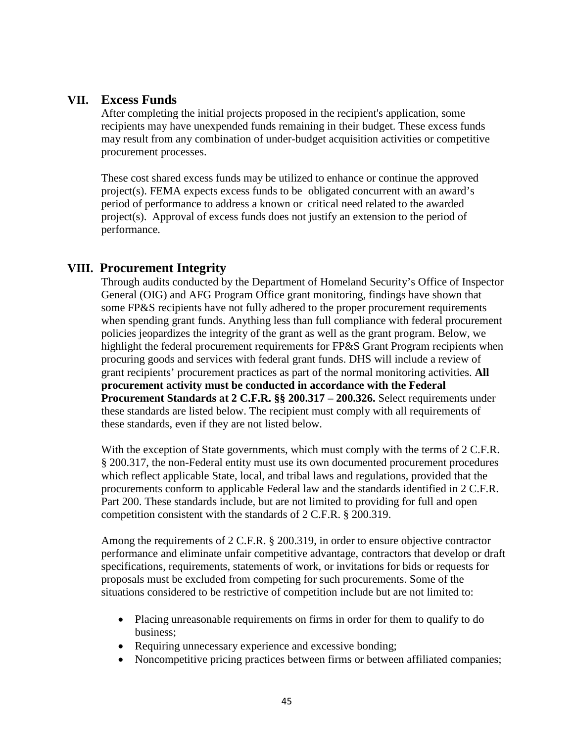## VII. Excess Funds

After completing the initial projects proposed in the recipient's application, some recipients may have unexpended funds remaining in their budget. These excess funds may result from any combination of under-budget acquisition activities or competitive procurement processes.

These cost shared excess funds may be utilized to enhance or continue the approved project(s). FEMA expects excess funds to be obligated concurrent with an award's period of performance to address a known or critical need related to the awarded project(s). Approval of excess funds does not justify an extension to the period of performance.

## VIII. Procurement Integrity

Through audits conducted by the Department of Homeland Security's Office of Inspector General (OIG) and AFG Program Office grant monitoring, findings have shown that some FP&S recipients have not fully adhered to the proper procurement requirements when spending grant funds. Anything less than full compliance with federal procurement policies jeopardizes the integrity of the grant as well as the grant program. Below, we highlight the federal procurement requirements for FP&S Grant Program recipients when procuring goods and services with federal grant funds. DHS will include a review of grant recipients' procurement practices as part of the normal monitoring activities. **All procurement activity must be conducted in accordance with the Federal Procurement Standards at 2 C.F.R. §§ 200.317 – 200.326.** Select requirements under these standards are listed below. The recipient must comply with all requirements of these standards, even if they are not listed below.

With the exception of State governments, which must comply with the terms of 2 C.F.R. § 200.317, the non-Federal entity must use its own documented procurement procedures which reflect applicable State, local, and tribal laws and regulations, provided that the procurements conform to applicable Federal law and the standards identified in 2 C.F.R. Part 200. These standards include, but are not limited to providing for full and open competition consistent with the standards of 2 C.F.R. § 200.319.

Among the requirements of 2 C.F.R. § 200.319, in order to ensure objective contractor performance and eliminate unfair competitive advantage, contractors that develop or draft specifications, requirements, statements of work, or invitations for bids or requests for proposals must be excluded from competing for such procurements. Some of the situations considered to be restrictive of competition include but are not limited to:

- Placing unreasonable requirements on firms in order for them to qualify to do business;
- Requiring unnecessary experience and excessive bonding;
- Noncompetitive pricing practices between firms or between affiliated companies;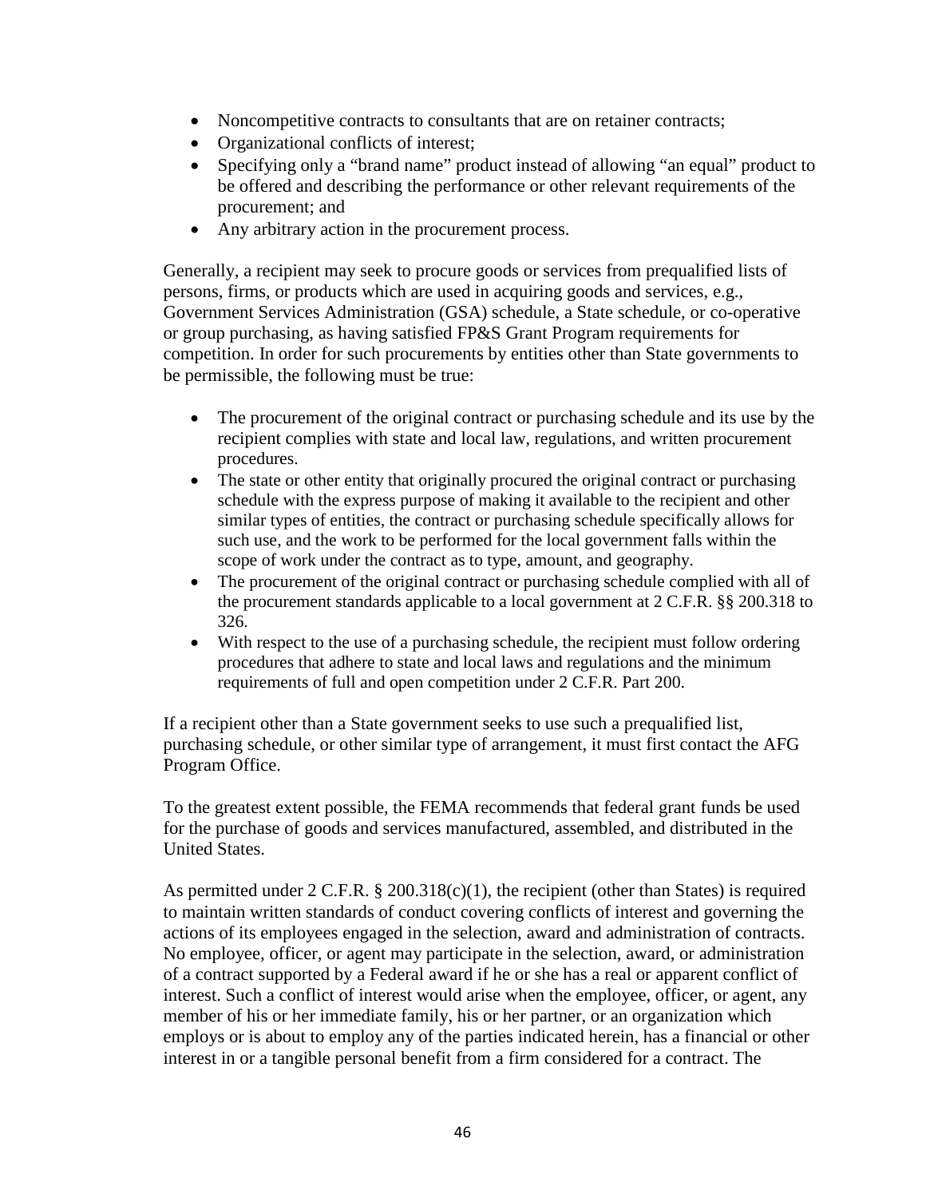- Noncompetitive contracts to consultants that are on retainer contracts;
- Organizational conflicts of interest;
- Specifying only a "brand name" product instead of allowing "an equal" product to be offered and describing the performance or other relevant requirements of the procurement; and
- Any arbitrary action in the procurement process.

Generally, a recipient may seek to procure goods or services from prequalified lists of persons, firms, or products which are used in acquiring goods and services, e.g., Government Services Administration (GSA) schedule, a State schedule, or co-operative or group purchasing, as having satisfied FP&S Grant Program requirements for competition. In order for such procurements by entities other than State governments to be permissible, the following must be true:

- The procurement of the original contract or purchasing schedule and its use by the recipient complies with state and local law, regulations, and written procurement procedures.
- The state or other entity that originally procured the original contract or purchasing schedule with the express purpose of making it available to the recipient and other similar types of entities, the contract or purchasing schedule specifically allows for such use, and the work to be performed for the local government falls within the scope of work under the contract as to type, amount, and geography.
- The procurement of the original contract or purchasing schedule complied with all of the procurement standards applicable to a local government at 2 C.F.R. §§ 200.318 to 326.
- With respect to the use of a purchasing schedule, the recipient must follow ordering procedures that adhere to state and local laws and regulations and the minimum requirements of full and open competition under 2 C.F.R. Part 200.

If a recipient other than a State government seeks to use such a prequalified list, purchasing schedule, or other similar type of arrangement, it must first contact the AFG Program Office.

To the greatest extent possible, the FEMA recommends that federal grant funds be used for the purchase of goods and services manufactured, assembled, and distributed in the United States.

As permitted under 2 C.F.R. § 200.318(c)(1), the recipient (other than States) is required to maintain written standards of conduct covering conflicts of interest and governing the actions of its employees engaged in the selection, award and administration of contracts. No employee, officer, or agent may participate in the selection, award, or administration of a contract supported by a Federal award if he or she has a real or apparent conflict of interest. Such a conflict of interest would arise when the employee, officer, or agent, any member of his or her immediate family, his or her partner, or an organization which employs or is about to employ any of the parties indicated herein, has a financial or other interest in or a tangible personal benefit from a firm considered for a contract. The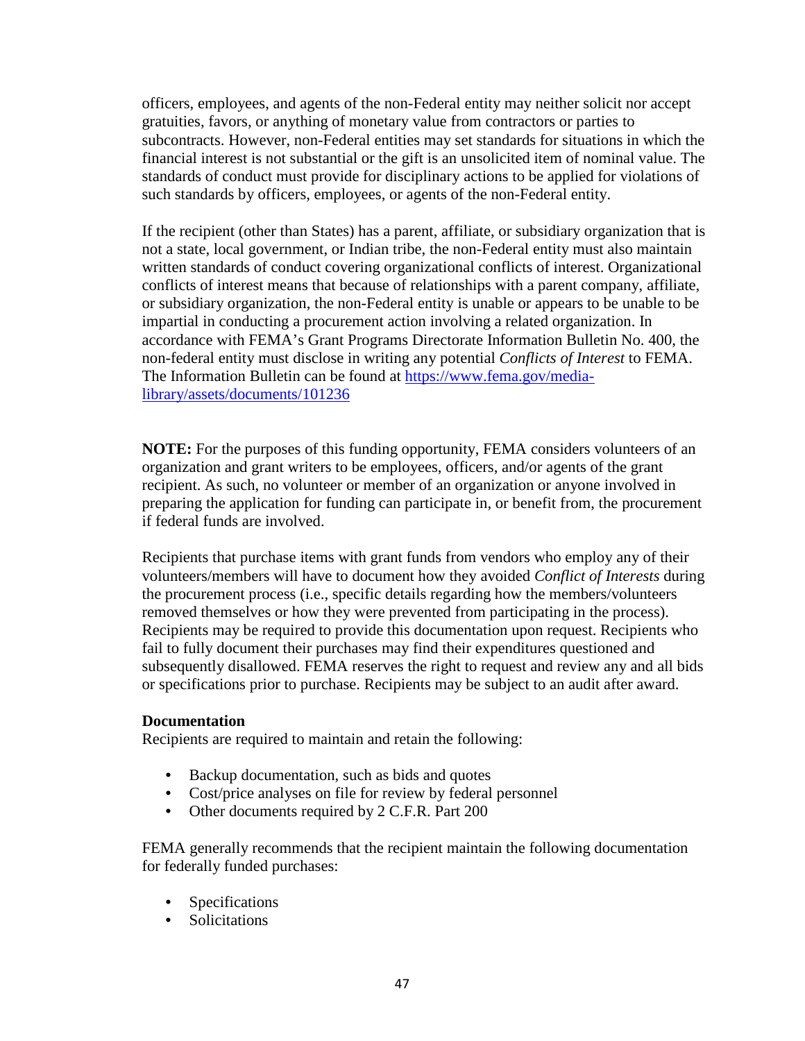officers, employees, and agents of the non-Federal entity may neither solicit nor accept gratuities, favors, or anything of monetary value from contractors or parties to subcontracts. However, non-Federal entities may set standards for situations in which the financial interest is not substantial or the gift is an unsolicited item of nominal value. The standards of conduct must provide for disciplinary actions to be applied for violations of such standards by officers, employees, or agents of the non-Federal entity.

If the recipient (other than States) has a parent, affiliate, or subsidiary organization that is not a state, local government, or Indian tribe, the non-Federal entity must also maintain written standards of conduct covering organizational conflicts of interest. Organizational conflicts of interest means that because of relationships with a parent company, affiliate, or subsidiary organization, the non-Federal entity is unable or appears to be unable to be impartial in conducting a procurement action involving a related organization. In accordance with FEMA's Grant Programs Directorate Information Bulletin No. 400, the non-federal entity must disclose in writing any potential *Conflicts of Interest* to FEMA. The Information Bulletin can be found at [https://www.fema.gov/media-library/assets/documents/101236](https://www.fema.gov/media-library/assets/documents/101236)

**NOTE:** For the purposes of this funding opportunity, FEMA considers volunteers of an organization and grant writers to be employees, officers, and/or agents of the grant recipient. As such, no volunteer or member of an organization or anyone involved in preparing the application for funding can participate in, or benefit from, the procurement if federal funds are involved.

Recipients that purchase items with grant funds from vendors who employ any of their volunteers/members will have to document how they avoided *Conflict of Interests* during the procurement process (i.e., specific details regarding how the members/volunteers removed themselves or how they were prevented from participating in the process). Recipients may be required to provide this documentation upon request. Recipients who fail to fully document their purchases may find their expenditures questioned and subsequently disallowed. FEMA reserves the right to request and review any and all bids or specifications prior to purchase. Recipients may be subject to an audit after award.

**Documentation**

Recipients are required to maintain and retain the following:

- Backup documentation, such as bids and quotes
- Cost/price analyses on file for review by federal personnel
- Other documents required by 2 C.F.R. Part 200

FEMA generally recommends that the recipient maintain the following documentation for federally funded purchases:

- Specifications
- Solicitations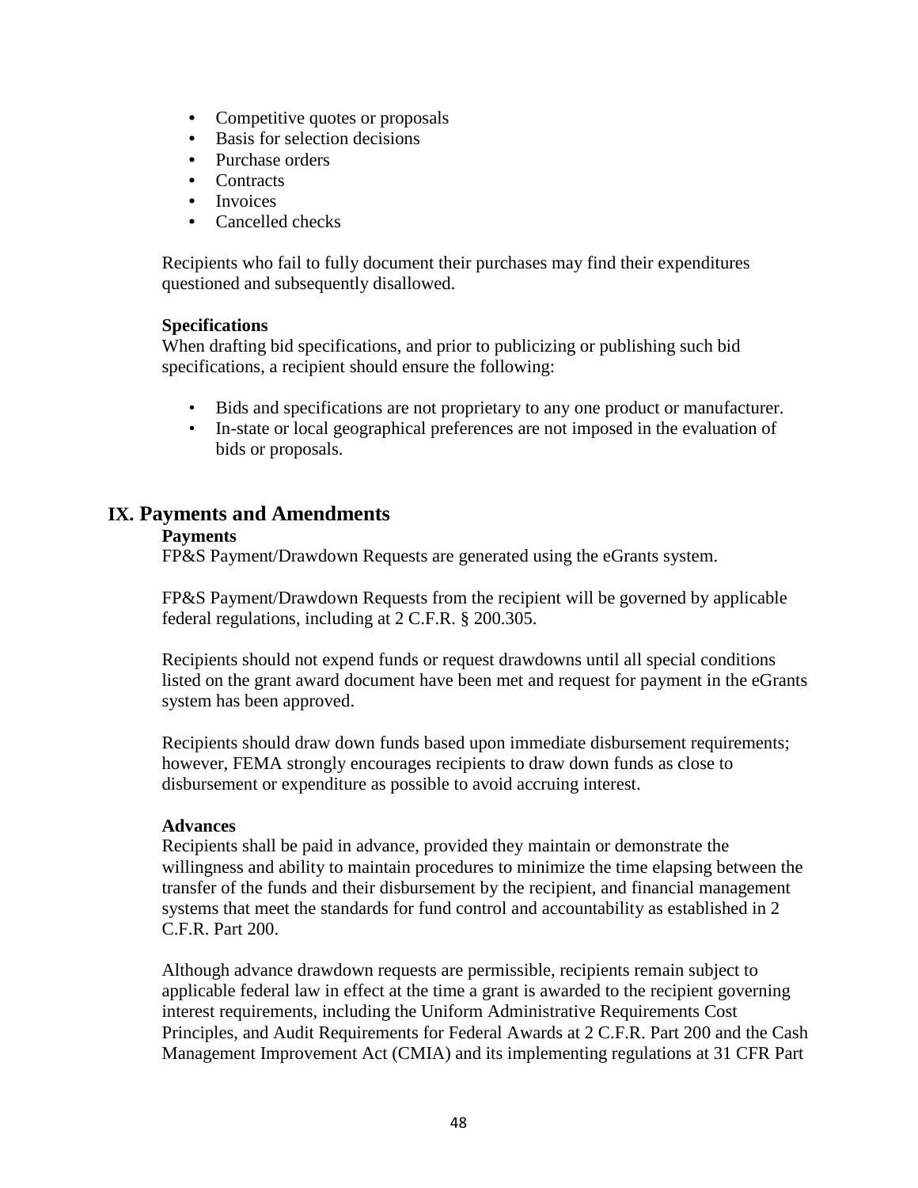- Competitive quotes or proposals
- Basis for selection decisions
- Purchase orders
- Contracts
- Invoices
- Cancelled checks

Recipients who fail to fully document their purchases may find their expenditures questioned and subsequently disallowed.

**Specifications**
When drafting bid specifications, and prior to publicizing or publishing such bid specifications, a recipient should ensure the following:

- Bids and specifications are not proprietary to any one product or manufacturer.
- In-state or local geographical preferences are not imposed in the evaluation of bids or proposals.

## IX. Payments and Amendments

**Payments**
FP&S Payment/Drawdown Requests are generated using the eGrants system.

FP&S Payment/Drawdown Requests from the recipient will be governed by applicable federal regulations, including at 2 C.F.R. § 200.305.

Recipients should not expend funds or request drawdowns until all special conditions listed on the grant award document have been met and request for payment in the eGrants system has been approved.

Recipients should draw down funds based upon immediate disbursement requirements; however, FEMA strongly encourages recipients to draw down funds as close to disbursement or expenditure as possible to avoid accruing interest.

**Advances**
Recipients shall be paid in advance, provided they maintain or demonstrate the willingness and ability to maintain procedures to minimize the time elapsing between the transfer of the funds and their disbursement by the recipient, and financial management systems that meet the standards for fund control and accountability as established in 2 C.F.R. Part 200.

Although advance drawdown requests are permissible, recipients remain subject to applicable federal law in effect at the time a grant is awarded to the recipient governing interest requirements, including the Uniform Administrative Requirements Cost Principles, and Audit Requirements for Federal Awards at 2 C.F.R. Part 200 and the Cash Management Improvement Act (CMIA) and its implementing regulations at 31 CFR Part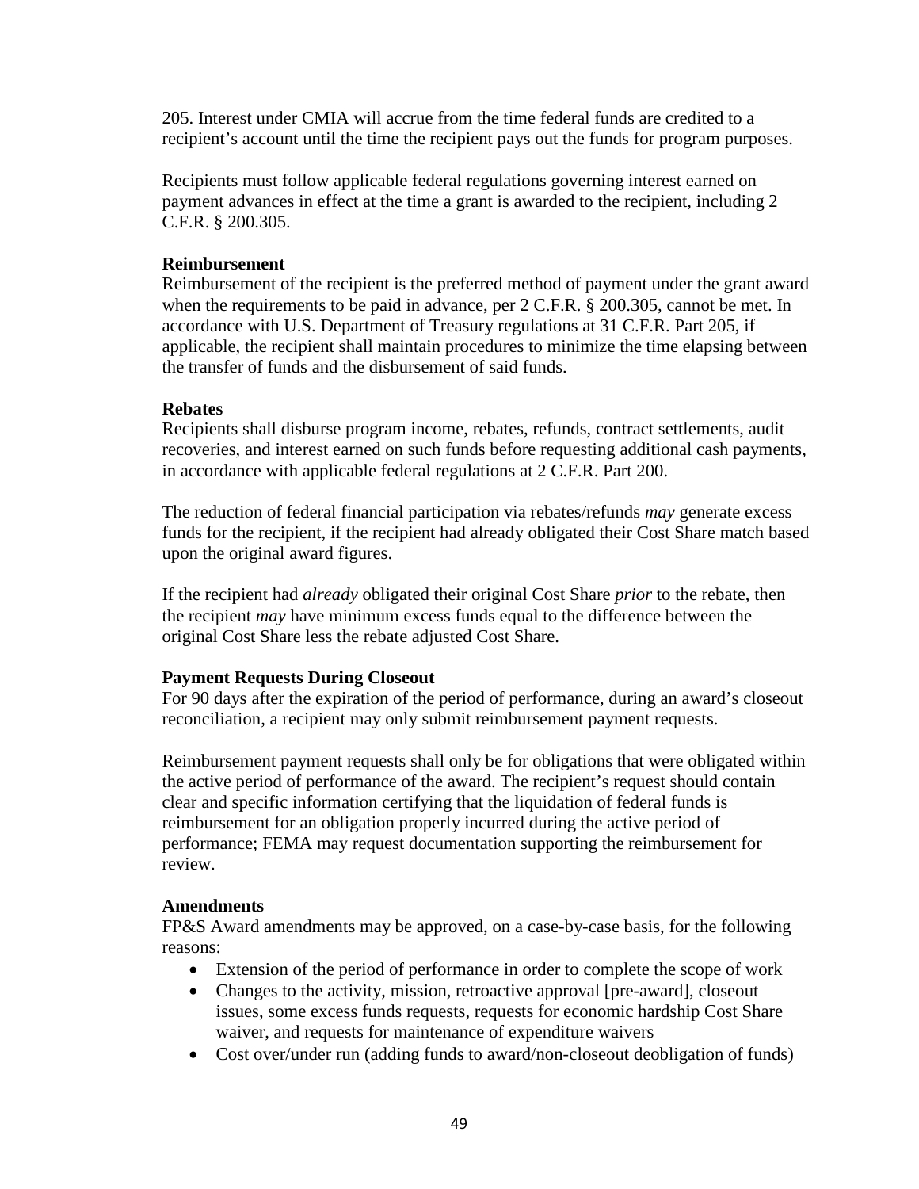205. Interest under CMIA will accrue from the time federal funds are credited to a recipient's account until the time the recipient pays out the funds for program purposes.

Recipients must follow applicable federal regulations governing interest earned on payment advances in effect at the time a grant is awarded to the recipient, including 2 C.F.R. § 200.305.

**Reimbursement**

Reimbursement of the recipient is the preferred method of payment under the grant award when the requirements to be paid in advance, per 2 C.F.R. § 200.305, cannot be met. In accordance with U.S. Department of Treasury regulations at 31 C.F.R. Part 205, if applicable, the recipient shall maintain procedures to minimize the time elapsing between the transfer of funds and the disbursement of said funds.

**Rebates**

Recipients shall disburse program income, rebates, refunds, contract settlements, audit recoveries, and interest earned on such funds before requesting additional cash payments, in accordance with applicable federal regulations at 2 C.F.R. Part 200.

The reduction of federal financial participation via rebates/refunds *may* generate excess funds for the recipient, if the recipient had already obligated their Cost Share match based upon the original award figures.

If the recipient had *already* obligated their original Cost Share *prior* to the rebate, then the recipient *may* have minimum excess funds equal to the difference between the original Cost Share less the rebate adjusted Cost Share.

**Payment Requests During Closeout**

For 90 days after the expiration of the period of performance, during an award's closeout reconciliation, a recipient may only submit reimbursement payment requests.

Reimbursement payment requests shall only be for obligations that were obligated within the active period of performance of the award. The recipient's request should contain clear and specific information certifying that the liquidation of federal funds is reimbursement for an obligation properly incurred during the active period of performance; FEMA may request documentation supporting the reimbursement for review.

**Amendments**

FP&S Award amendments may be approved, on a case-by-case basis, for the following reasons:

- Extension of the period of performance in order to complete the scope of work
- Changes to the activity, mission, retroactive approval [pre-award], closeout issues, some excess funds requests, requests for economic hardship Cost Share waiver, and requests for maintenance of expenditure waivers
- Cost over/under run (adding funds to award/non-closeout deobligation of funds)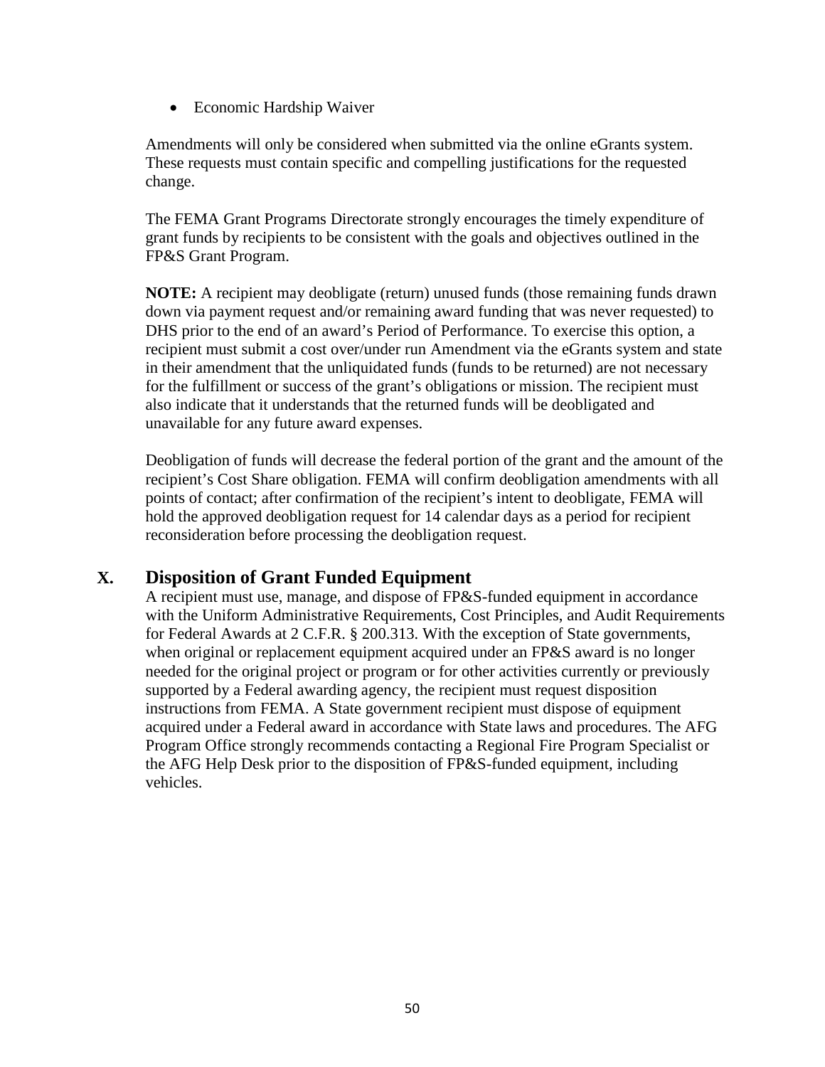- Economic Hardship Waiver

Amendments will only be considered when submitted via the online eGrants system. These requests must contain specific and compelling justifications for the requested change.

The FEMA Grant Programs Directorate strongly encourages the timely expenditure of grant funds by recipients to be consistent with the goals and objectives outlined in the FP&S Grant Program.

**NOTE:** A recipient may deobligate (return) unused funds (those remaining funds drawn down via payment request and/or remaining award funding that was never requested) to DHS prior to the end of an award's Period of Performance. To exercise this option, a recipient must submit a cost over/under run Amendment via the eGrants system and state in their amendment that the unliquidated funds (funds to be returned) are not necessary for the fulfillment or success of the grant's obligations or mission. The recipient must also indicate that it understands that the returned funds will be deobligated and unavailable for any future award expenses.

Deobligation of funds will decrease the federal portion of the grant and the amount of the recipient's Cost Share obligation. FEMA will confirm deobligation amendments with all points of contact; after confirmation of the recipient's intent to deobligate, FEMA will hold the approved deobligation request for 14 calendar days as a period for recipient reconsideration before processing the deobligation request.

## X. Disposition of Grant Funded Equipment

A recipient must use, manage, and dispose of FP&S-funded equipment in accordance with the Uniform Administrative Requirements, Cost Principles, and Audit Requirements for Federal Awards at 2 C.F.R. § 200.313. With the exception of State governments, when original or replacement equipment acquired under an FP&S award is no longer needed for the original project or program or for other activities currently or previously supported by a Federal awarding agency, the recipient must request disposition instructions from FEMA. A State government recipient must dispose of equipment acquired under a Federal award in accordance with State laws and procedures. The AFG Program Office strongly recommends contacting a Regional Fire Program Specialist or the AFG Help Desk prior to the disposition of FP&S-funded equipment, including vehicles.